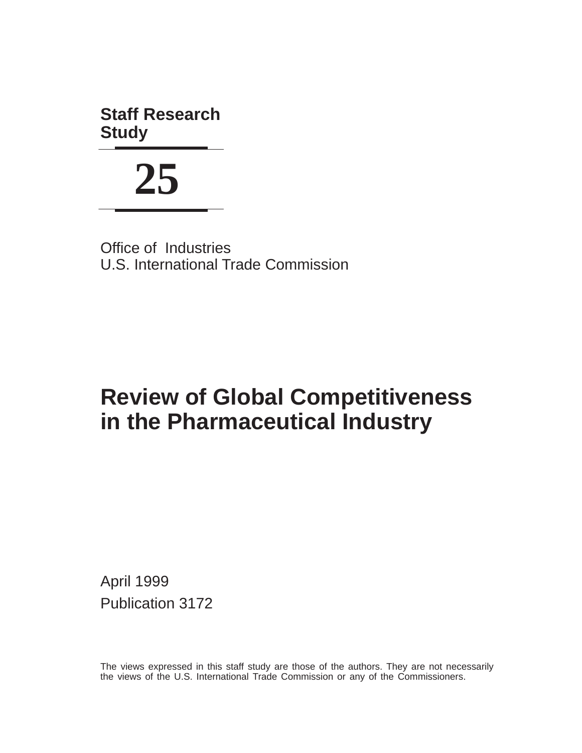**Staff Research Study**

# 25

Office of Industries
U.S. International Trade Commission

# Review of Global Competitiveness in the Pharmaceutical Industry

April 1999
Publication 3172

The views expressed in this staff study are those of the authors. They are not necessarily the views of the U.S. International Trade Commission or any of the Commissioners.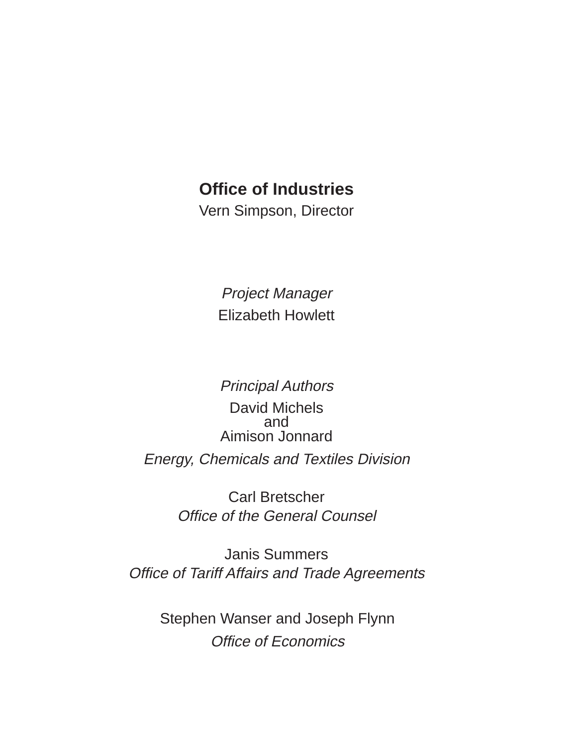**Office of Industries**

Vern Simpson, Director

*Project Manager*

Elizabeth Howlett

*Principal Authors*

David Michels
and
Aimison Jonnard

*Energy, Chemicals and Textiles Division*

Carl Bretscher

*Office of the General Counsel*

Janis Summers

*Office of Tariff Affairs and Trade Agreements*

Stephen Wanser and Joseph Flynn

*Office of Economics*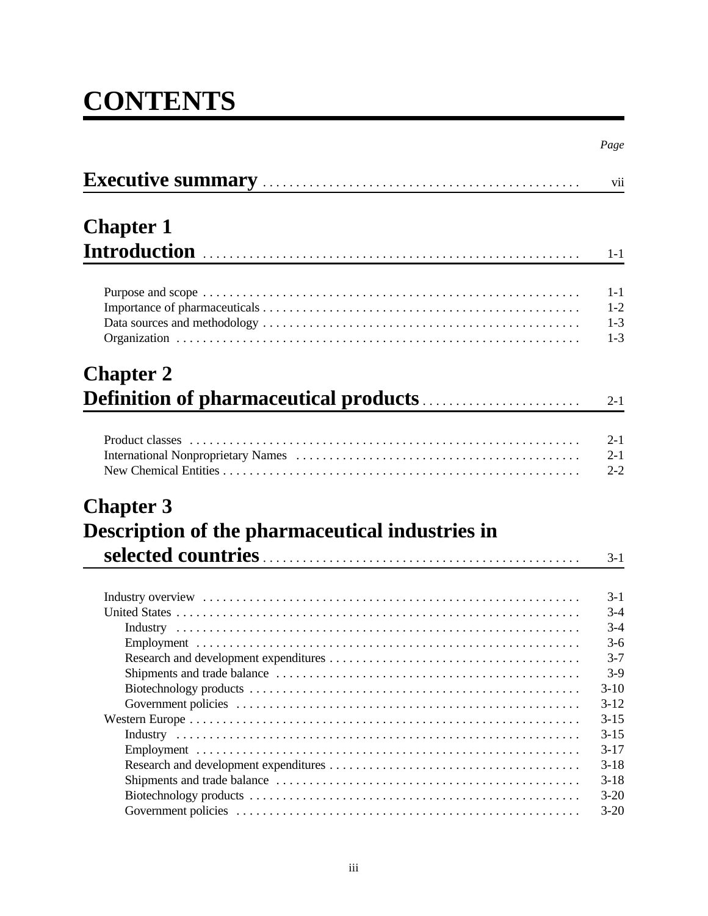# CONTENTS

| | *Page* |
|---|---|
| **Executive summary** | vii |
| **Chapter 1** | |
| **Introduction** | 1-1 |
| Purpose and scope | 1-1 |
| Importance of pharmaceuticals | 1-2 |
| Data sources and methodology | 1-3 |
| Organization | 1-3 |
| **Chapter 2** | |
| **Definition of pharmaceutical products** | 2-1 |
| Product classes | 2-1 |
| International Nonproprietary Names | 2-1 |
| New Chemical Entities | 2-2 |
| **Chapter 3** | |
| **Description of the pharmaceutical industries in selected countries** | 3-1 |
| Industry overview | 3-1 |
| United States | 3-4 |
| Industry | 3-4 |
| Employment | 3-6 |
| Research and development expenditures | 3-7 |
| Shipments and trade balance | 3-9 |
| Biotechnology products | 3-10 |
| Government policies | 3-12 |
| Western Europe | 3-15 |
| Industry | 3-15 |
| Employment | 3-17 |
| Research and development expenditures | 3-18 |
| Shipments and trade balance | 3-18 |
| Biotechnology products | 3-20 |
| Government policies | 3-20 |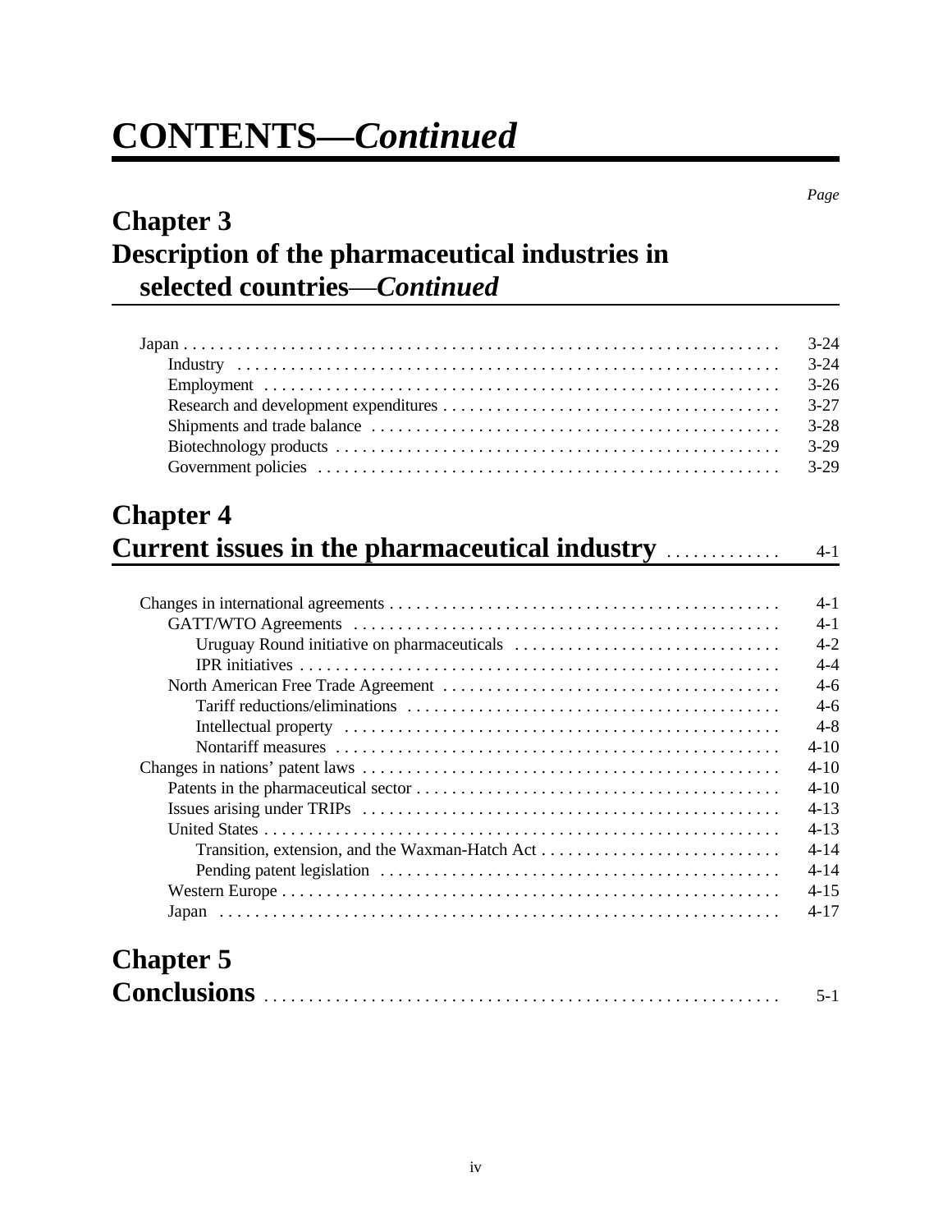# CONTENTS—*Continued*

*Page*

## Chapter 3
## Description of the pharmaceutical industries in selected countries—*Continued*

Japan . . . . . . . . . . 3-24
- Industry . . . . . . . . . . 3-24
- Employment . . . . . . . . . . 3-26
- Research and development expenditures . . . . . . . . . . 3-27
- Shipments and trade balance . . . . . . . . . . 3-28
- Biotechnology products . . . . . . . . . . 3-29
- Government policies . . . . . . . . . . 3-29

## Chapter 4
## Current issues in the pharmaceutical industry . . . . . . . . . . 4-1

Changes in international agreements . . . . . . . . . . 4-1
- GATT/WTO Agreements . . . . . . . . . . 4-1
  - Uruguay Round initiative on pharmaceuticals . . . . . . . . . . 4-2
  - IPR initiatives . . . . . . . . . . 4-4
- North American Free Trade Agreement . . . . . . . . . . 4-6
  - Tariff reductions/eliminations . . . . . . . . . . 4-6
  - Intellectual property . . . . . . . . . . 4-8
  - Nontariff measures . . . . . . . . . . 4-10

Changes in nations' patent laws . . . . . . . . . . 4-10
- Patents in the pharmaceutical sector . . . . . . . . . . 4-10
- Issues arising under TRIPs . . . . . . . . . . 4-13
- United States . . . . . . . . . . 4-13
  - Transition, extension, and the Waxman-Hatch Act . . . . . . . . . . 4-14
  - Pending patent legislation . . . . . . . . . . 4-14
- Western Europe . . . . . . . . . . 4-15
- Japan . . . . . . . . . . 4-17

## Chapter 5
## Conclusions . . . . . . . . . . 5-1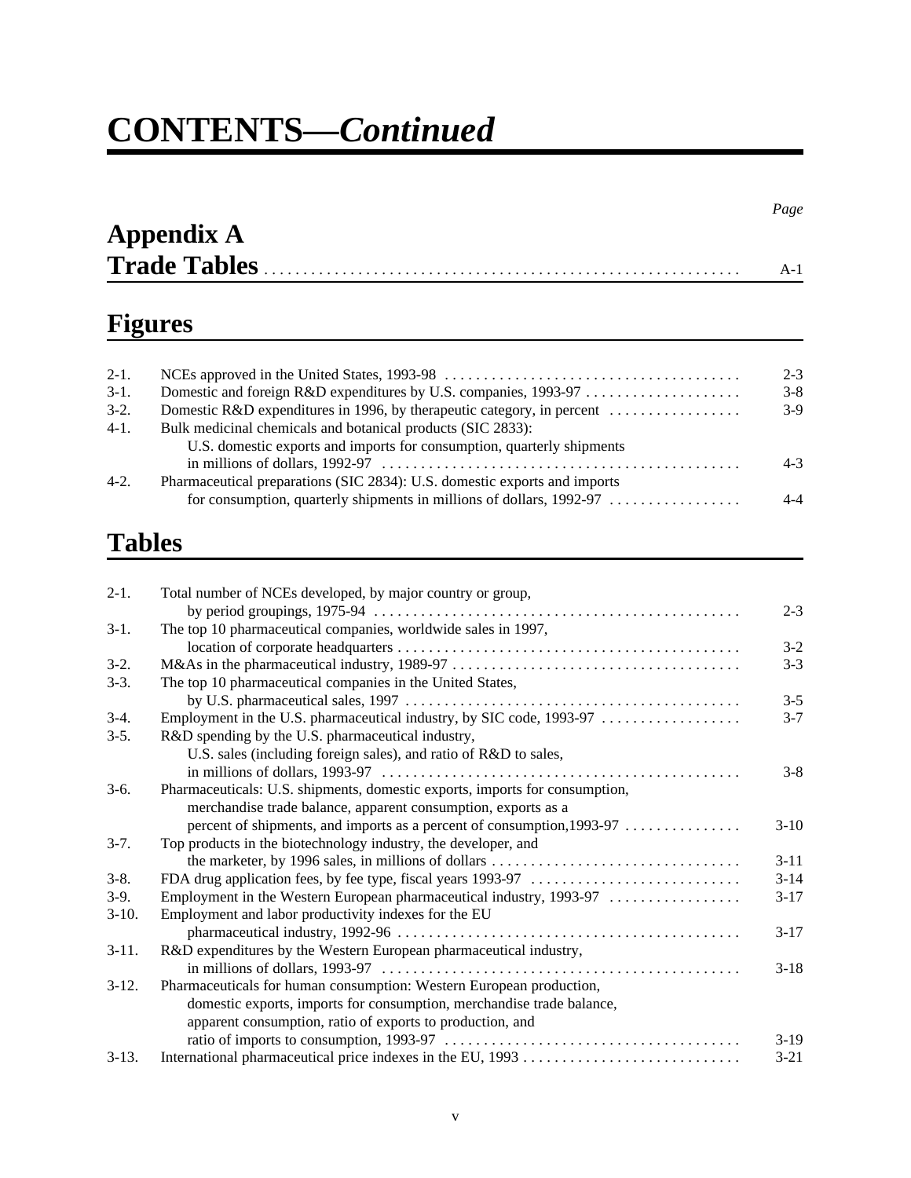# CONTENTS—*Continued*

| | Page |
|---|---|
| **Appendix A** | |
| **Trade Tables** | A-1 |

## Figures

| | | |
|---|---|---|
| 2-1. | NCEs approved in the United States, 1993-98 | 2-3 |
| 3-1. | Domestic and foreign R&D expenditures by U.S. companies, 1993-97 | 3-8 |
| 3-2. | Domestic R&D expenditures in 1996, by therapeutic category, in percent | 3-9 |
| 4-1. | Bulk medicinal chemicals and botanical products (SIC 2833): U.S. domestic exports and imports for consumption, quarterly shipments in millions of dollars, 1992-97 | 4-3 |
| 4-2. | Pharmaceutical preparations (SIC 2834): U.S. domestic exports and imports for consumption, quarterly shipments in millions of dollars, 1992-97 | 4-4 |

## Tables

| | | |
|---|---|---|
| 2-1. | Total number of NCEs developed, by major country or group, by period groupings, 1975-94 | 2-3 |
| 3-1. | The top 10 pharmaceutical companies, worldwide sales in 1997, location of corporate headquarters | 3-2 |
| 3-2. | M&As in the pharmaceutical industry, 1989-97 | 3-3 |
| 3-3. | The top 10 pharmaceutical companies in the United States, by U.S. pharmaceutical sales, 1997 | 3-5 |
| 3-4. | Employment in the U.S. pharmaceutical industry, by SIC code, 1993-97 | 3-7 |
| 3-5. | R&D spending by the U.S. pharmaceutical industry, U.S. sales (including foreign sales), and ratio of R&D to sales, in millions of dollars, 1993-97 | 3-8 |
| 3-6. | Pharmaceuticals: U.S. shipments, domestic exports, imports for consumption, merchandise trade balance, apparent consumption, exports as a percent of shipments, and imports as a percent of consumption,1993-97 | 3-10 |
| 3-7. | Top products in the biotechnology industry, the developer, and the marketer, by 1996 sales, in millions of dollars | 3-11 |
| 3-8. | FDA drug application fees, by fee type, fiscal years 1993-97 | 3-14 |
| 3-9. | Employment in the Western European pharmaceutical industry, 1993-97 | 3-17 |
| 3-10. | Employment and labor productivity indexes for the EU pharmaceutical industry, 1992-96 | 3-17 |
| 3-11. | R&D expenditures by the Western European pharmaceutical industry, in millions of dollars, 1993-97 | 3-18 |
| 3-12. | Pharmaceuticals for human consumption: Western European production, domestic exports, imports for consumption, merchandise trade balance, apparent consumption, ratio of exports to production, and ratio of imports to consumption, 1993-97 | 3-19 |
| 3-13. | International pharmaceutical price indexes in the EU, 1993 | 3-21 |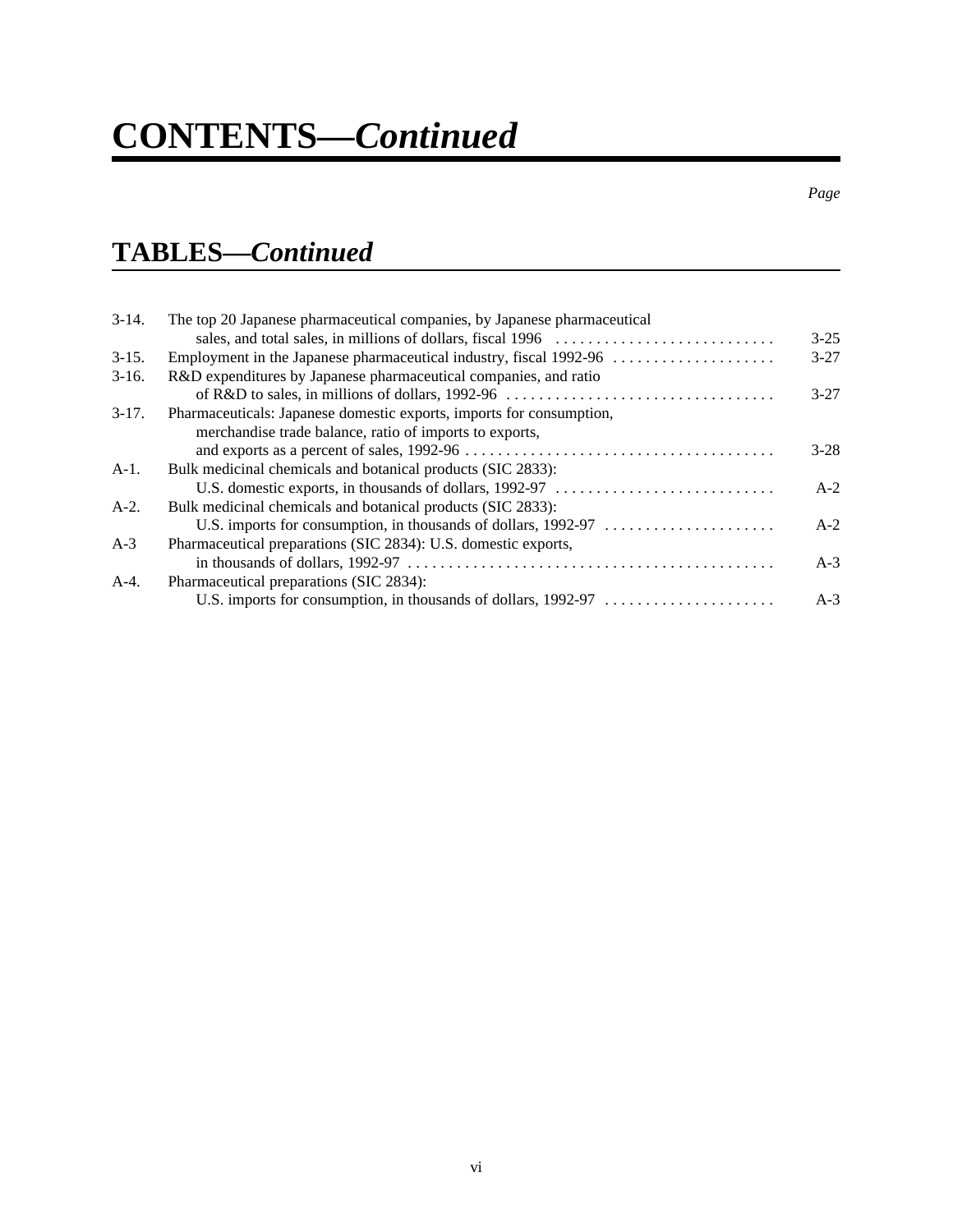# CONTENTS—*Continued*

*Page*

## TABLES—*Continued*

| | | |
|---|---|---|
| 3-14. | The top 20 Japanese pharmaceutical companies, by Japanese pharmaceutical sales, and total sales, in millions of dollars, fiscal 1996 | 3-25 |
| 3-15. | Employment in the Japanese pharmaceutical industry, fiscal 1992-96 | 3-27 |
| 3-16. | R&D expenditures by Japanese pharmaceutical companies, and ratio of R&D to sales, in millions of dollars, 1992-96 | 3-27 |
| 3-17. | Pharmaceuticals: Japanese domestic exports, imports for consumption, merchandise trade balance, ratio of imports to exports, and exports as a percent of sales, 1992-96 | 3-28 |
| A-1. | Bulk medicinal chemicals and botanical products (SIC 2833): U.S. domestic exports, in thousands of dollars, 1992-97 | A-2 |
| A-2. | Bulk medicinal chemicals and botanical products (SIC 2833): U.S. imports for consumption, in thousands of dollars, 1992-97 | A-2 |
| A-3 | Pharmaceutical preparations (SIC 2834): U.S. domestic exports, in thousands of dollars, 1992-97 | A-3 |
| A-4. | Pharmaceutical preparations (SIC 2834): U.S. imports for consumption, in thousands of dollars, 1992-97 | A-3 |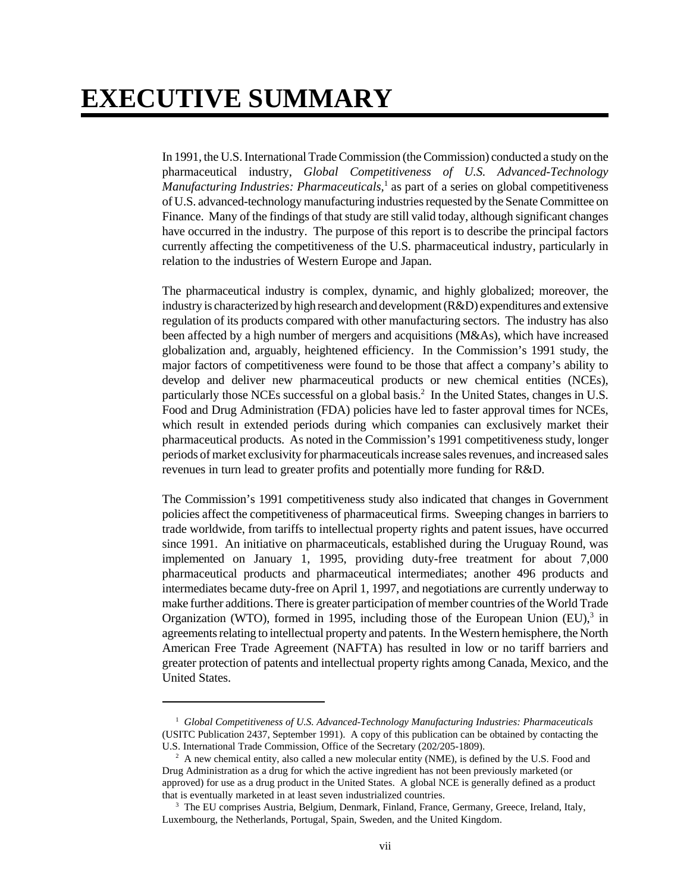# EXECUTIVE SUMMARY

In 1991, the U.S. International Trade Commission (the Commission) conducted a study on the pharmaceutical industry, *Global Competitiveness of U.S. Advanced-Technology Manufacturing Industries: Pharmaceuticals*,[1] as part of a series on global competitiveness of U.S. advanced-technology manufacturing industries requested by the Senate Committee on Finance. Many of the findings of that study are still valid today, although significant changes have occurred in the industry. The purpose of this report is to describe the principal factors currently affecting the competitiveness of the U.S. pharmaceutical industry, particularly in relation to the industries of Western Europe and Japan.

The pharmaceutical industry is complex, dynamic, and highly globalized; moreover, the industry is characterized by high research and development (R&D) expenditures and extensive regulation of its products compared with other manufacturing sectors. The industry has also been affected by a high number of mergers and acquisitions (M&As), which have increased globalization and, arguably, heightened efficiency. In the Commission's 1991 study, the major factors of competitiveness were found to be those that affect a company's ability to develop and deliver new pharmaceutical products or new chemical entities (NCEs), particularly those NCEs successful on a global basis.[2] In the United States, changes in U.S. Food and Drug Administration (FDA) policies have led to faster approval times for NCEs, which result in extended periods during which companies can exclusively market their pharmaceutical products. As noted in the Commission's 1991 competitiveness study, longer periods of market exclusivity for pharmaceuticals increase sales revenues, and increased sales revenues in turn lead to greater profits and potentially more funding for R&D.

The Commission's 1991 competitiveness study also indicated that changes in Government policies affect the competitiveness of pharmaceutical firms. Sweeping changes in barriers to trade worldwide, from tariffs to intellectual property rights and patent issues, have occurred since 1991. An initiative on pharmaceuticals, established during the Uruguay Round, was implemented on January 1, 1995, providing duty-free treatment for about 7,000 pharmaceutical products and pharmaceutical intermediates; another 496 products and intermediates became duty-free on April 1, 1997, and negotiations are currently underway to make further additions. There is greater participation of member countries of the World Trade Organization (WTO), formed in 1995, including those of the European Union (EU),[3] in agreements relating to intellectual property and patents. In the Western hemisphere, the North American Free Trade Agreement (NAFTA) has resulted in low or no tariff barriers and greater protection of patents and intellectual property rights among Canada, Mexico, and the United States.

---

[1] *Global Competitiveness of U.S. Advanced-Technology Manufacturing Industries: Pharmaceuticals* (USITC Publication 2437, September 1991). A copy of this publication can be obtained by contacting the U.S. International Trade Commission, Office of the Secretary (202/205-1809).

[2] A new chemical entity, also called a new molecular entity (NME), is defined by the U.S. Food and Drug Administration as a drug for which the active ingredient has not been previously marketed (or approved) for use as a drug product in the United States. A global NCE is generally defined as a product that is eventually marketed in at least seven industrialized countries.

[3] The EU comprises Austria, Belgium, Denmark, Finland, France, Germany, Greece, Ireland, Italy, Luxembourg, the Netherlands, Portugal, Spain, Sweden, and the United Kingdom.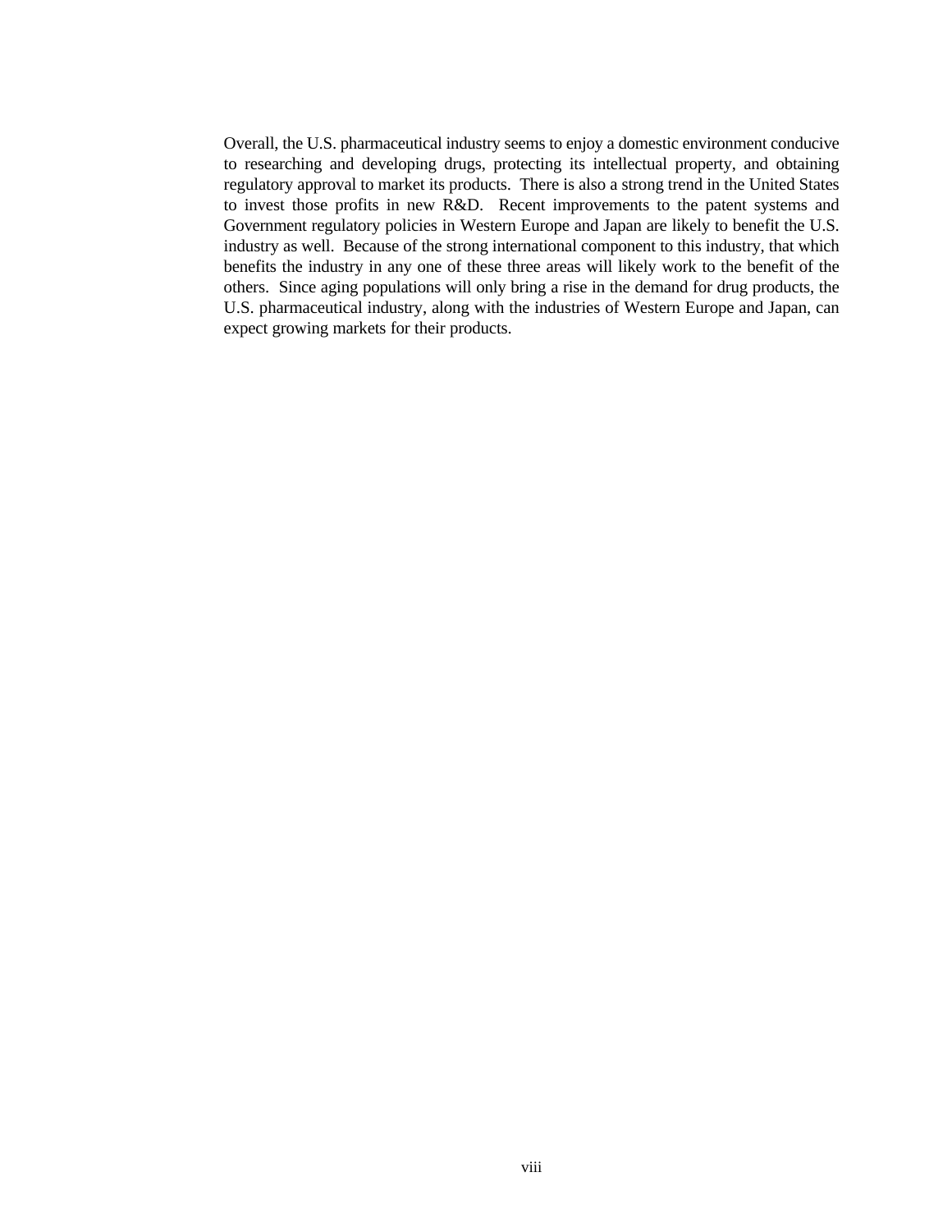Overall, the U.S. pharmaceutical industry seems to enjoy a domestic environment conducive to researching and developing drugs, protecting its intellectual property, and obtaining regulatory approval to market its products. There is also a strong trend in the United States to invest those profits in new R&D. Recent improvements to the patent systems and Government regulatory policies in Western Europe and Japan are likely to benefit the U.S. industry as well. Because of the strong international component to this industry, that which benefits the industry in any one of these three areas will likely work to the benefit of the others. Since aging populations will only bring a rise in the demand for drug products, the U.S. pharmaceutical industry, along with the industries of Western Europe and Japan, can expect growing markets for their products.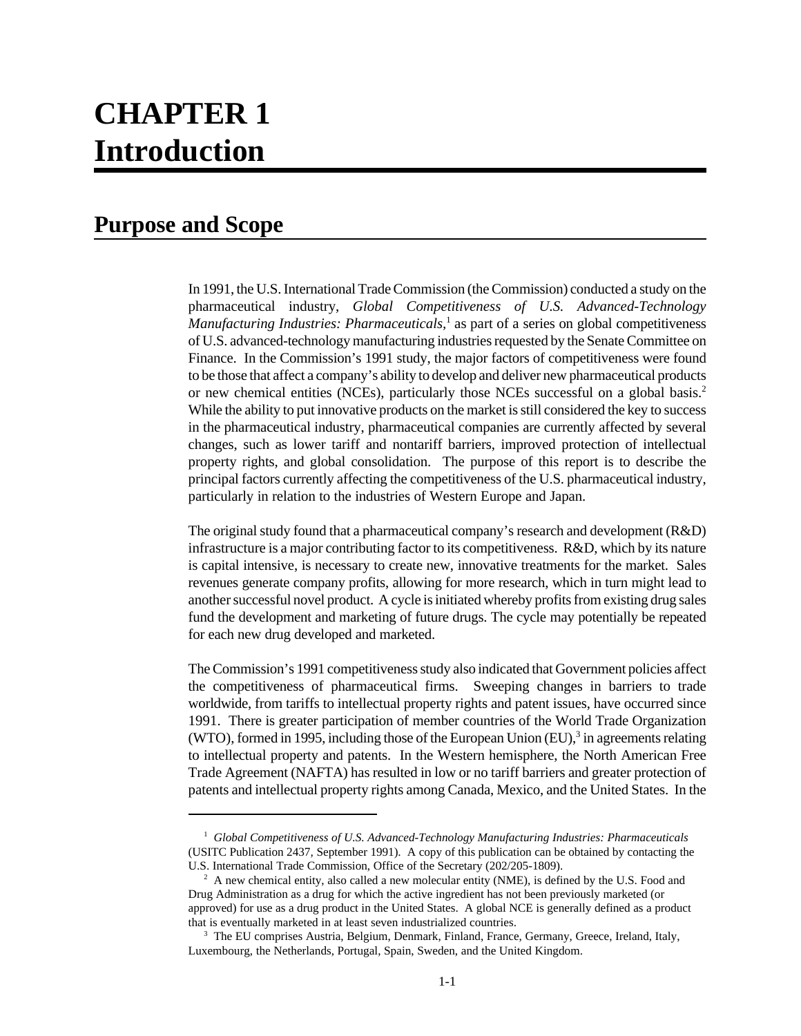# CHAPTER 1 Introduction

## Purpose and Scope

In 1991, the U.S. International Trade Commission (the Commission) conducted a study on the pharmaceutical industry, *Global Competitiveness of U.S. Advanced-Technology Manufacturing Industries: Pharmaceuticals*,[1] as part of a series on global competitiveness of U.S. advanced-technology manufacturing industries requested by the Senate Committee on Finance. In the Commission's 1991 study, the major factors of competitiveness were found to be those that affect a company's ability to develop and deliver new pharmaceutical products or new chemical entities (NCEs), particularly those NCEs successful on a global basis.[2] While the ability to put innovative products on the market is still considered the key to success in the pharmaceutical industry, pharmaceutical companies are currently affected by several changes, such as lower tariff and nontariff barriers, improved protection of intellectual property rights, and global consolidation. The purpose of this report is to describe the principal factors currently affecting the competitiveness of the U.S. pharmaceutical industry, particularly in relation to the industries of Western Europe and Japan.

The original study found that a pharmaceutical company's research and development (R&D) infrastructure is a major contributing factor to its competitiveness. R&D, which by its nature is capital intensive, is necessary to create new, innovative treatments for the market. Sales revenues generate company profits, allowing for more research, which in turn might lead to another successful novel product. A cycle is initiated whereby profits from existing drug sales fund the development and marketing of future drugs. The cycle may potentially be repeated for each new drug developed and marketed.

The Commission's 1991 competitiveness study also indicated that Government policies affect the competitiveness of pharmaceutical firms. Sweeping changes in barriers to trade worldwide, from tariffs to intellectual property rights and patent issues, have occurred since 1991. There is greater participation of member countries of the World Trade Organization (WTO), formed in 1995, including those of the European Union (EU),[3] in agreements relating to intellectual property and patents. In the Western hemisphere, the North American Free Trade Agreement (NAFTA) has resulted in low or no tariff barriers and greater protection of patents and intellectual property rights among Canada, Mexico, and the United States. In the

---

[1] *Global Competitiveness of U.S. Advanced-Technology Manufacturing Industries: Pharmaceuticals* (USITC Publication 2437, September 1991). A copy of this publication can be obtained by contacting the U.S. International Trade Commission, Office of the Secretary (202/205-1809).

[2] A new chemical entity, also called a new molecular entity (NME), is defined by the U.S. Food and Drug Administration as a drug for which the active ingredient has not been previously marketed (or approved) for use as a drug product in the United States. A global NCE is generally defined as a product that is eventually marketed in at least seven industrialized countries.

[3] The EU comprises Austria, Belgium, Denmark, Finland, France, Germany, Greece, Ireland, Italy, Luxembourg, the Netherlands, Portugal, Spain, Sweden, and the United Kingdom.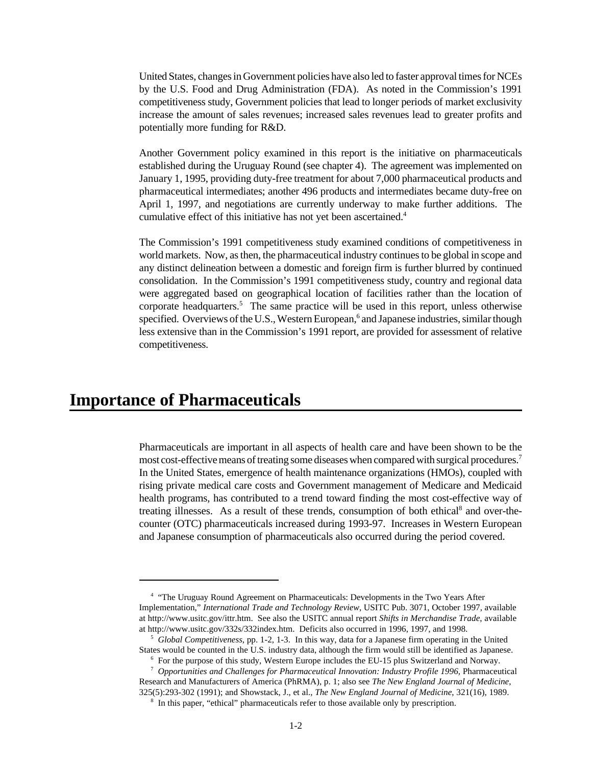United States, changes in Government policies have also led to faster approval times for NCEs by the U.S. Food and Drug Administration (FDA). As noted in the Commission's 1991 competitiveness study, Government policies that lead to longer periods of market exclusivity increase the amount of sales revenues; increased sales revenues lead to greater profits and potentially more funding for R&D.

Another Government policy examined in this report is the initiative on pharmaceuticals established during the Uruguay Round (see chapter 4). The agreement was implemented on January 1, 1995, providing duty-free treatment for about 7,000 pharmaceutical products and pharmaceutical intermediates; another 496 products and intermediates became duty-free on April 1, 1997, and negotiations are currently underway to make further additions. The cumulative effect of this initiative has not yet been ascertained.[4]

The Commission's 1991 competitiveness study examined conditions of competitiveness in world markets. Now, as then, the pharmaceutical industry continues to be global in scope and any distinct delineation between a domestic and foreign firm is further blurred by continued consolidation. In the Commission's 1991 competitiveness study, country and regional data were aggregated based on geographical location of facilities rather than the location of corporate headquarters.[5] The same practice will be used in this report, unless otherwise specified. Overviews of the U.S., Western European,[6] and Japanese industries, similar though less extensive than in the Commission's 1991 report, are provided for assessment of relative competitiveness.

## Importance of Pharmaceuticals

Pharmaceuticals are important in all aspects of health care and have been shown to be the most cost-effective means of treating some diseases when compared with surgical procedures.[7] In the United States, emergence of health maintenance organizations (HMOs), coupled with rising private medical care costs and Government management of Medicare and Medicaid health programs, has contributed to a trend toward finding the most cost-effective way of treating illnesses. As a result of these trends, consumption of both ethical[8] and over-the-counter (OTC) pharmaceuticals increased during 1993-97. Increases in Western European and Japanese consumption of pharmaceuticals also occurred during the period covered.

---

[4] "The Uruguay Round Agreement on Pharmaceuticals: Developments in the Two Years After Implementation," *International Trade and Technology Review*, USITC Pub. 3071, October 1997, available at http://www.usitc.gov/ittr.htm. See also the USITC annual report *Shifts in Merchandise Trade*, available at http://www.usitc.gov/332s/332index.htm. Deficits also occurred in 1996, 1997, and 1998.

[5] *Global Competitiveness*, pp. 1-2, 1-3. In this way, data for a Japanese firm operating in the United States would be counted in the U.S. industry data, although the firm would still be identified as Japanese.

[6] For the purpose of this study, Western Europe includes the EU-15 plus Switzerland and Norway.

[7] *Opportunities and Challenges for Pharmaceutical Innovation: Industry Profile 1996*, Pharmaceutical Research and Manufacturers of America (PhRMA), p. 1; also see *The New England Journal of Medicine*, 325(5):293-302 (1991); and Showstack, J., et al., *The New England Journal of Medicine*, 321(16), 1989.

[8] In this paper, "ethical" pharmaceuticals refer to those available only by prescription.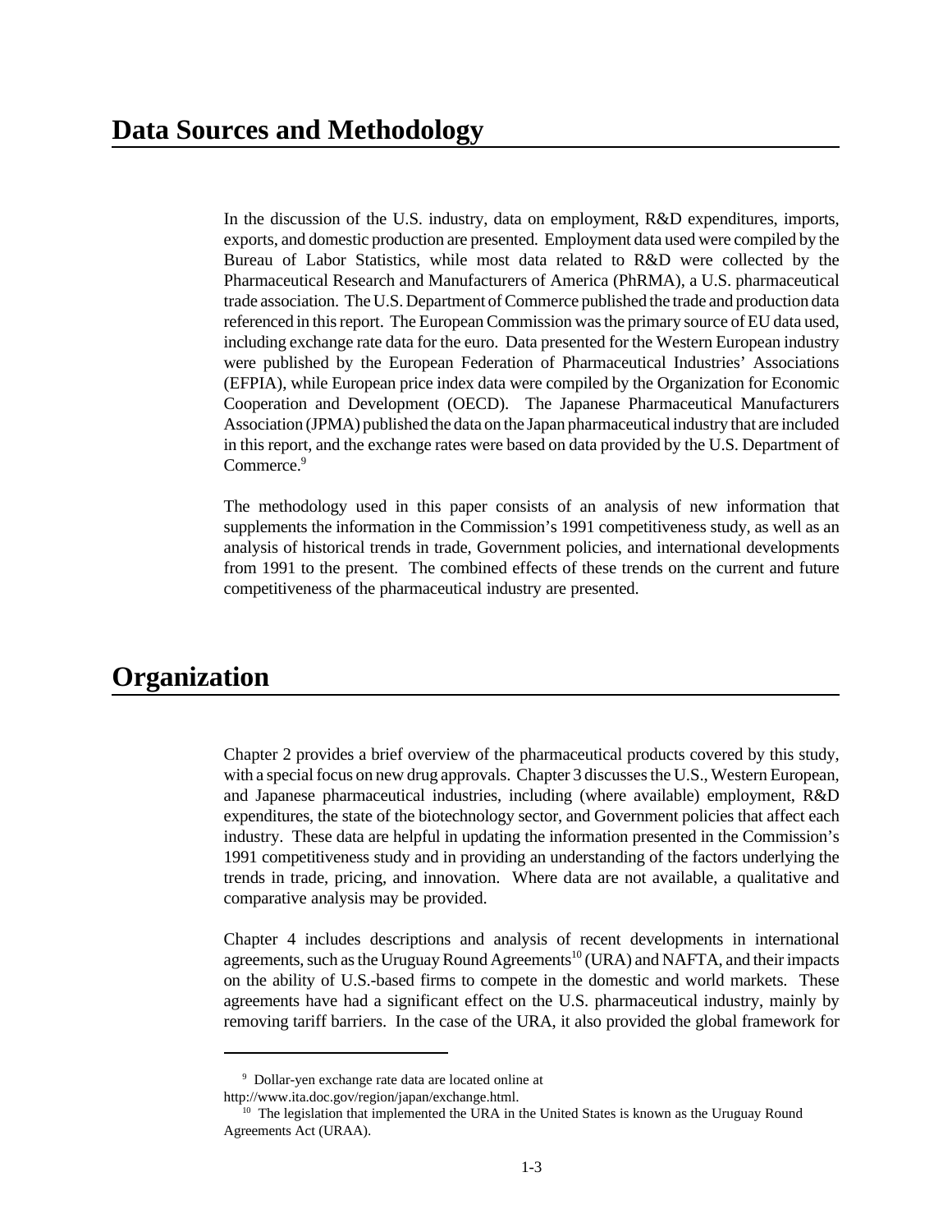## Data Sources and Methodology

In the discussion of the U.S. industry, data on employment, R&D expenditures, imports, exports, and domestic production are presented. Employment data used were compiled by the Bureau of Labor Statistics, while most data related to R&D were collected by the Pharmaceutical Research and Manufacturers of America (PhRMA), a U.S. pharmaceutical trade association. The U.S. Department of Commerce published the trade and production data referenced in this report. The European Commission was the primary source of EU data used, including exchange rate data for the euro. Data presented for the Western European industry were published by the European Federation of Pharmaceutical Industries' Associations (EFPIA), while European price index data were compiled by the Organization for Economic Cooperation and Development (OECD). The Japanese Pharmaceutical Manufacturers Association (JPMA) published the data on the Japan pharmaceutical industry that are included in this report, and the exchange rates were based on data provided by the U.S. Department of Commerce.[9]

The methodology used in this paper consists of an analysis of new information that supplements the information in the Commission's 1991 competitiveness study, as well as an analysis of historical trends in trade, Government policies, and international developments from 1991 to the present. The combined effects of these trends on the current and future competitiveness of the pharmaceutical industry are presented.

## Organization

Chapter 2 provides a brief overview of the pharmaceutical products covered by this study, with a special focus on new drug approvals. Chapter 3 discusses the U.S., Western European, and Japanese pharmaceutical industries, including (where available) employment, R&D expenditures, the state of the biotechnology sector, and Government policies that affect each industry. These data are helpful in updating the information presented in the Commission's 1991 competitiveness study and in providing an understanding of the factors underlying the trends in trade, pricing, and innovation. Where data are not available, a qualitative and comparative analysis may be provided.

Chapter 4 includes descriptions and analysis of recent developments in international agreements, such as the Uruguay Round Agreements[10] (URA) and NAFTA, and their impacts on the ability of U.S.-based firms to compete in the domestic and world markets. These agreements have had a significant effect on the U.S. pharmaceutical industry, mainly by removing tariff barriers. In the case of the URA, it also provided the global framework for

---

[9] Dollar-yen exchange rate data are located online at http://www.ita.doc.gov/region/japan/exchange.html.

[10] The legislation that implemented the URA in the United States is known as the Uruguay Round Agreements Act (URAA).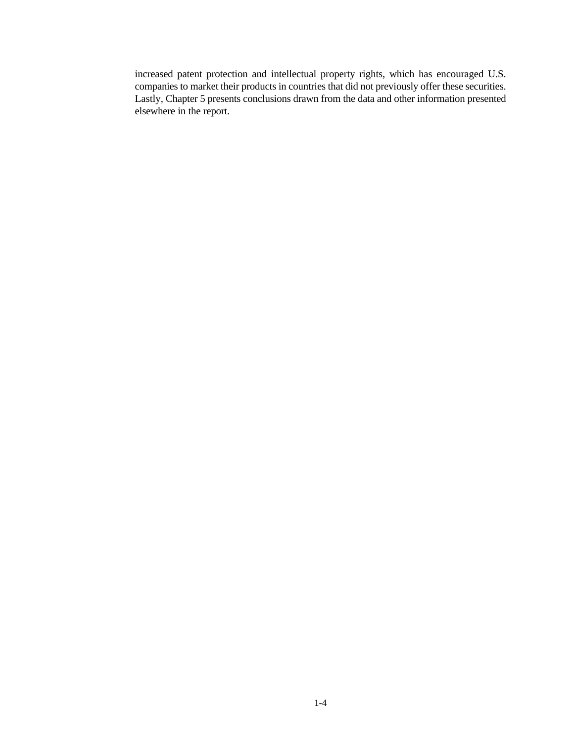increased patent protection and intellectual property rights, which has encouraged U.S. companies to market their products in countries that did not previously offer these securities. Lastly, Chapter 5 presents conclusions drawn from the data and other information presented elsewhere in the report.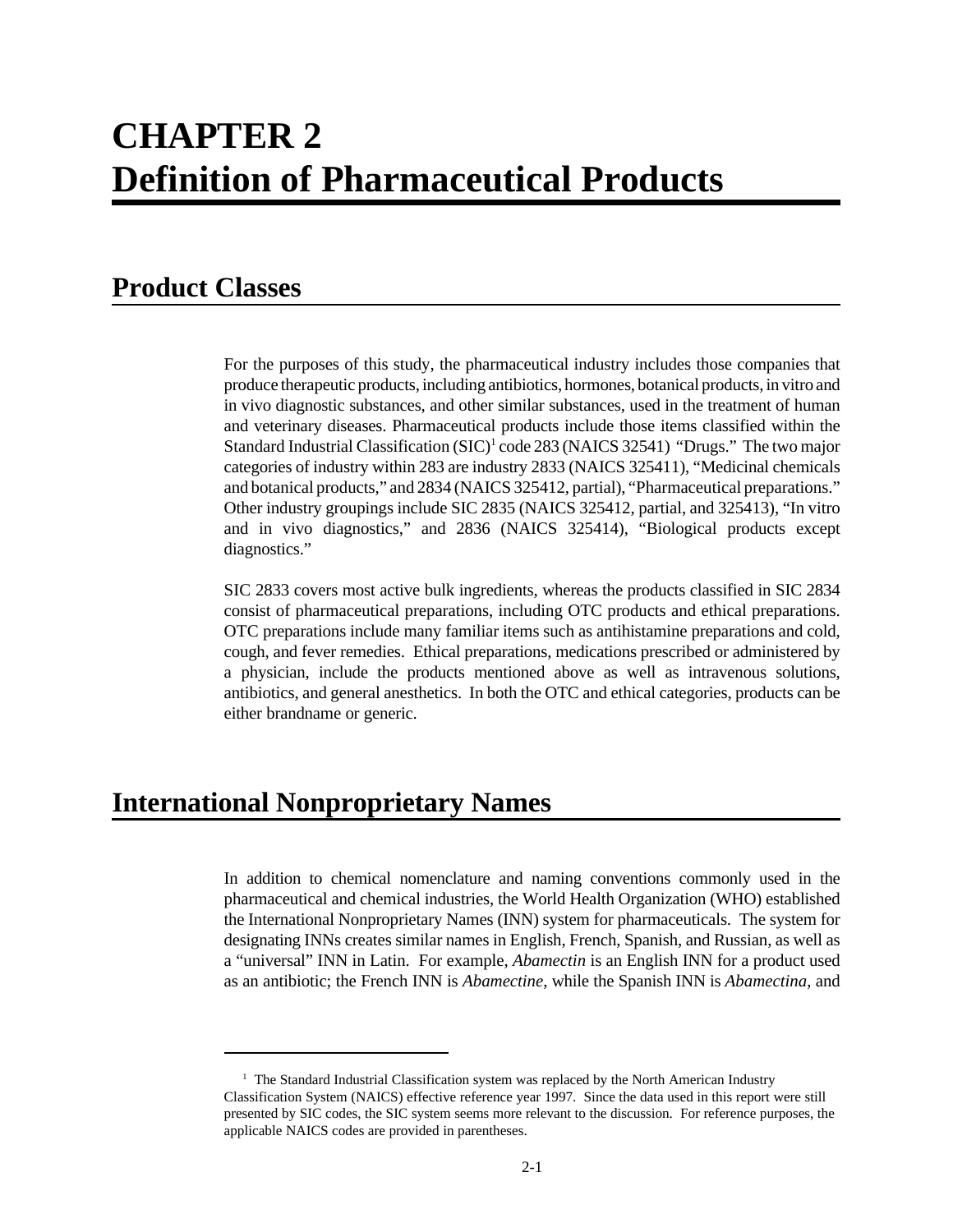# CHAPTER 2 Definition of Pharmaceutical Products

## Product Classes

For the purposes of this study, the pharmaceutical industry includes those companies that produce therapeutic products, including antibiotics, hormones, botanical products, in vitro and in vivo diagnostic substances, and other similar substances, used in the treatment of human and veterinary diseases. Pharmaceutical products include those items classified within the Standard Industrial Classification (SIC)[1] code 283 (NAICS 32541) "Drugs." The two major categories of industry within 283 are industry 2833 (NAICS 325411), "Medicinal chemicals and botanical products," and 2834 (NAICS 325412, partial), "Pharmaceutical preparations." Other industry groupings include SIC 2835 (NAICS 325412, partial, and 325413), "In vitro and in vivo diagnostics," and 2836 (NAICS 325414), "Biological products except diagnostics."

SIC 2833 covers most active bulk ingredients, whereas the products classified in SIC 2834 consist of pharmaceutical preparations, including OTC products and ethical preparations. OTC preparations include many familiar items such as antihistamine preparations and cold, cough, and fever remedies. Ethical preparations, medications prescribed or administered by a physician, include the products mentioned above as well as intravenous solutions, antibiotics, and general anesthetics. In both the OTC and ethical categories, products can be either brandname or generic.

## International Nonproprietary Names

In addition to chemical nomenclature and naming conventions commonly used in the pharmaceutical and chemical industries, the World Health Organization (WHO) established the International Nonproprietary Names (INN) system for pharmaceuticals. The system for designating INNs creates similar names in English, French, Spanish, and Russian, as well as a "universal" INN in Latin. For example, *Abamectin* is an English INN for a product used as an antibiotic; the French INN is *Abamectine*, while the Spanish INN is *Abamectina*, and

---

[1] The Standard Industrial Classification system was replaced by the North American Industry Classification System (NAICS) effective reference year 1997. Since the data used in this report were still presented by SIC codes, the SIC system seems more relevant to the discussion. For reference purposes, the applicable NAICS codes are provided in parentheses.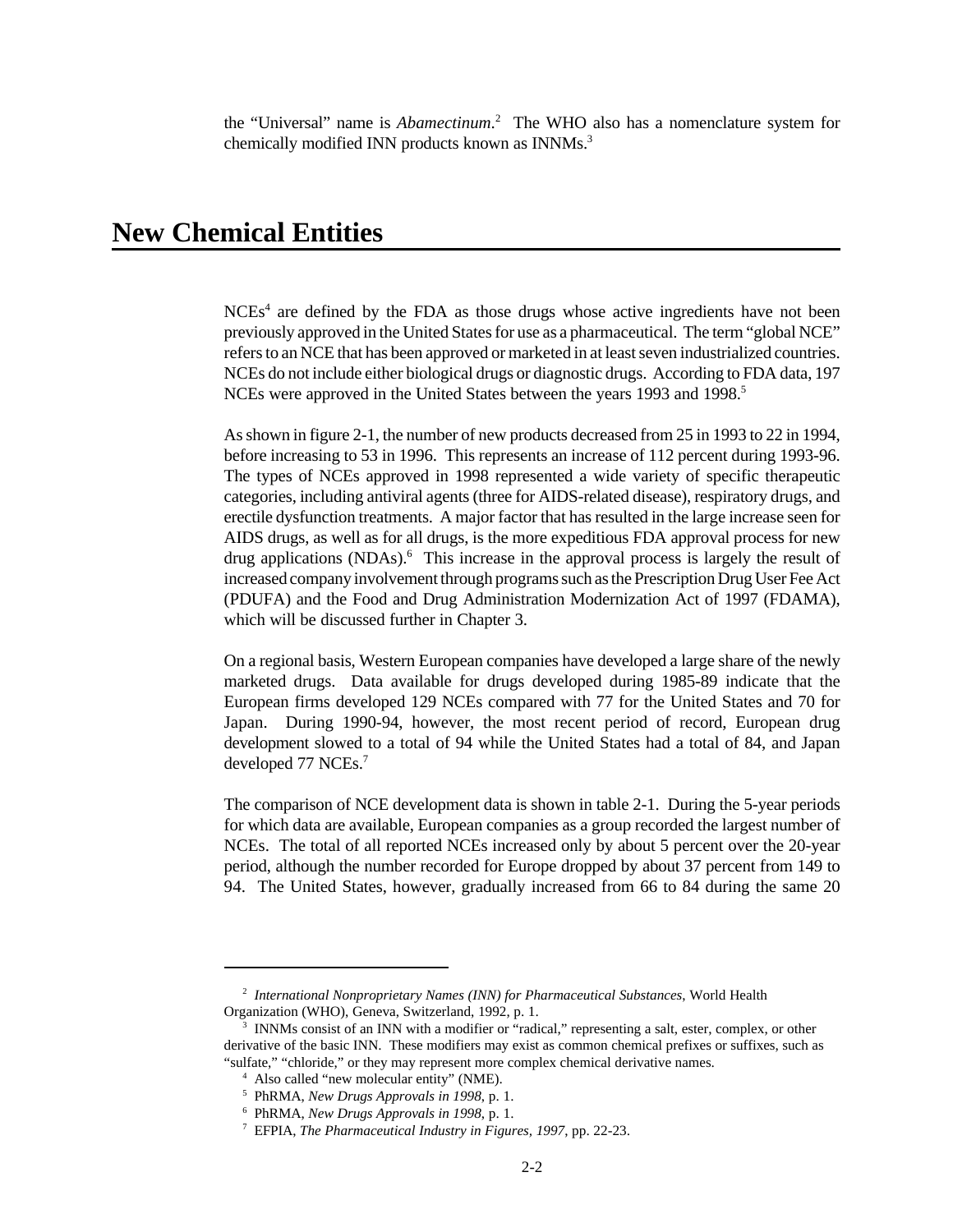the "Universal" name is *Abamectinum*.[2] The WHO also has a nomenclature system for chemically modified INN products known as INNMs.[3]

## New Chemical Entities

NCEs[4] are defined by the FDA as those drugs whose active ingredients have not been previously approved in the United States for use as a pharmaceutical. The term "global NCE" refers to an NCE that has been approved or marketed in at least seven industrialized countries. NCEs do not include either biological drugs or diagnostic drugs. According to FDA data, 197 NCEs were approved in the United States between the years 1993 and 1998.[5]

As shown in figure 2-1, the number of new products decreased from 25 in 1993 to 22 in 1994, before increasing to 53 in 1996. This represents an increase of 112 percent during 1993-96. The types of NCEs approved in 1998 represented a wide variety of specific therapeutic categories, including antiviral agents (three for AIDS-related disease), respiratory drugs, and erectile dysfunction treatments. A major factor that has resulted in the large increase seen for AIDS drugs, as well as for all drugs, is the more expeditious FDA approval process for new drug applications (NDAs).[6] This increase in the approval process is largely the result of increased company involvement through programs such as the Prescription Drug User Fee Act (PDUFA) and the Food and Drug Administration Modernization Act of 1997 (FDAMA), which will be discussed further in Chapter 3.

On a regional basis, Western European companies have developed a large share of the newly marketed drugs. Data available for drugs developed during 1985-89 indicate that the European firms developed 129 NCEs compared with 77 for the United States and 70 for Japan. During 1990-94, however, the most recent period of record, European drug development slowed to a total of 94 while the United States had a total of 84, and Japan developed 77 NCEs.[7]

The comparison of NCE development data is shown in table 2-1. During the 5-year periods for which data are available, European companies as a group recorded the largest number of NCEs. The total of all reported NCEs increased only by about 5 percent over the 20-year period, although the number recorded for Europe dropped by about 37 percent from 149 to 94. The United States, however, gradually increased from 66 to 84 during the same 20

---

[2] *International Nonproprietary Names (INN) for Pharmaceutical Substances*, World Health Organization (WHO), Geneva, Switzerland, 1992, p. 1.

[3] INNMs consist of an INN with a modifier or "radical," representing a salt, ester, complex, or other derivative of the basic INN. These modifiers may exist as common chemical prefixes or suffixes, such as "sulfate," "chloride," or they may represent more complex chemical derivative names.

[4] Also called "new molecular entity" (NME).

[5] PhRMA, *New Drugs Approvals in 1998*, p. 1.

[6] PhRMA, *New Drugs Approvals in 1998*, p. 1.

[7] EFPIA, *The Pharmaceutical Industry in Figures, 1997*, pp. 22-23.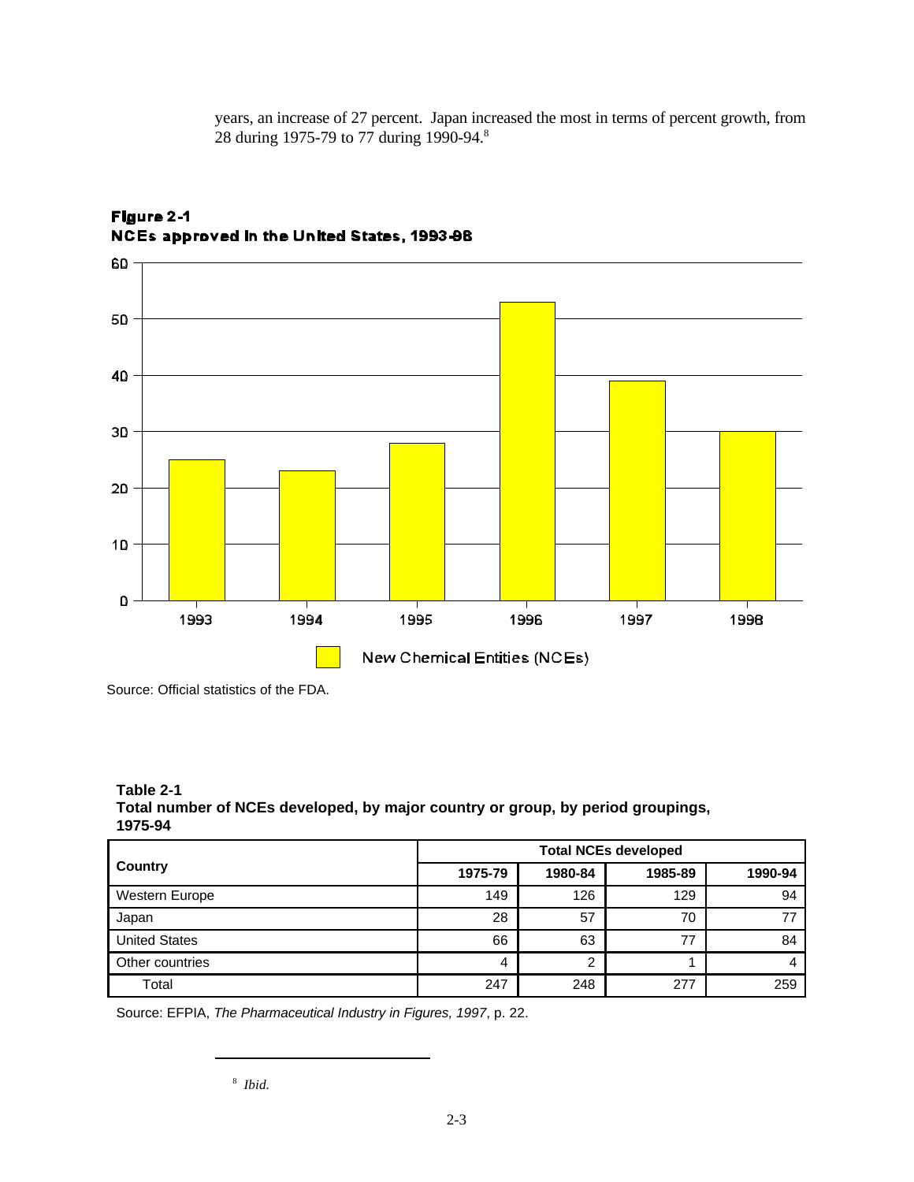years, an increase of 27 percent. Japan increased the most in terms of percent growth, from 28 during 1975-79 to 77 during 1990-94.[8]

**Figure 2-1**
**NCEs approved in the United States, 1993-98**

Source: Official statistics of the FDA.

**Table 2-1**
**Total number of NCEs developed, by major country or group, by period groupings, 1975-94**

| Country | Total NCEs developed | | | |
|---|---|---|---|---|
| | 1975-79 | 1980-84 | 1985-89 | 1990-94 |
| Western Europe | 149 | 126 | 129 | 94 |
| Japan | 28 | 57 | 70 | 77 |
| United States | 66 | 63 | 77 | 84 |
| Other countries | 4 | 2 | 1 | 4 |
| Total | 247 | 248 | 277 | 259 |

Source: EFPIA, *The Pharmaceutical Industry in Figures, 1997*, p. 22.

---

[8] *Ibid.*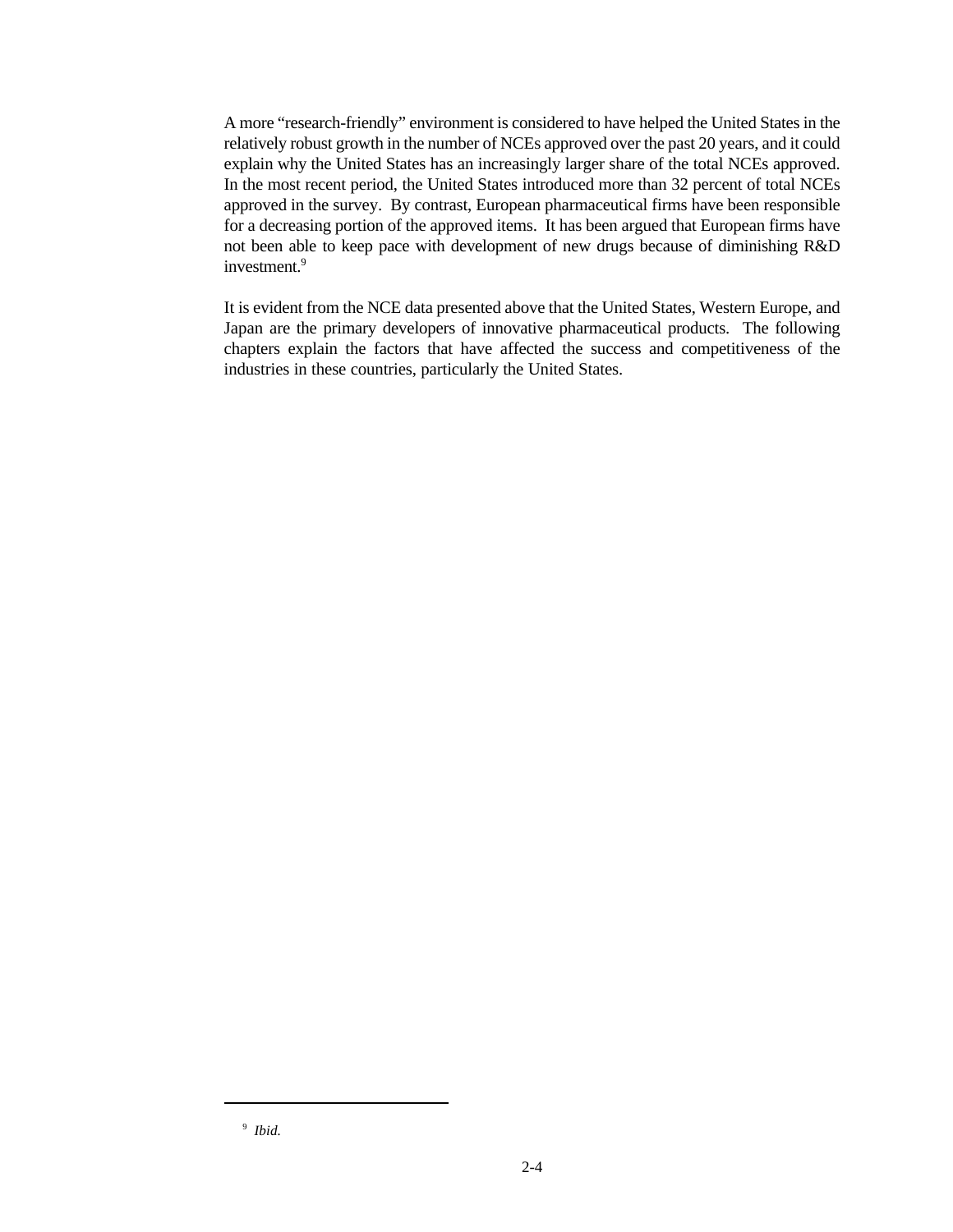A more "research-friendly" environment is considered to have helped the United States in the relatively robust growth in the number of NCEs approved over the past 20 years, and it could explain why the United States has an increasingly larger share of the total NCEs approved. In the most recent period, the United States introduced more than 32 percent of total NCEs approved in the survey. By contrast, European pharmaceutical firms have been responsible for a decreasing portion of the approved items. It has been argued that European firms have not been able to keep pace with development of new drugs because of diminishing R&D investment.[9]

It is evident from the NCE data presented above that the United States, Western Europe, and Japan are the primary developers of innovative pharmaceutical products. The following chapters explain the factors that have affected the success and competitiveness of the industries in these countries, particularly the United States.

---

[9] *Ibid.*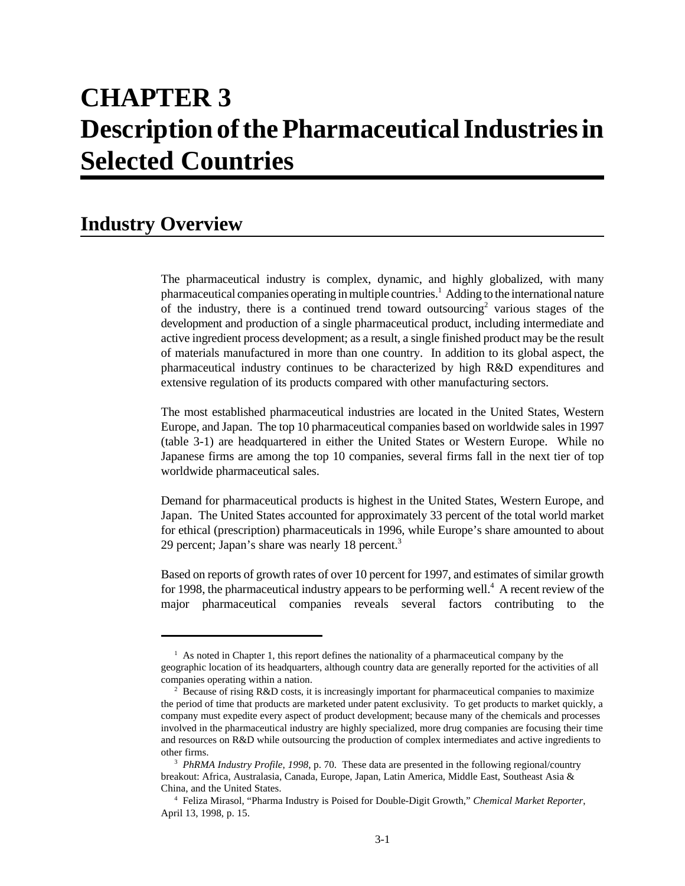# CHAPTER 3
# Description of the Pharmaceutical Industries in Selected Countries

## Industry Overview

The pharmaceutical industry is complex, dynamic, and highly globalized, with many pharmaceutical companies operating in multiple countries.[1] Adding to the international nature of the industry, there is a continued trend toward outsourcing[2] various stages of the development and production of a single pharmaceutical product, including intermediate and active ingredient process development; as a result, a single finished product may be the result of materials manufactured in more than one country. In addition to its global aspect, the pharmaceutical industry continues to be characterized by high R&D expenditures and extensive regulation of its products compared with other manufacturing sectors.

The most established pharmaceutical industries are located in the United States, Western Europe, and Japan. The top 10 pharmaceutical companies based on worldwide sales in 1997 (table 3-1) are headquartered in either the United States or Western Europe. While no Japanese firms are among the top 10 companies, several firms fall in the next tier of top worldwide pharmaceutical sales.

Demand for pharmaceutical products is highest in the United States, Western Europe, and Japan. The United States accounted for approximately 33 percent of the total world market for ethical (prescription) pharmaceuticals in 1996, while Europe's share amounted to about 29 percent; Japan's share was nearly 18 percent.[3]

Based on reports of growth rates of over 10 percent for 1997, and estimates of similar growth for 1998, the pharmaceutical industry appears to be performing well.[4] A recent review of the major pharmaceutical companies reveals several factors contributing to the

---

[1] As noted in Chapter 1, this report defines the nationality of a pharmaceutical company by the geographic location of its headquarters, although country data are generally reported for the activities of all companies operating within a nation.

[2] Because of rising R&D costs, it is increasingly important for pharmaceutical companies to maximize the period of time that products are marketed under patent exclusivity. To get products to market quickly, a company must expedite every aspect of product development; because many of the chemicals and processes involved in the pharmaceutical industry are highly specialized, more drug companies are focusing their time and resources on R&D while outsourcing the production of complex intermediates and active ingredients to other firms.

[3] *PhRMA Industry Profile, 1998*, p. 70. These data are presented in the following regional/country breakout: Africa, Australasia, Canada, Europe, Japan, Latin America, Middle East, Southeast Asia & China, and the United States.

[4] Feliza Mirasol, "Pharma Industry is Poised for Double-Digit Growth," *Chemical Market Reporter*, April 13, 1998, p. 15.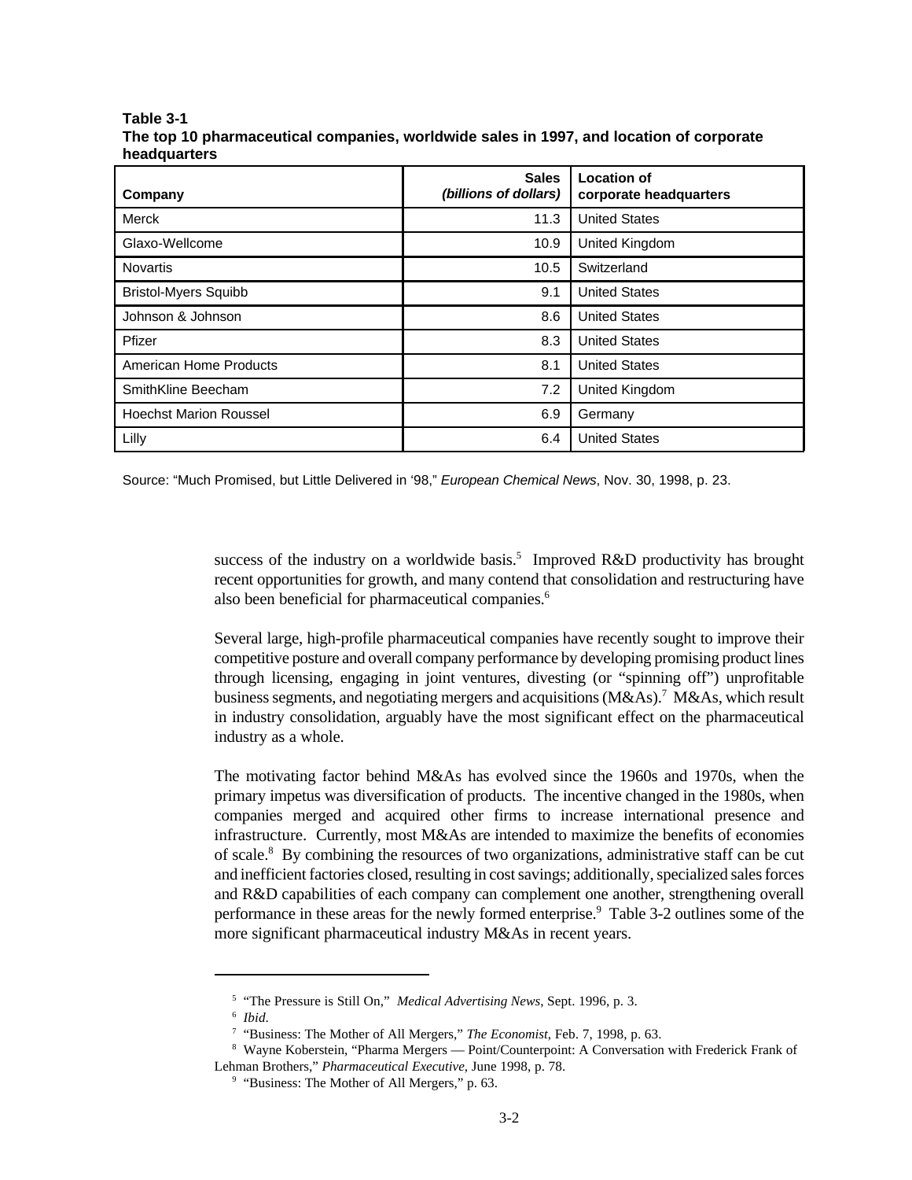**Table 3-1**
**The top 10 pharmaceutical companies, worldwide sales in 1997, and location of corporate headquarters**

| Company | Sales *(billions of dollars)* | Location of corporate headquarters |
|---|---|---|
| Merck | 11.3 | United States |
| Glaxo-Wellcome | 10.9 | United Kingdom |
| Novartis | 10.5 | Switzerland |
| Bristol-Myers Squibb | 9.1 | United States |
| Johnson & Johnson | 8.6 | United States |
| Pfizer | 8.3 | United States |
| American Home Products | 8.1 | United States |
| SmithKline Beecham | 7.2 | United Kingdom |
| Hoechst Marion Roussel | 6.9 | Germany |
| Lilly | 6.4 | United States |

Source: "Much Promised, but Little Delivered in '98," *European Chemical News*, Nov. 30, 1998, p. 23.

success of the industry on a worldwide basis.[5] Improved R&D productivity has brought recent opportunities for growth, and many contend that consolidation and restructuring have also been beneficial for pharmaceutical companies.[6]

Several large, high-profile pharmaceutical companies have recently sought to improve their competitive posture and overall company performance by developing promising product lines through licensing, engaging in joint ventures, divesting (or "spinning off") unprofitable business segments, and negotiating mergers and acquisitions (M&As).[7] M&As, which result in industry consolidation, arguably have the most significant effect on the pharmaceutical industry as a whole.

The motivating factor behind M&As has evolved since the 1960s and 1970s, when the primary impetus was diversification of products. The incentive changed in the 1980s, when companies merged and acquired other firms to increase international presence and infrastructure. Currently, most M&As are intended to maximize the benefits of economies of scale.[8] By combining the resources of two organizations, administrative staff can be cut and inefficient factories closed, resulting in cost savings; additionally, specialized sales forces and R&D capabilities of each company can complement one another, strengthening overall performance in these areas for the newly formed enterprise.[9] Table 3-2 outlines some of the more significant pharmaceutical industry M&As in recent years.

---

[5] "The Pressure is Still On," *Medical Advertising News*, Sept. 1996, p. 3.

[6] *Ibid.*

[7] "Business: The Mother of All Mergers," *The Economist*, Feb. 7, 1998, p. 63.

[8] Wayne Koberstein, "Pharma Mergers — Point/Counterpoint: A Conversation with Frederick Frank of Lehman Brothers," *Pharmaceutical Executive*, June 1998, p. 78.

[9] "Business: The Mother of All Mergers," p. 63.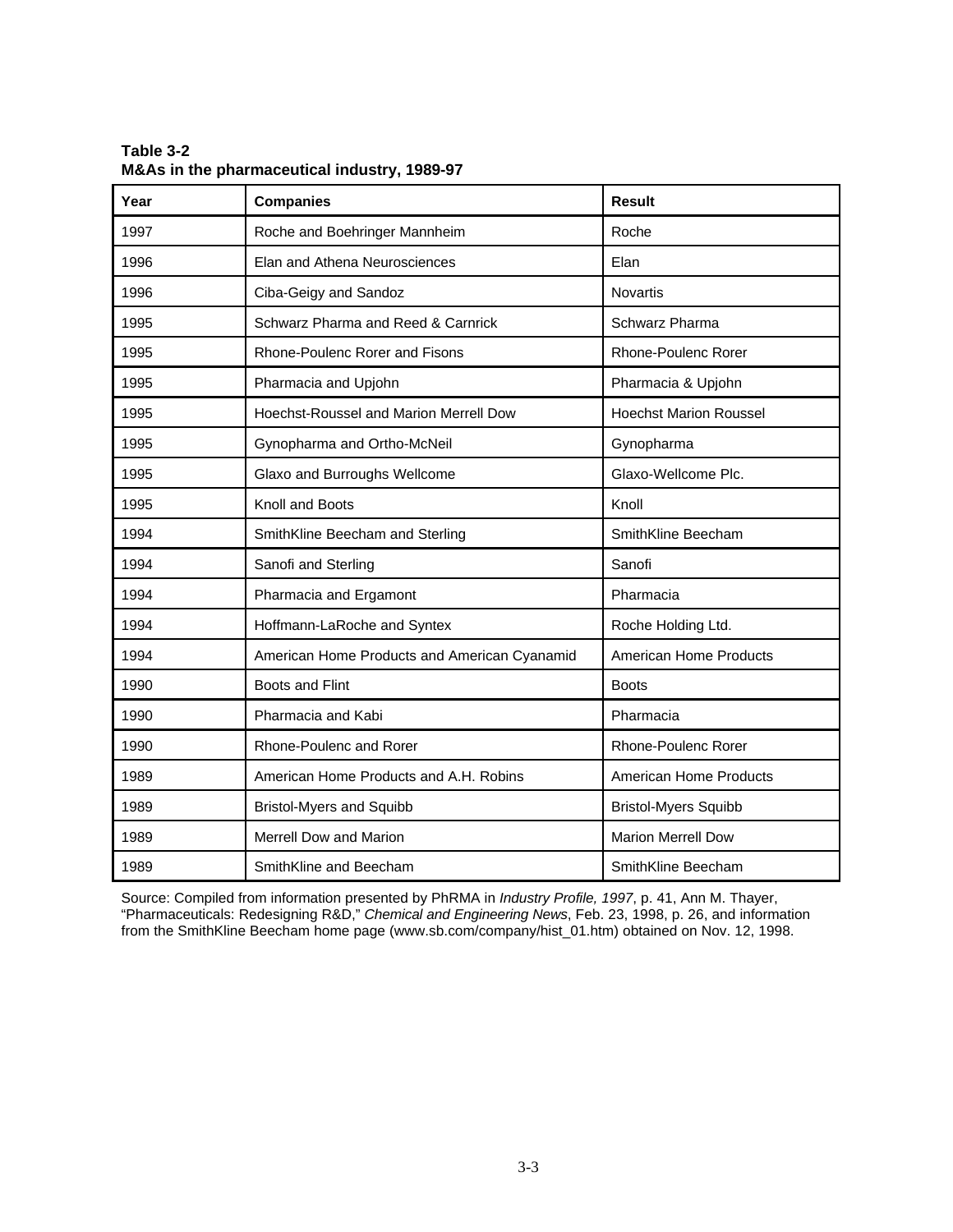**Table 3-2**
**M&As in the pharmaceutical industry, 1989-97**

| Year | Companies | Result |
|---|---|---|
| 1997 | Roche and Boehringer Mannheim | Roche |
| 1996 | Elan and Athena Neurosciences | Elan |
| 1996 | Ciba-Geigy and Sandoz | Novartis |
| 1995 | Schwarz Pharma and Reed & Carnrick | Schwarz Pharma |
| 1995 | Rhone-Poulenc Rorer and Fisons | Rhone-Poulenc Rorer |
| 1995 | Pharmacia and Upjohn | Pharmacia & Upjohn |
| 1995 | Hoechst-Roussel and Marion Merrell Dow | Hoechst Marion Roussel |
| 1995 | Gynopharma and Ortho-McNeil | Gynopharma |
| 1995 | Glaxo and Burroughs Wellcome | Glaxo-Wellcome Plc. |
| 1995 | Knoll and Boots | Knoll |
| 1994 | SmithKline Beecham and Sterling | SmithKline Beecham |
| 1994 | Sanofi and Sterling | Sanofi |
| 1994 | Pharmacia and Ergamont | Pharmacia |
| 1994 | Hoffmann-LaRoche and Syntex | Roche Holding Ltd. |
| 1994 | American Home Products and American Cyanamid | American Home Products |
| 1990 | Boots and Flint | Boots |
| 1990 | Pharmacia and Kabi | Pharmacia |
| 1990 | Rhone-Poulenc and Rorer | Rhone-Poulenc Rorer |
| 1989 | American Home Products and A.H. Robins | American Home Products |
| 1989 | Bristol-Myers and Squibb | Bristol-Myers Squibb |
| 1989 | Merrell Dow and Marion | Marion Merrell Dow |
| 1989 | SmithKline and Beecham | SmithKline Beecham |

Source: Compiled from information presented by PhRMA in *Industry Profile, 1997*, p. 41, Ann M. Thayer, "Pharmaceuticals: Redesigning R&D," *Chemical and Engineering News*, Feb. 23, 1998, p. 26, and information from the SmithKline Beecham home page (www.sb.com/company/hist_01.htm) obtained on Nov. 12, 1998.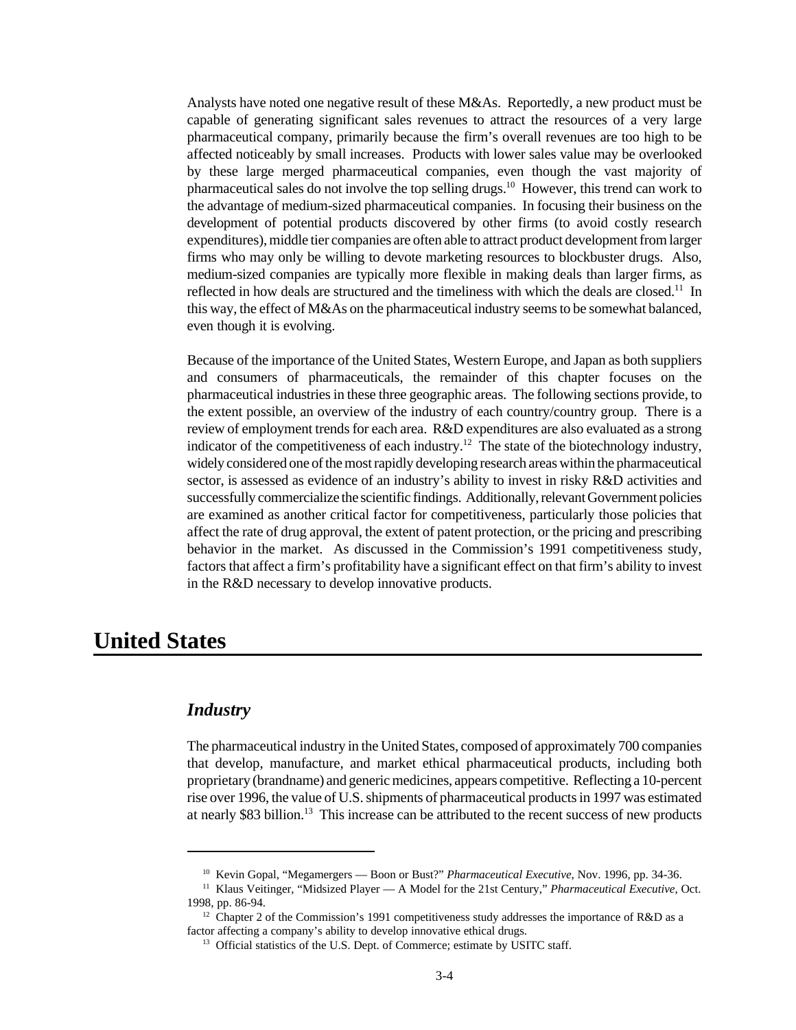Analysts have noted one negative result of these M&As. Reportedly, a new product must be capable of generating significant sales revenues to attract the resources of a very large pharmaceutical company, primarily because the firm's overall revenues are too high to be affected noticeably by small increases. Products with lower sales value may be overlooked by these large merged pharmaceutical companies, even though the vast majority of pharmaceutical sales do not involve the top selling drugs.[10] However, this trend can work to the advantage of medium-sized pharmaceutical companies. In focusing their business on the development of potential products discovered by other firms (to avoid costly research expenditures), middle tier companies are often able to attract product development from larger firms who may only be willing to devote marketing resources to blockbuster drugs. Also, medium-sized companies are typically more flexible in making deals than larger firms, as reflected in how deals are structured and the timeliness with which the deals are closed.[11] In this way, the effect of M&As on the pharmaceutical industry seems to be somewhat balanced, even though it is evolving.

Because of the importance of the United States, Western Europe, and Japan as both suppliers and consumers of pharmaceuticals, the remainder of this chapter focuses on the pharmaceutical industries in these three geographic areas. The following sections provide, to the extent possible, an overview of the industry of each country/country group. There is a review of employment trends for each area. R&D expenditures are also evaluated as a strong indicator of the competitiveness of each industry.[12] The state of the biotechnology industry, widely considered one of the most rapidly developing research areas within the pharmaceutical sector, is assessed as evidence of an industry's ability to invest in risky R&D activities and successfully commercialize the scientific findings. Additionally, relevant Government policies are examined as another critical factor for competitiveness, particularly those policies that affect the rate of drug approval, the extent of patent protection, or the pricing and prescribing behavior in the market. As discussed in the Commission's 1991 competitiveness study, factors that affect a firm's profitability have a significant effect on that firm's ability to invest in the R&D necessary to develop innovative products.

## United States

### *Industry*

The pharmaceutical industry in the United States, composed of approximately 700 companies that develop, manufacture, and market ethical pharmaceutical products, including both proprietary (brandname) and generic medicines, appears competitive. Reflecting a 10-percent rise over 1996, the value of U.S. shipments of pharmaceutical products in 1997 was estimated at nearly $83 billion.[13] This increase can be attributed to the recent success of new products

---

[10] Kevin Gopal, "Megamergers — Boon or Bust?" *Pharmaceutical Executive*, Nov. 1996, pp. 34-36.

[11] Klaus Veitinger, "Midsized Player — A Model for the 21st Century," *Pharmaceutical Executive*, Oct. 1998, pp. 86-94.

[12] Chapter 2 of the Commission's 1991 competitiveness study addresses the importance of R&D as a factor affecting a company's ability to develop innovative ethical drugs.

[13] Official statistics of the U.S. Dept. of Commerce; estimate by USITC staff.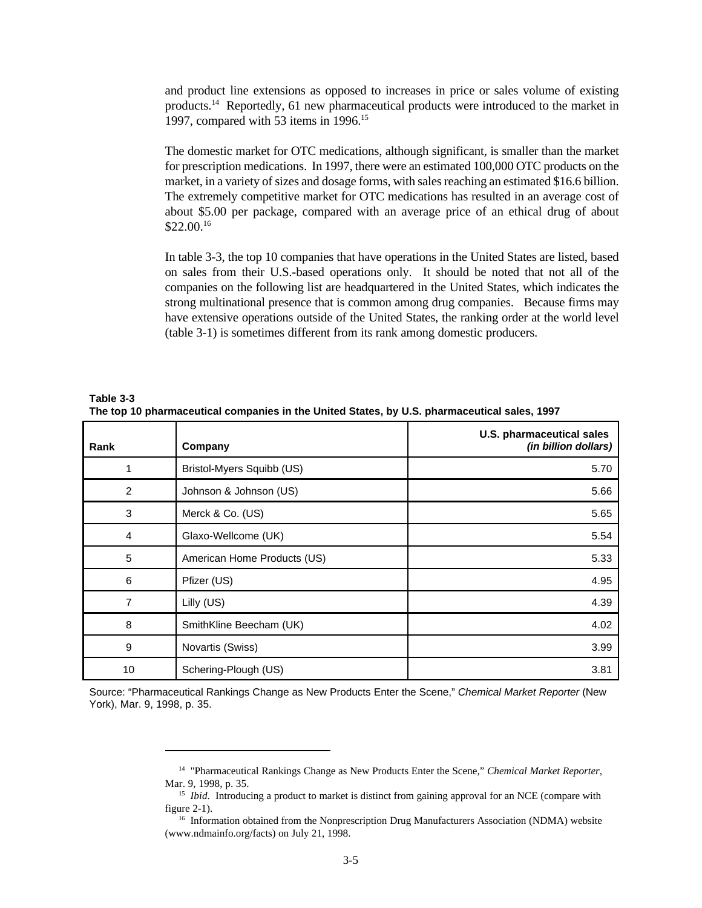and product line extensions as opposed to increases in price or sales volume of existing products.[14] Reportedly, 61 new pharmaceutical products were introduced to the market in 1997, compared with 53 items in 1996.[15]

The domestic market for OTC medications, although significant, is smaller than the market for prescription medications. In 1997, there were an estimated 100,000 OTC products on the market, in a variety of sizes and dosage forms, with sales reaching an estimated $16.6 billion. The extremely competitive market for OTC medications has resulted in an average cost of about $5.00 per package, compared with an average price of an ethical drug of about $22.00.[16]

In table 3-3, the top 10 companies that have operations in the United States are listed, based on sales from their U.S.-based operations only. It should be noted that not all of the companies on the following list are headquartered in the United States, which indicates the strong multinational presence that is common among drug companies. Because firms may have extensive operations outside of the United States, the ranking order at the world level (table 3-1) is sometimes different from its rank among domestic producers.

**Table 3-3**
**The top 10 pharmaceutical companies in the United States, by U.S. pharmaceutical sales, 1997**

| Rank | Company | U.S. pharmaceutical sales *(in billion dollars)* |
|---|---|---|
| 1 | Bristol-Myers Squibb (US) | 5.70 |
| 2 | Johnson & Johnson (US) | 5.66 |
| 3 | Merck & Co. (US) | 5.65 |
| 4 | Glaxo-Wellcome (UK) | 5.54 |
| 5 | American Home Products (US) | 5.33 |
| 6 | Pfizer (US) | 4.95 |
| 7 | Lilly (US) | 4.39 |
| 8 | SmithKline Beecham (UK) | 4.02 |
| 9 | Novartis (Swiss) | 3.99 |
| 10 | Schering-Plough (US) | 3.81 |

Source: "Pharmaceutical Rankings Change as New Products Enter the Scene," *Chemical Market Reporter* (New York), Mar. 9, 1998, p. 35.

---

[14] "Pharmaceutical Rankings Change as New Products Enter the Scene," *Chemical Market Reporter*, Mar. 9, 1998, p. 35.

[15] *Ibid*. Introducing a product to market is distinct from gaining approval for an NCE (compare with figure 2-1).

[16] Information obtained from the Nonprescription Drug Manufacturers Association (NDMA) website (www.ndmainfo.org/facts) on July 21, 1998.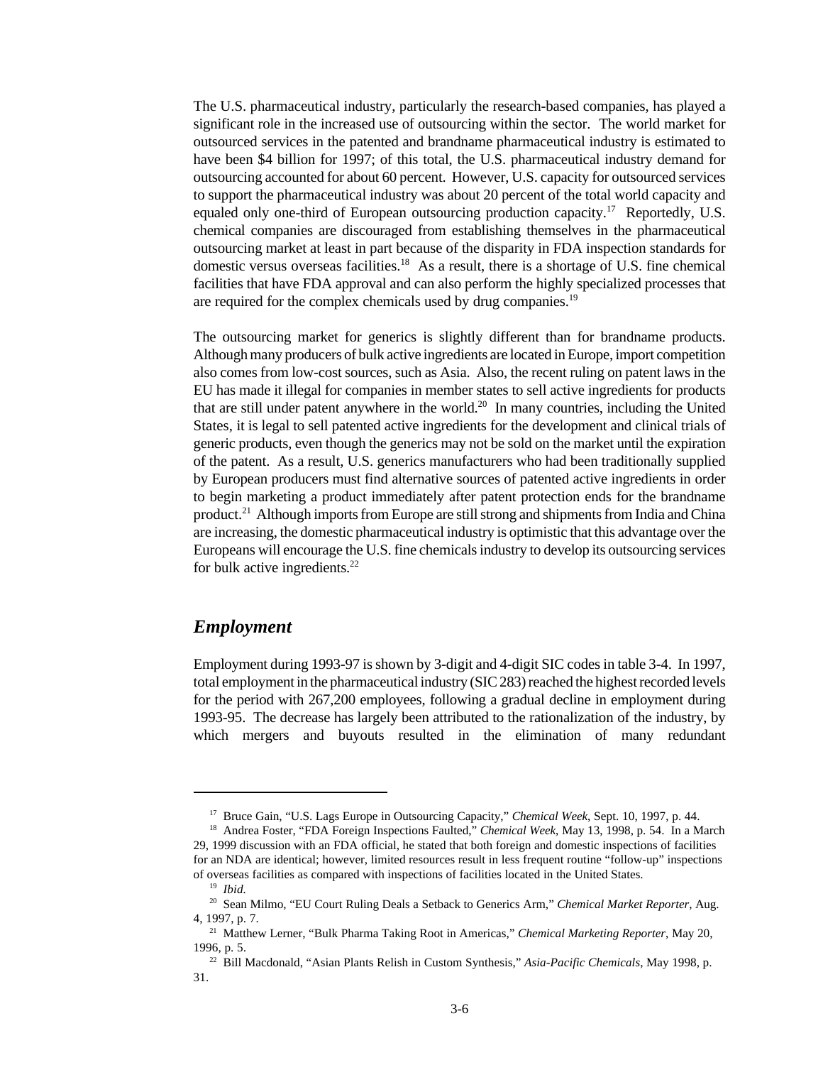The U.S. pharmaceutical industry, particularly the research-based companies, has played a significant role in the increased use of outsourcing within the sector. The world market for outsourced services in the patented and brandname pharmaceutical industry is estimated to have been $4 billion for 1997; of this total, the U.S. pharmaceutical industry demand for outsourcing accounted for about 60 percent. However, U.S. capacity for outsourced services to support the pharmaceutical industry was about 20 percent of the total world capacity and equaled only one-third of European outsourcing production capacity.[17] Reportedly, U.S. chemical companies are discouraged from establishing themselves in the pharmaceutical outsourcing market at least in part because of the disparity in FDA inspection standards for domestic versus overseas facilities.[18] As a result, there is a shortage of U.S. fine chemical facilities that have FDA approval and can also perform the highly specialized processes that are required for the complex chemicals used by drug companies.[19]

The outsourcing market for generics is slightly different than for brandname products. Although many producers of bulk active ingredients are located in Europe, import competition also comes from low-cost sources, such as Asia. Also, the recent ruling on patent laws in the EU has made it illegal for companies in member states to sell active ingredients for products that are still under patent anywhere in the world.[20] In many countries, including the United States, it is legal to sell patented active ingredients for the development and clinical trials of generic products, even though the generics may not be sold on the market until the expiration of the patent. As a result, U.S. generics manufacturers who had been traditionally supplied by European producers must find alternative sources of patented active ingredients in order to begin marketing a product immediately after patent protection ends for the brandname product.[21] Although imports from Europe are still strong and shipments from India and China are increasing, the domestic pharmaceutical industry is optimistic that this advantage over the Europeans will encourage the U.S. fine chemicals industry to develop its outsourcing services for bulk active ingredients.[22]

## *Employment*

Employment during 1993-97 is shown by 3-digit and 4-digit SIC codes in table 3-4. In 1997, total employment in the pharmaceutical industry (SIC 283) reached the highest recorded levels for the period with 267,200 employees, following a gradual decline in employment during 1993-95. The decrease has largely been attributed to the rationalization of the industry, by which mergers and buyouts resulted in the elimination of many redundant

---

[17] Bruce Gain, "U.S. Lags Europe in Outsourcing Capacity," *Chemical Week*, Sept. 10, 1997, p. 44.

[18] Andrea Foster, "FDA Foreign Inspections Faulted," *Chemical Week*, May 13, 1998, p. 54. In a March 29, 1999 discussion with an FDA official, he stated that both foreign and domestic inspections of facilities for an NDA are identical; however, limited resources result in less frequent routine "follow-up" inspections of overseas facilities as compared with inspections of facilities located in the United States.

[19] *Ibid.*

[20] Sean Milmo, "EU Court Ruling Deals a Setback to Generics Arm," *Chemical Market Reporter*, Aug. 4, 1997, p. 7.

[21] Matthew Lerner, "Bulk Pharma Taking Root in Americas," *Chemical Marketing Reporter*, May 20, 1996, p. 5.

[22] Bill Macdonald, "Asian Plants Relish in Custom Synthesis," *Asia-Pacific Chemicals*, May 1998, p. 31.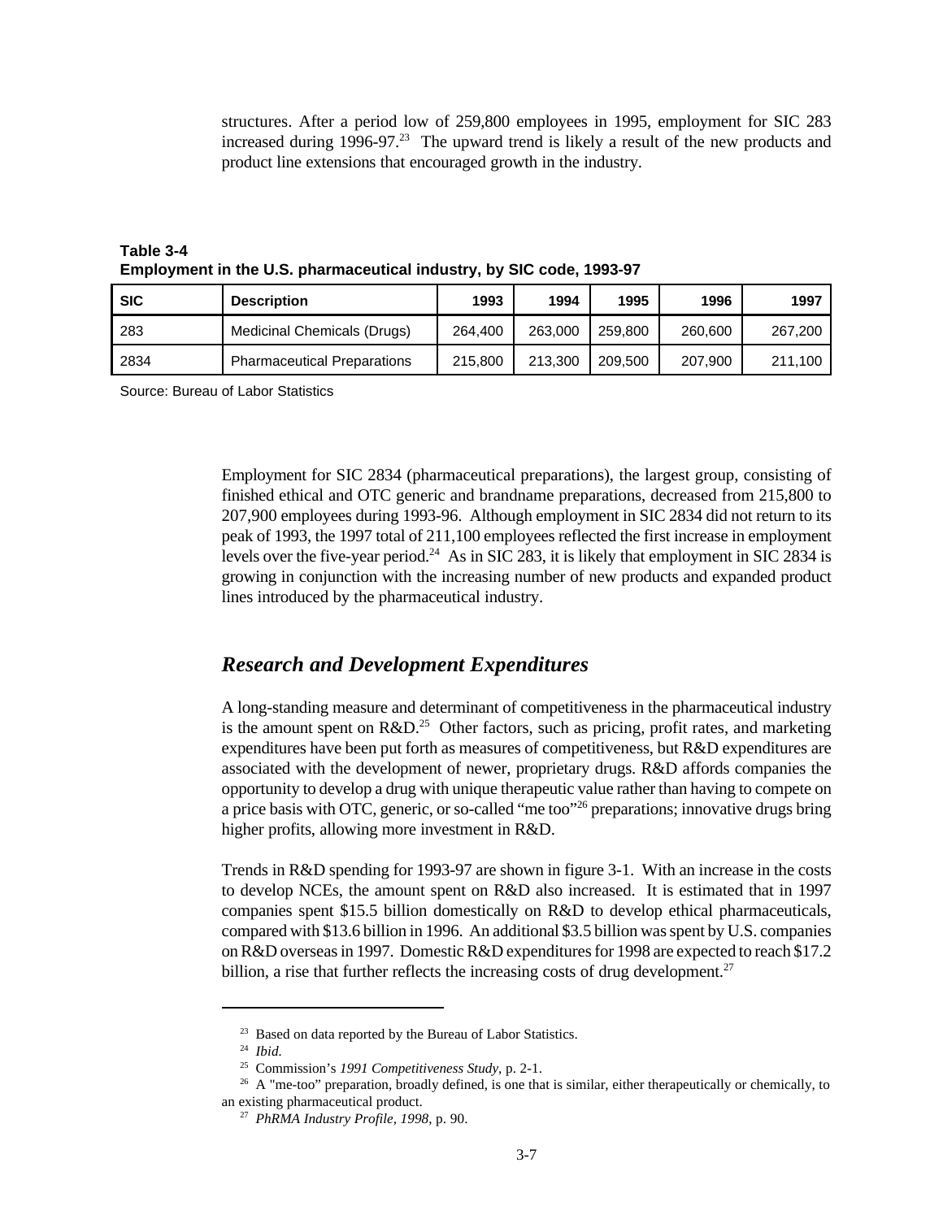structures. After a period low of 259,800 employees in 1995, employment for SIC 283 increased during 1996-97.[23] The upward trend is likely a result of the new products and product line extensions that encouraged growth in the industry.

**Table 3-4**
**Employment in the U.S. pharmaceutical industry, by SIC code, 1993-97**

| SIC | Description | 1993 | 1994 | 1995 | 1996 | 1997 |
|---|---|---|---|---|---|---|
| 283 | Medicinal Chemicals (Drugs) | 264,400 | 263,000 | 259,800 | 260,600 | 267,200 |
| 2834 | Pharmaceutical Preparations | 215,800 | 213,300 | 209,500 | 207,900 | 211,100 |

Source: Bureau of Labor Statistics

Employment for SIC 2834 (pharmaceutical preparations), the largest group, consisting of finished ethical and OTC generic and brandname preparations, decreased from 215,800 to 207,900 employees during 1993-96. Although employment in SIC 2834 did not return to its peak of 1993, the 1997 total of 211,100 employees reflected the first increase in employment levels over the five-year period.[24] As in SIC 283, it is likely that employment in SIC 2834 is growing in conjunction with the increasing number of new products and expanded product lines introduced by the pharmaceutical industry.

## *Research and Development Expenditures*

A long-standing measure and determinant of competitiveness in the pharmaceutical industry is the amount spent on R&D.[25] Other factors, such as pricing, profit rates, and marketing expenditures have been put forth as measures of competitiveness, but R&D expenditures are associated with the development of newer, proprietary drugs. R&D affords companies the opportunity to develop a drug with unique therapeutic value rather than having to compete on a price basis with OTC, generic, or so-called "me too"[26] preparations; innovative drugs bring higher profits, allowing more investment in R&D.

Trends in R&D spending for 1993-97 are shown in figure 3-1. With an increase in the costs to develop NCEs, the amount spent on R&D also increased. It is estimated that in 1997 companies spent $15.5 billion domestically on R&D to develop ethical pharmaceuticals, compared with $13.6 billion in 1996. An additional $3.5 billion was spent by U.S. companies on R&D overseas in 1997. Domestic R&D expenditures for 1998 are expected to reach $17.2 billion, a rise that further reflects the increasing costs of drug development.[27]

---

[23] Based on data reported by the Bureau of Labor Statistics.

[24] *Ibid.*

[25] Commission's *1991 Competitiveness Study*, p. 2-1.

[26] A "me-too" preparation, broadly defined, is one that is similar, either therapeutically or chemically, to an existing pharmaceutical product.

[27] *PhRMA Industry Profile, 1998*, p. 90.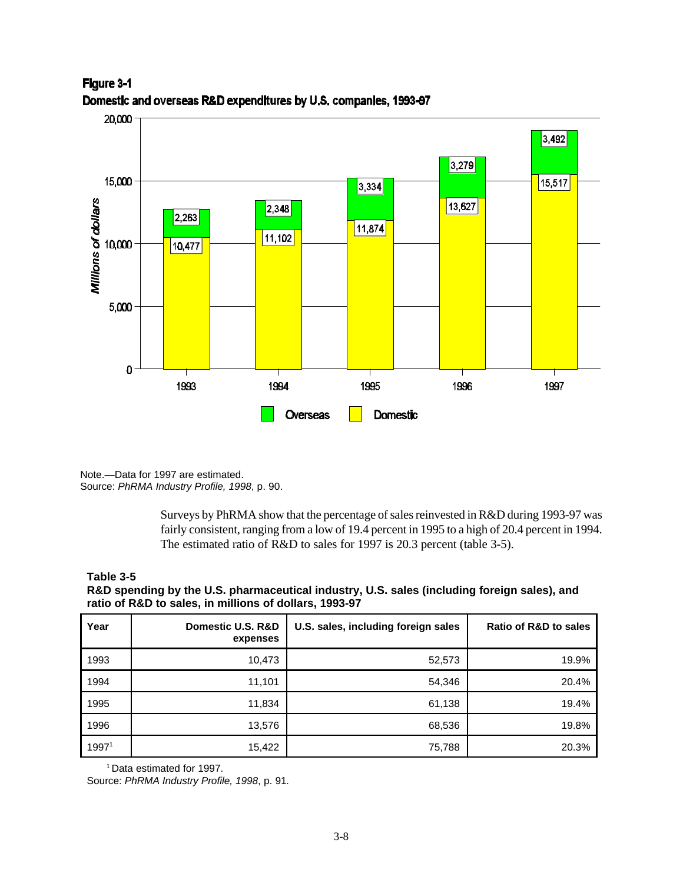**Figure 3-1**
**Domestic and overseas R&D expenditures by U.S. companies, 1993-97**

| Year | Domestic | Overseas |
|---|---|---|
| 1993 | 10,477 | 2,263 |
| 1994 | 11,102 | 2,348 |
| 1995 | 11,874 | 3,334 |
| 1996 | 13,627 | 3,279 |
| 1997 | 15,517 | 3,492 |

*Millions of dollars*

Note.—Data for 1997 are estimated.
Source: *PhRMA Industry Profile, 1998*, p. 90.

Surveys by PhRMA show that the percentage of sales reinvested in R&D during 1993-97 was fairly consistent, ranging from a low of 19.4 percent in 1995 to a high of 20.4 percent in 1994. The estimated ratio of R&D to sales for 1997 is 20.3 percent (table 3-5).

**Table 3-5**
**R&D spending by the U.S. pharmaceutical industry, U.S. sales (including foreign sales), and ratio of R&D to sales, in millions of dollars, 1993-97**

| Year | Domestic U.S. R&D expenses | U.S. sales, including foreign sales | Ratio of R&D to sales |
|---|---|---|---|
| 1993 | 10,473 | 52,573 | 19.9% |
| 1994 | 11,101 | 54,346 | 20.4% |
| 1995 | 11,834 | 61,138 | 19.4% |
| 1996 | 13,576 | 68,536 | 19.8% |
| 1997[1] | 15,422 | 75,788 | 20.3% |

[1] Data estimated for 1997.
Source: *PhRMA Industry Profile, 1998*, p. 91.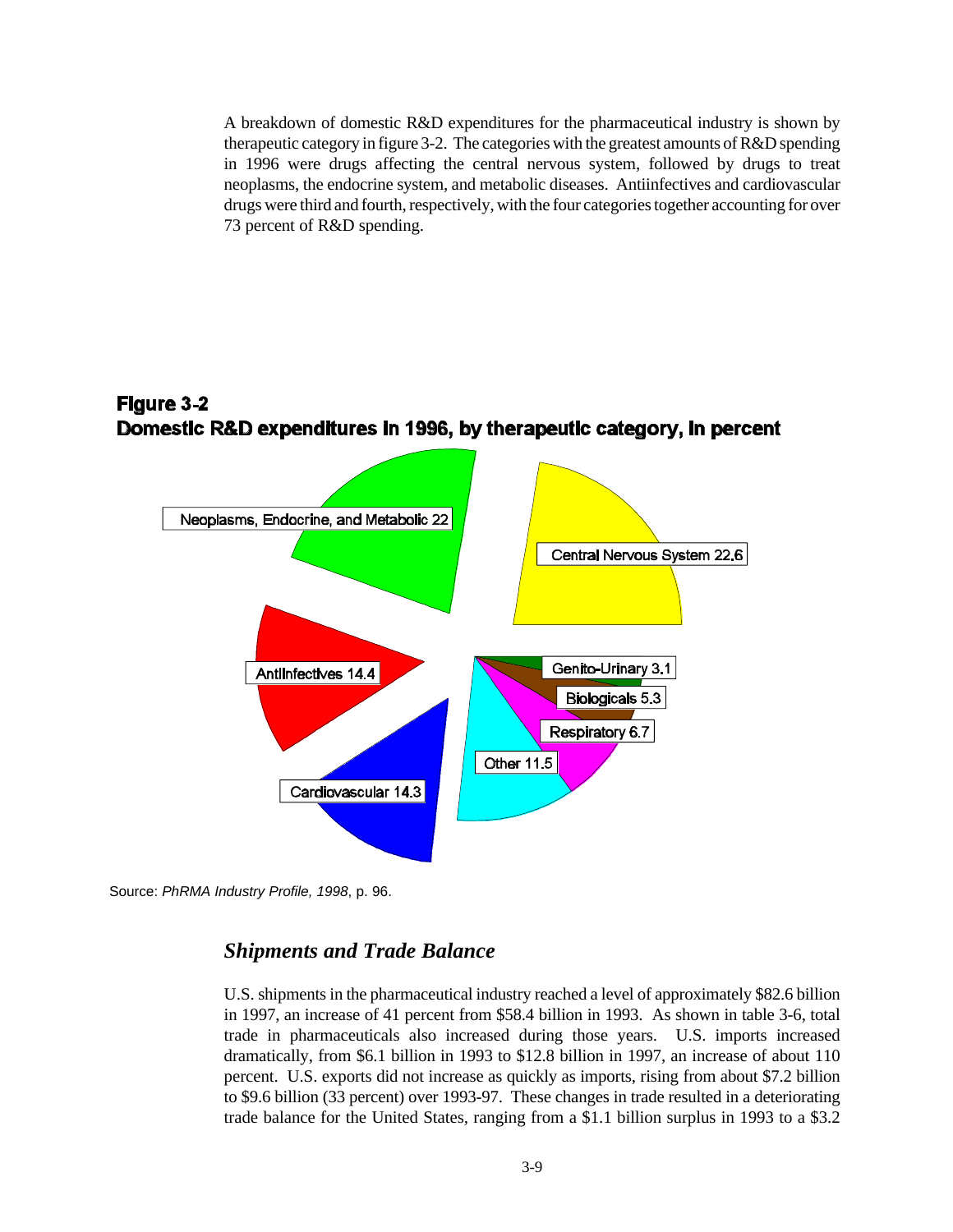A breakdown of domestic R&D expenditures for the pharmaceutical industry is shown by therapeutic category in figure 3-2. The categories with the greatest amounts of R&D spending in 1996 were drugs affecting the central nervous system, followed by drugs to treat neoplasms, the endocrine system, and metabolic diseases. Antiinfectives and cardiovascular drugs were third and fourth, respectively, with the four categories together accounting for over 73 percent of R&D spending.

**Figure 3-2**
**Domestic R&D expenditures in 1996, by therapeutic category, in percent**

| Therapeutic category | Percent |
|---|---|
| Central Nervous System | 22.6 |
| Neoplasms, Endocrine, and Metabolic | 22 |
| Antiinfectives | 14.4 |
| Cardiovascular | 14.3 |
| Other | 11.5 |
| Respiratory | 6.7 |
| Biologicals | 5.3 |
| Genito-Urinary | 3.1 |

Source: *PhRMA Industry Profile, 1998*, p. 96.

### *Shipments and Trade Balance*

U.S. shipments in the pharmaceutical industry reached a level of approximately $82.6 billion in 1997, an increase of 41 percent from $58.4 billion in 1993. As shown in table 3-6, total trade in pharmaceuticals also increased during those years. U.S. imports increased dramatically, from $6.1 billion in 1993 to $12.8 billion in 1997, an increase of about 110 percent. U.S. exports did not increase as quickly as imports, rising from about $7.2 billion to $9.6 billion (33 percent) over 1993-97. These changes in trade resulted in a deteriorating trade balance for the United States, ranging from a $1.1 billion surplus in 1993 to a $3.2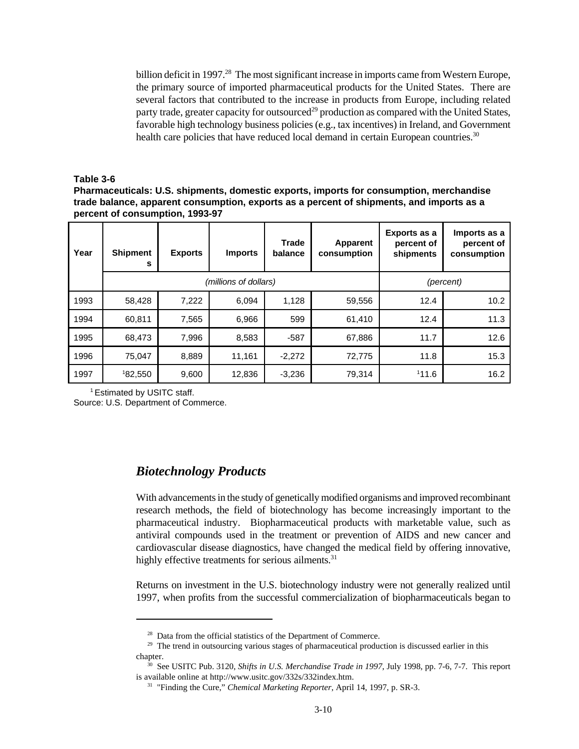billion deficit in 1997.[28] The most significant increase in imports came from Western Europe, the primary source of imported pharmaceutical products for the United States. There are several factors that contributed to the increase in products from Europe, including related party trade, greater capacity for outsourced[29] production as compared with the United States, favorable high technology business policies (e.g., tax incentives) in Ireland, and Government health care policies that have reduced local demand in certain European countries.[30]

**Table 3-6**
**Pharmaceuticals: U.S. shipments, domestic exports, imports for consumption, merchandise trade balance, apparent consumption, exports as a percent of shipments, and imports as a percent of consumption, 1993-97**

| Year | Shipments | Exports | Imports | Trade balance | Apparent consumption | Exports as a percent of shipments | Imports as a percent of consumption |
|---|---|---|---|---|---|---|---|
| | *(millions of dollars)* | | | | | *(percent)* | |
| 1993 | 58,428 | 7,222 | 6,094 | 1,128 | 59,556 | 12.4 | 10.2 |
| 1994 | 60,811 | 7,565 | 6,966 | 599 | 61,410 | 12.4 | 11.3 |
| 1995 | 68,473 | 7,996 | 8,583 | -587 | 67,886 | 11.7 | 12.6 |
| 1996 | 75,047 | 8,889 | 11,161 | -2,272 | 72,775 | 11.8 | 15.3 |
| 1997 | [1]82,550 | 9,600 | 12,836 | -3,236 | 79,314 | [1]11.6 | 16.2 |

[1] Estimated by USITC staff.
Source: U.S. Department of Commerce.

## *Biotechnology Products*

With advancements in the study of genetically modified organisms and improved recombinant research methods, the field of biotechnology has become increasingly important to the pharmaceutical industry. Biopharmaceutical products with marketable value, such as antiviral compounds used in the treatment or prevention of AIDS and new cancer and cardiovascular disease diagnostics, have changed the medical field by offering innovative, highly effective treatments for serious ailments.[31]

Returns on investment in the U.S. biotechnology industry were not generally realized until 1997, when profits from the successful commercialization of biopharmaceuticals began to

---

[28] Data from the official statistics of the Department of Commerce.

[29] The trend in outsourcing various stages of pharmaceutical production is discussed earlier in this chapter.

[30] See USITC Pub. 3120, *Shifts in U.S. Merchandise Trade in 1997*, July 1998, pp. 7-6, 7-7. This report is available online at http://www.usitc.gov/332s/332index.htm.

[31] "Finding the Cure," *Chemical Marketing Reporter*, April 14, 1997, p. SR-3.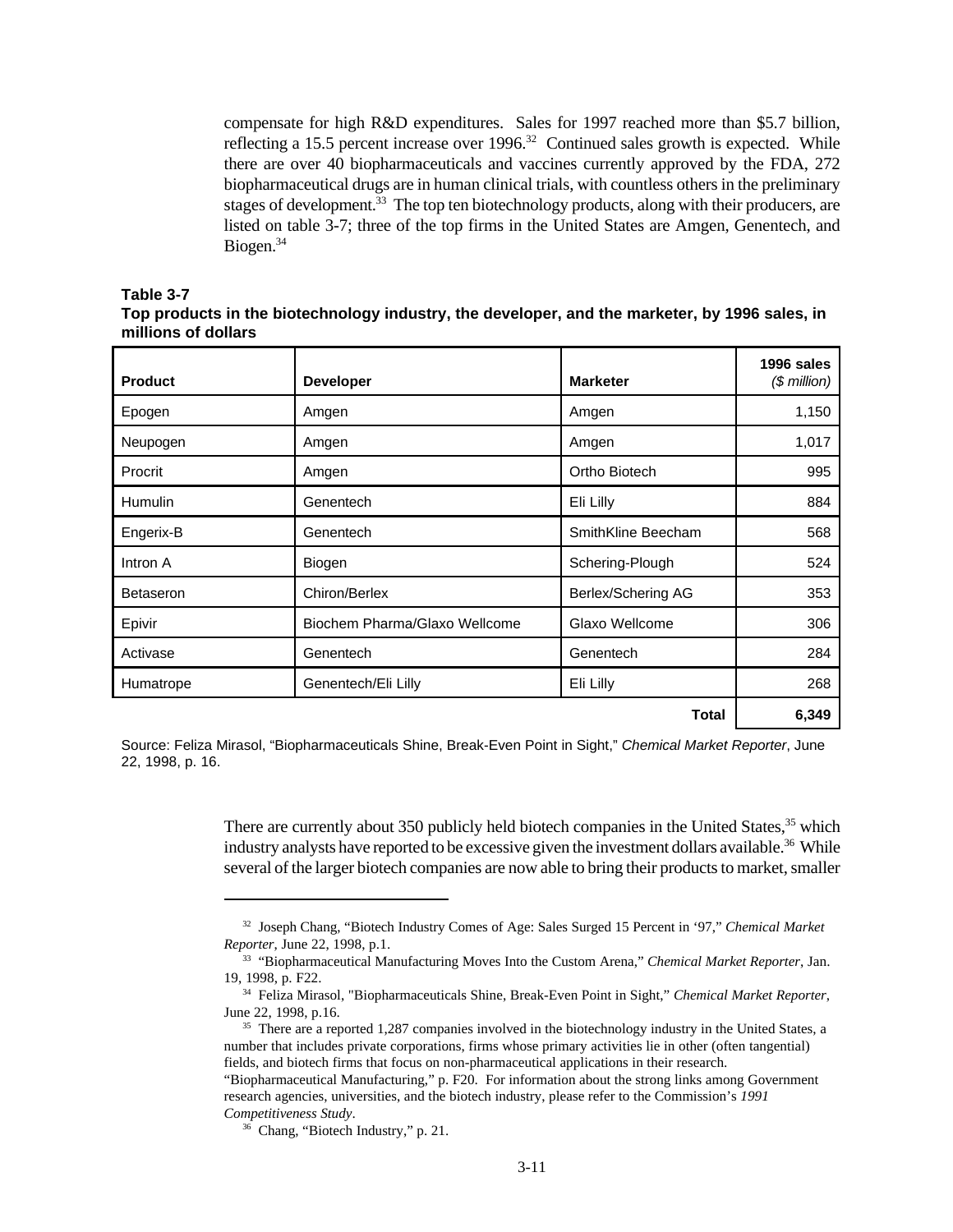compensate for high R&D expenditures. Sales for 1997 reached more than $5.7 billion, reflecting a 15.5 percent increase over 1996.[32] Continued sales growth is expected. While there are over 40 biopharmaceuticals and vaccines currently approved by the FDA, 272 biopharmaceutical drugs are in human clinical trials, with countless others in the preliminary stages of development.[33] The top ten biotechnology products, along with their producers, are listed on table 3-7; three of the top firms in the United States are Amgen, Genentech, and Biogen.[34]

**Table 3-7**
**Top products in the biotechnology industry, the developer, and the marketer, by 1996 sales, in millions of dollars**

| Product | Developer | Marketer | 1996 sales *($ million)* |
|---|---|---|---:|
| Epogen | Amgen | Amgen | 1,150 |
| Neupogen | Amgen | Amgen | 1,017 |
| Procrit | Amgen | Ortho Biotech | 995 |
| Humulin | Genentech | Eli Lilly | 884 |
| Engerix-B | Genentech | SmithKline Beecham | 568 |
| Intron A | Biogen | Schering-Plough | 524 |
| Betaseron | Chiron/Berlex | Berlex/Schering AG | 353 |
| Epivir | Biochem Pharma/Glaxo Wellcome | Glaxo Wellcome | 306 |
| Activase | Genentech | Genentech | 284 |
| Humatrope | Genentech/Eli Lilly | Eli Lilly | 268 |
| | | **Total** | **6,349** |

Source: Feliza Mirasol, "Biopharmaceuticals Shine, Break-Even Point in Sight," *Chemical Market Reporter*, June 22, 1998, p. 16.

There are currently about 350 publicly held biotech companies in the United States,[35] which industry analysts have reported to be excessive given the investment dollars available.[36] While several of the larger biotech companies are now able to bring their products to market, smaller

[32] Joseph Chang, "Biotech Industry Comes of Age: Sales Surged 15 Percent in '97," *Chemical Market Reporter*, June 22, 1998, p.1.

[33] "Biopharmaceutical Manufacturing Moves Into the Custom Arena," *Chemical Market Reporter*, Jan. 19, 1998, p. F22.

[34] Feliza Mirasol, "Biopharmaceuticals Shine, Break-Even Point in Sight," *Chemical Market Reporter*, June 22, 1998, p.16.

[35] There are a reported 1,287 companies involved in the biotechnology industry in the United States, a number that includes private corporations, firms whose primary activities lie in other (often tangential) fields, and biotech firms that focus on non-pharmaceutical applications in their research. "Biopharmaceutical Manufacturing," p. F20. For information about the strong links among Government research agencies, universities, and the biotech industry, please refer to the Commission's *1991 Competitiveness Study*.

[36] Chang, "Biotech Industry," p. 21.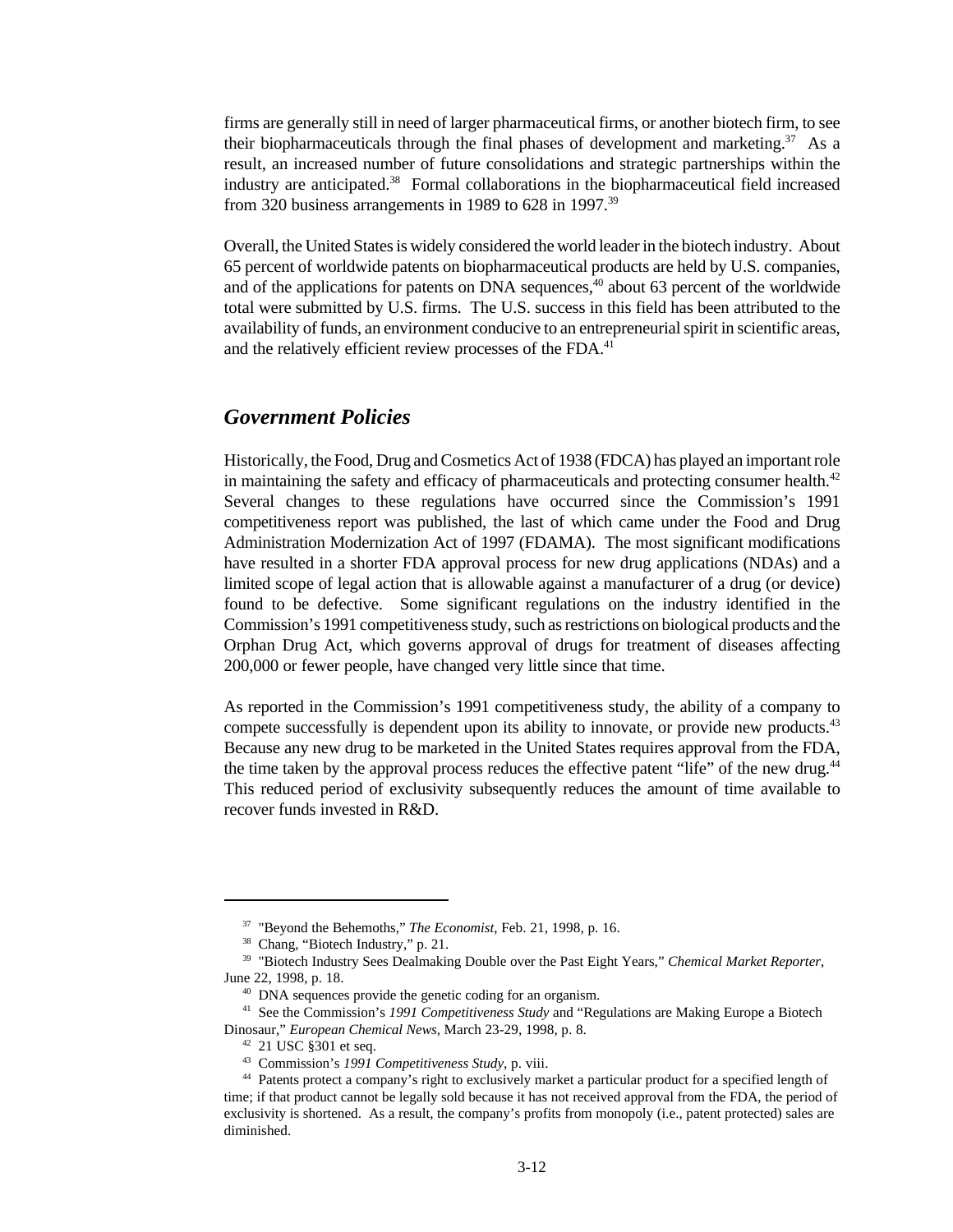firms are generally still in need of larger pharmaceutical firms, or another biotech firm, to see their biopharmaceuticals through the final phases of development and marketing.[37] As a result, an increased number of future consolidations and strategic partnerships within the industry are anticipated.[38] Formal collaborations in the biopharmaceutical field increased from 320 business arrangements in 1989 to 628 in 1997.[39]

Overall, the United States is widely considered the world leader in the biotech industry. About 65 percent of worldwide patents on biopharmaceutical products are held by U.S. companies, and of the applications for patents on DNA sequences,[40] about 63 percent of the worldwide total were submitted by U.S. firms. The U.S. success in this field has been attributed to the availability of funds, an environment conducive to an entrepreneurial spirit in scientific areas, and the relatively efficient review processes of the FDA.[41]

## *Government Policies*

Historically, the Food, Drug and Cosmetics Act of 1938 (FDCA) has played an important role in maintaining the safety and efficacy of pharmaceuticals and protecting consumer health.[42] Several changes to these regulations have occurred since the Commission's 1991 competitiveness report was published, the last of which came under the Food and Drug Administration Modernization Act of 1997 (FDAMA). The most significant modifications have resulted in a shorter FDA approval process for new drug applications (NDAs) and a limited scope of legal action that is allowable against a manufacturer of a drug (or device) found to be defective. Some significant regulations on the industry identified in the Commission's 1991 competitiveness study, such as restrictions on biological products and the Orphan Drug Act, which governs approval of drugs for treatment of diseases affecting 200,000 or fewer people, have changed very little since that time.

As reported in the Commission's 1991 competitiveness study, the ability of a company to compete successfully is dependent upon its ability to innovate, or provide new products.[43] Because any new drug to be marketed in the United States requires approval from the FDA, the time taken by the approval process reduces the effective patent "life" of the new drug.[44] This reduced period of exclusivity subsequently reduces the amount of time available to recover funds invested in R&D.

---

[37] "Beyond the Behemoths," *The Economist*, Feb. 21, 1998, p. 16.

[38] Chang, "Biotech Industry," p. 21.

[39] "Biotech Industry Sees Dealmaking Double over the Past Eight Years," *Chemical Market Reporter*, June 22, 1998, p. 18.

[40] DNA sequences provide the genetic coding for an organism.

[41] See the Commission's *1991 Competitiveness Study* and "Regulations are Making Europe a Biotech Dinosaur," *European Chemical News*, March 23-29, 1998, p. 8.

[42] 21 USC §301 et seq.

[43] Commission's *1991 Competitiveness Study*, p. viii.

[44] Patents protect a company's right to exclusively market a particular product for a specified length of time; if that product cannot be legally sold because it has not received approval from the FDA, the period of exclusivity is shortened. As a result, the company's profits from monopoly (i.e., patent protected) sales are diminished.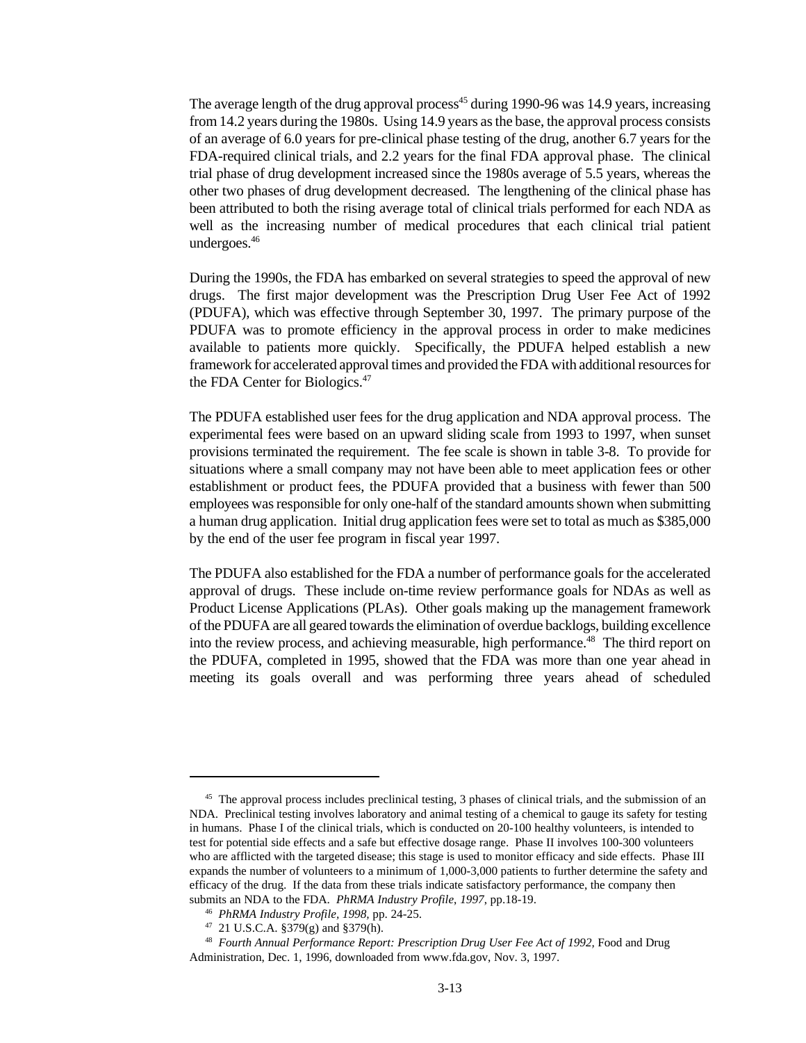The average length of the drug approval process[45] during 1990-96 was 14.9 years, increasing from 14.2 years during the 1980s. Using 14.9 years as the base, the approval process consists of an average of 6.0 years for pre-clinical phase testing of the drug, another 6.7 years for the FDA-required clinical trials, and 2.2 years for the final FDA approval phase. The clinical trial phase of drug development increased since the 1980s average of 5.5 years, whereas the other two phases of drug development decreased. The lengthening of the clinical phase has been attributed to both the rising average total of clinical trials performed for each NDA as well as the increasing number of medical procedures that each clinical trial patient undergoes.[46]

During the 1990s, the FDA has embarked on several strategies to speed the approval of new drugs. The first major development was the Prescription Drug User Fee Act of 1992 (PDUFA), which was effective through September 30, 1997. The primary purpose of the PDUFA was to promote efficiency in the approval process in order to make medicines available to patients more quickly. Specifically, the PDUFA helped establish a new framework for accelerated approval times and provided the FDA with additional resources for the FDA Center for Biologics.[47]

The PDUFA established user fees for the drug application and NDA approval process. The experimental fees were based on an upward sliding scale from 1993 to 1997, when sunset provisions terminated the requirement. The fee scale is shown in table 3-8. To provide for situations where a small company may not have been able to meet application fees or other establishment or product fees, the PDUFA provided that a business with fewer than 500 employees was responsible for only one-half of the standard amounts shown when submitting a human drug application. Initial drug application fees were set to total as much as $385,000 by the end of the user fee program in fiscal year 1997.

The PDUFA also established for the FDA a number of performance goals for the accelerated approval of drugs. These include on-time review performance goals for NDAs as well as Product License Applications (PLAs). Other goals making up the management framework of the PDUFA are all geared towards the elimination of overdue backlogs, building excellence into the review process, and achieving measurable, high performance.[48] The third report on the PDUFA, completed in 1995, showed that the FDA was more than one year ahead in meeting its goals overall and was performing three years ahead of scheduled

---

[45] The approval process includes preclinical testing, 3 phases of clinical trials, and the submission of an NDA. Preclinical testing involves laboratory and animal testing of a chemical to gauge its safety for testing in humans. Phase I of the clinical trials, which is conducted on 20-100 healthy volunteers, is intended to test for potential side effects and a safe but effective dosage range. Phase II involves 100-300 volunteers who are afflicted with the targeted disease; this stage is used to monitor efficacy and side effects. Phase III expands the number of volunteers to a minimum of 1,000-3,000 patients to further determine the safety and efficacy of the drug. If the data from these trials indicate satisfactory performance, the company then submits an NDA to the FDA. *PhRMA Industry Profile, 1997*, pp.18-19.

[46] *PhRMA Industry Profile, 1998,* pp. 24-25.

[47] 21 U.S.C.A. §379(g) and §379(h).

[48] *Fourth Annual Performance Report: Prescription Drug User Fee Act of 1992,* Food and Drug Administration, Dec. 1, 1996, downloaded from www.fda.gov, Nov. 3, 1997.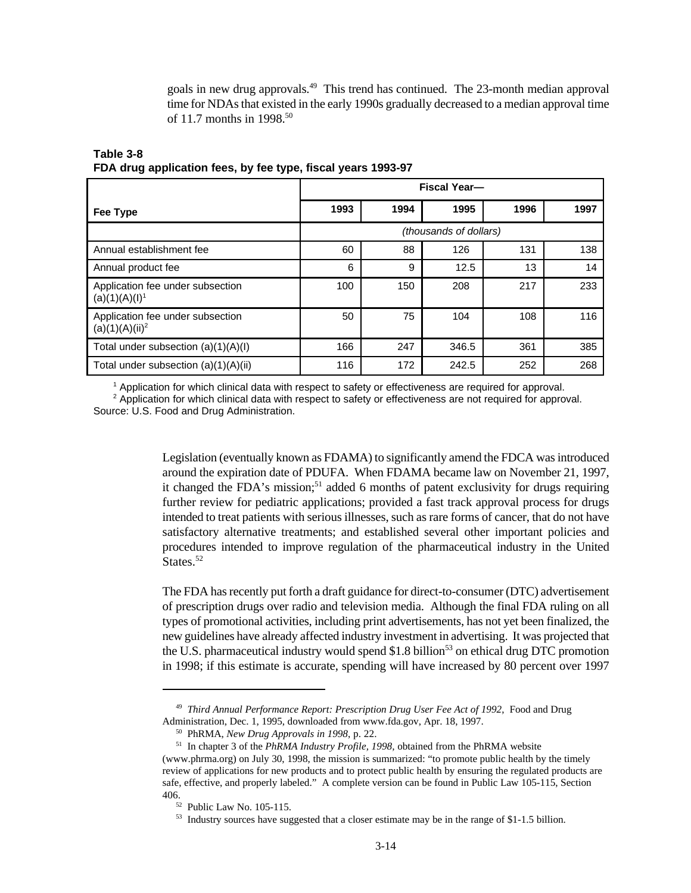goals in new drug approvals.[49] This trend has continued. The 23-month median approval time for NDAs that existed in the early 1990s gradually decreased to a median approval time of 11.7 months in 1998.[50]

**Table 3-8**
**FDA drug application fees, by fee type, fiscal years 1993-97**

| Fee Type | Fiscal Year— | | | | |
|---|---|---|---|---|---|
| | 1993 | 1994 | 1995 | 1996 | 1997 |
| | *(thousands of dollars)* | | | | |
| Annual establishment fee | 60 | 88 | 126 | 131 | 138 |
| Annual product fee | 6 | 9 | 12.5 | 13 | 14 |
| Application fee under subsection (a)(1)(A)(I)[1] | 100 | 150 | 208 | 217 | 233 |
| Application fee under subsection (a)(1)(A)(ii)[2] | 50 | 75 | 104 | 108 | 116 |
| Total under subsection (a)(1)(A)(I) | 166 | 247 | 346.5 | 361 | 385 |
| Total under subsection (a)(1)(A)(ii) | 116 | 172 | 242.5 | 252 | 268 |

[1] Application for which clinical data with respect to safety or effectiveness are required for approval.
[2] Application for which clinical data with respect to safety or effectiveness are not required for approval.
Source: U.S. Food and Drug Administration.

Legislation (eventually known as FDAMA) to significantly amend the FDCA was introduced around the expiration date of PDUFA. When FDAMA became law on November 21, 1997, it changed the FDA's mission;[51] added 6 months of patent exclusivity for drugs requiring further review for pediatric applications; provided a fast track approval process for drugs intended to treat patients with serious illnesses, such as rare forms of cancer, that do not have satisfactory alternative treatments; and established several other important policies and procedures intended to improve regulation of the pharmaceutical industry in the United States.[52]

The FDA has recently put forth a draft guidance for direct-to-consumer (DTC) advertisement of prescription drugs over radio and television media. Although the final FDA ruling on all types of promotional activities, including print advertisements, has not yet been finalized, the new guidelines have already affected industry investment in advertising. It was projected that the U.S. pharmaceutical industry would spend \$1.8 billion[53] on ethical drug DTC promotion in 1998; if this estimate is accurate, spending will have increased by 80 percent over 1997

---

[49] *Third Annual Performance Report: Prescription Drug User Fee Act of 1992*, Food and Drug Administration, Dec. 1, 1995, downloaded from www.fda.gov, Apr. 18, 1997.

[50] PhRMA, *New Drug Approvals in 1998*, p. 22.

[51] In chapter 3 of the *PhRMA Industry Profile, 1998*, obtained from the PhRMA website (www.phrma.org) on July 30, 1998, the mission is summarized: "to promote public health by the timely review of applications for new products and to protect public health by ensuring the regulated products are safe, effective, and properly labeled." A complete version can be found in Public Law 105-115, Section 406.

[52] Public Law No. 105-115.

[53] Industry sources have suggested that a closer estimate may be in the range of \$1-1.5 billion.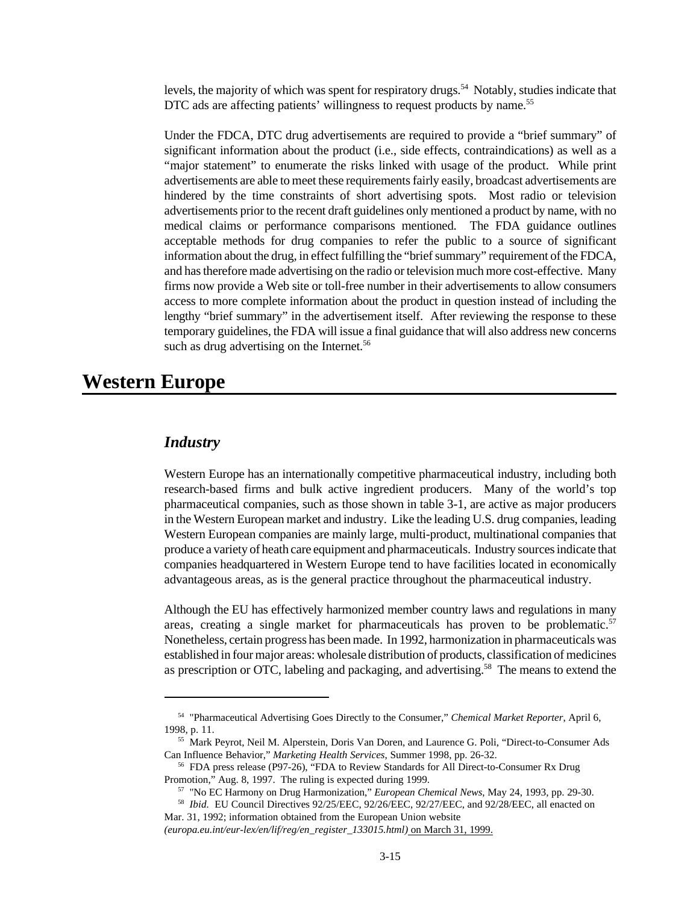levels, the majority of which was spent for respiratory drugs.[54] Notably, studies indicate that DTC ads are affecting patients' willingness to request products by name.[55]

Under the FDCA, DTC drug advertisements are required to provide a "brief summary" of significant information about the product (i.e., side effects, contraindications) as well as a "major statement" to enumerate the risks linked with usage of the product. While print advertisements are able to meet these requirements fairly easily, broadcast advertisements are hindered by the time constraints of short advertising spots. Most radio or television advertisements prior to the recent draft guidelines only mentioned a product by name, with no medical claims or performance comparisons mentioned. The FDA guidance outlines acceptable methods for drug companies to refer the public to a source of significant information about the drug, in effect fulfilling the "brief summary" requirement of the FDCA, and has therefore made advertising on the radio or television much more cost-effective. Many firms now provide a Web site or toll-free number in their advertisements to allow consumers access to more complete information about the product in question instead of including the lengthy "brief summary" in the advertisement itself. After reviewing the response to these temporary guidelines, the FDA will issue a final guidance that will also address new concerns such as drug advertising on the Internet.[56]

# Western Europe

## *Industry*

Western Europe has an internationally competitive pharmaceutical industry, including both research-based firms and bulk active ingredient producers. Many of the world's top pharmaceutical companies, such as those shown in table 3-1, are active as major producers in the Western European market and industry. Like the leading U.S. drug companies, leading Western European companies are mainly large, multi-product, multinational companies that produce a variety of heath care equipment and pharmaceuticals. Industry sources indicate that companies headquartered in Western Europe tend to have facilities located in economically advantageous areas, as is the general practice throughout the pharmaceutical industry.

Although the EU has effectively harmonized member country laws and regulations in many areas, creating a single market for pharmaceuticals has proven to be problematic.[57] Nonetheless, certain progress has been made. In 1992, harmonization in pharmaceuticals was established in four major areas: wholesale distribution of products, classification of medicines as prescription or OTC, labeling and packaging, and advertising.[58] The means to extend the

---

[54] "Pharmaceutical Advertising Goes Directly to the Consumer," *Chemical Market Reporter*, April 6, 1998, p. 11.

[55] Mark Peyrot, Neil M. Alperstein, Doris Van Doren, and Laurence G. Poli, "Direct-to-Consumer Ads Can Influence Behavior," *Marketing Health Services*, Summer 1998, pp. 26-32.

[56] FDA press release (P97-26), "FDA to Review Standards for All Direct-to-Consumer Rx Drug Promotion," Aug. 8, 1997. The ruling is expected during 1999.

[57] "No EC Harmony on Drug Harmonization," *European Chemical News*, May 24, 1993, pp. 29-30.

[58] *Ibid.* EU Council Directives 92/25/EEC, 92/26/EEC, 92/27/EEC, and 92/28/EEC, all enacted on Mar. 31, 1992; information obtained from the European Union website *(europa.eu.int/eur-lex/en/lif/reg/en_register_133015.html)* on March 31, 1999.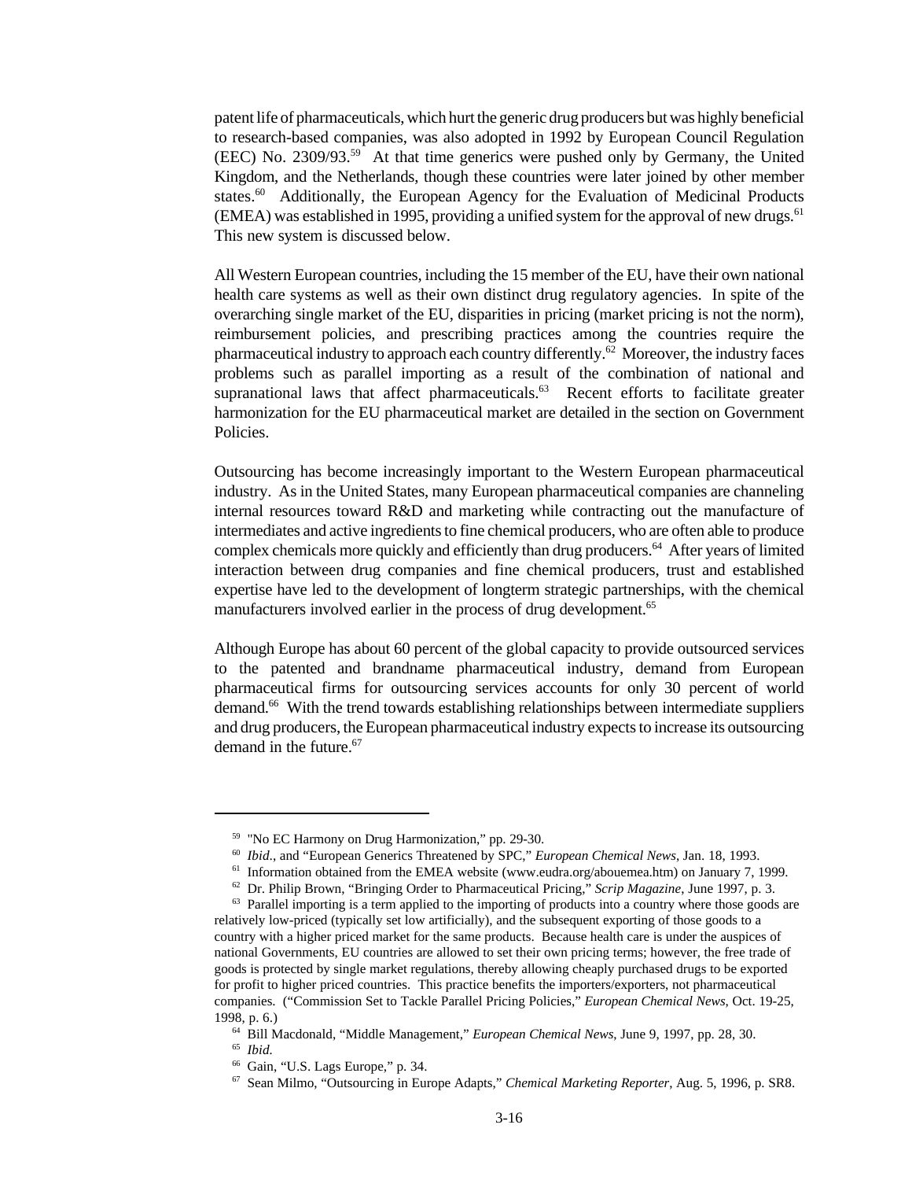patent life of pharmaceuticals, which hurt the generic drug producers but was highly beneficial to research-based companies, was also adopted in 1992 by European Council Regulation (EEC) No. 2309/93.[59] At that time generics were pushed only by Germany, the United Kingdom, and the Netherlands, though these countries were later joined by other member states.[60] Additionally, the European Agency for the Evaluation of Medicinal Products (EMEA) was established in 1995, providing a unified system for the approval of new drugs.[61] This new system is discussed below.

All Western European countries, including the 15 member of the EU, have their own national health care systems as well as their own distinct drug regulatory agencies. In spite of the overarching single market of the EU, disparities in pricing (market pricing is not the norm), reimbursement policies, and prescribing practices among the countries require the pharmaceutical industry to approach each country differently.[62] Moreover, the industry faces problems such as parallel importing as a result of the combination of national and supranational laws that affect pharmaceuticals.[63] Recent efforts to facilitate greater harmonization for the EU pharmaceutical market are detailed in the section on Government Policies.

Outsourcing has become increasingly important to the Western European pharmaceutical industry. As in the United States, many European pharmaceutical companies are channeling internal resources toward R&D and marketing while contracting out the manufacture of intermediates and active ingredients to fine chemical producers, who are often able to produce complex chemicals more quickly and efficiently than drug producers.[64] After years of limited interaction between drug companies and fine chemical producers, trust and established expertise have led to the development of longterm strategic partnerships, with the chemical manufacturers involved earlier in the process of drug development.[65]

Although Europe has about 60 percent of the global capacity to provide outsourced services to the patented and brandname pharmaceutical industry, demand from European pharmaceutical firms for outsourcing services accounts for only 30 percent of world demand.[66] With the trend towards establishing relationships between intermediate suppliers and drug producers, the European pharmaceutical industry expects to increase its outsourcing demand in the future.[67]

---

[59] "No EC Harmony on Drug Harmonization," pp. 29-30.

[60] *Ibid.*, and "European Generics Threatened by SPC," *European Chemical News*, Jan. 18, 1993.

[61] Information obtained from the EMEA website (www.eudra.org/abouemea.htm) on January 7, 1999.

[62] Dr. Philip Brown, "Bringing Order to Pharmaceutical Pricing," *Scrip Magazine*, June 1997, p. 3.

[63] Parallel importing is a term applied to the importing of products into a country where those goods are relatively low-priced (typically set low artificially), and the subsequent exporting of those goods to a country with a higher priced market for the same products. Because health care is under the auspices of national Governments, EU countries are allowed to set their own pricing terms; however, the free trade of goods is protected by single market regulations, thereby allowing cheaply purchased drugs to be exported for profit to higher priced countries. This practice benefits the importers/exporters, not pharmaceutical companies. ("Commission Set to Tackle Parallel Pricing Policies," *European Chemical News*, Oct. 19-25, 1998, p. 6.)

[64] Bill Macdonald, "Middle Management," *European Chemical News*, June 9, 1997, pp. 28, 30.

[65] *Ibid.*

[66] Gain, "U.S. Lags Europe," p. 34.

[67] Sean Milmo, "Outsourcing in Europe Adapts," *Chemical Marketing Reporter*, Aug. 5, 1996, p. SR8.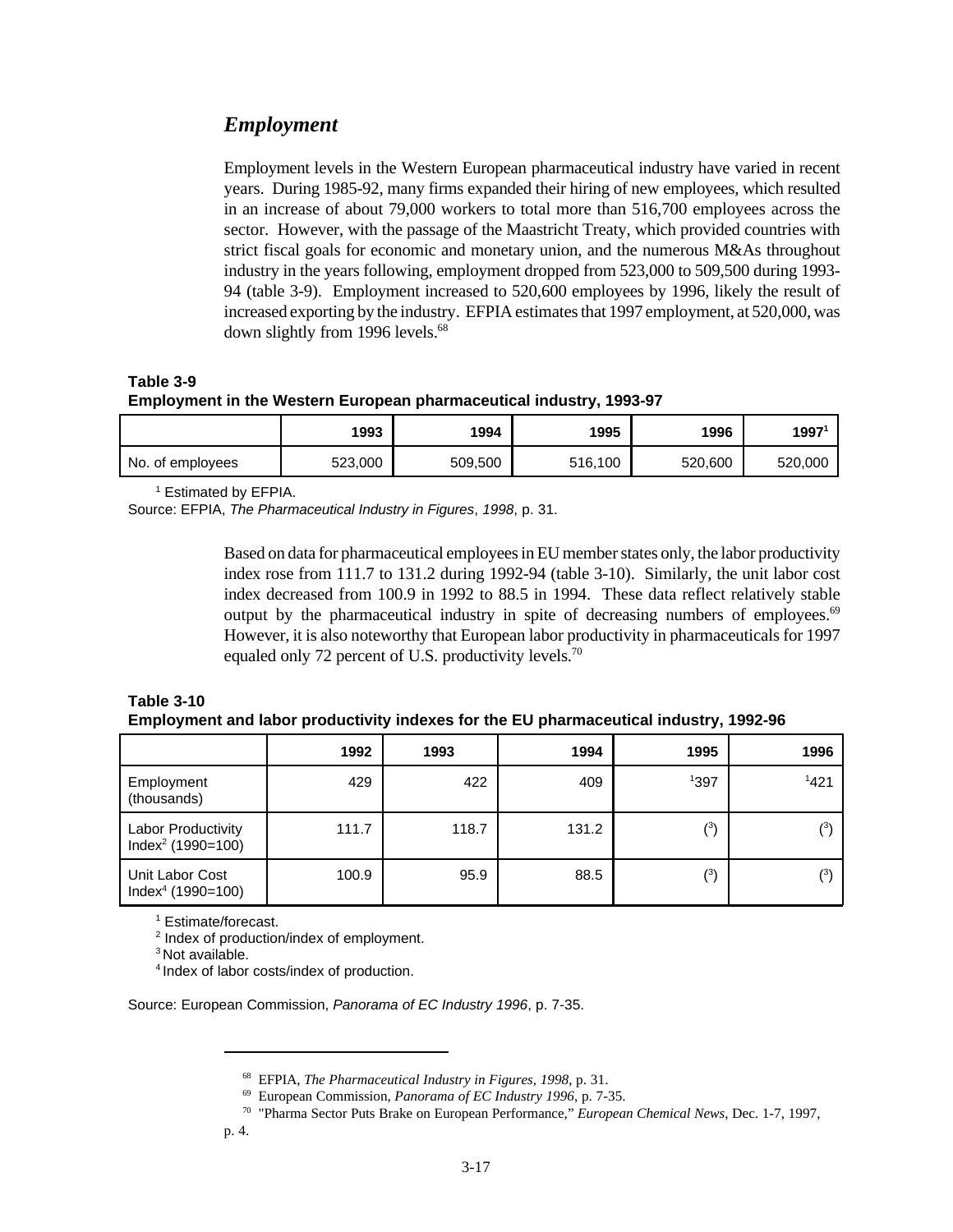## *Employment*

Employment levels in the Western European pharmaceutical industry have varied in recent years. During 1985-92, many firms expanded their hiring of new employees, which resulted in an increase of about 79,000 workers to total more than 516,700 employees across the sector. However, with the passage of the Maastricht Treaty, which provided countries with strict fiscal goals for economic and monetary union, and the numerous M&As throughout industry in the years following, employment dropped from 523,000 to 509,500 during 1993-94 (table 3-9). Employment increased to 520,600 employees by 1996, likely the result of increased exporting by the industry. EFPIA estimates that 1997 employment, at 520,000, was down slightly from 1996 levels.[68]

**Table 3-9**
**Employment in the Western European pharmaceutical industry, 1993-97**

| | 1993 | 1994 | 1995 | 1996 | 1997[1] |
|---|---|---|---|---|---|
| No. of employees | 523,000 | 509,500 | 516,100 | 520,600 | 520,000 |

[1] Estimated by EFPIA.
Source: EFPIA, *The Pharmaceutical Industry in Figures*, *1998*, p. 31.

Based on data for pharmaceutical employees in EU member states only, the labor productivity index rose from 111.7 to 131.2 during 1992-94 (table 3-10). Similarly, the unit labor cost index decreased from 100.9 in 1992 to 88.5 in 1994. These data reflect relatively stable output by the pharmaceutical industry in spite of decreasing numbers of employees.[69] However, it is also noteworthy that European labor productivity in pharmaceuticals for 1997 equaled only 72 percent of U.S. productivity levels.[70]

**Table 3-10**
**Employment and labor productivity indexes for the EU pharmaceutical industry, 1992-96**

| | 1992 | 1993 | 1994 | 1995 | 1996 |
|---|---|---|---|---|---|
| Employment (thousands) | 429 | 422 | 409 | [1]397 | [1]421 |
| Labor Productivity Index[2] (1990=100) | 111.7 | 118.7 | 131.2 | ([3]) | ([3]) |
| Unit Labor Cost Index[4] (1990=100) | 100.9 | 95.9 | 88.5 | ([3]) | ([3]) |

[1] Estimate/forecast.
[2] Index of production/index of employment.
[3] Not available.
[4] Index of labor costs/index of production.

Source: European Commission, *Panorama of EC Industry 1996*, p. 7-35.

---

[68] EFPIA, *The Pharmaceutical Industry in Figures, 1998*, p. 31.
[69] European Commission, *Panorama of EC Industry 1996*, p. 7-35.
[70] "Pharma Sector Puts Brake on European Performance," *European Chemical News*, Dec. 1-7, 1997, p. 4.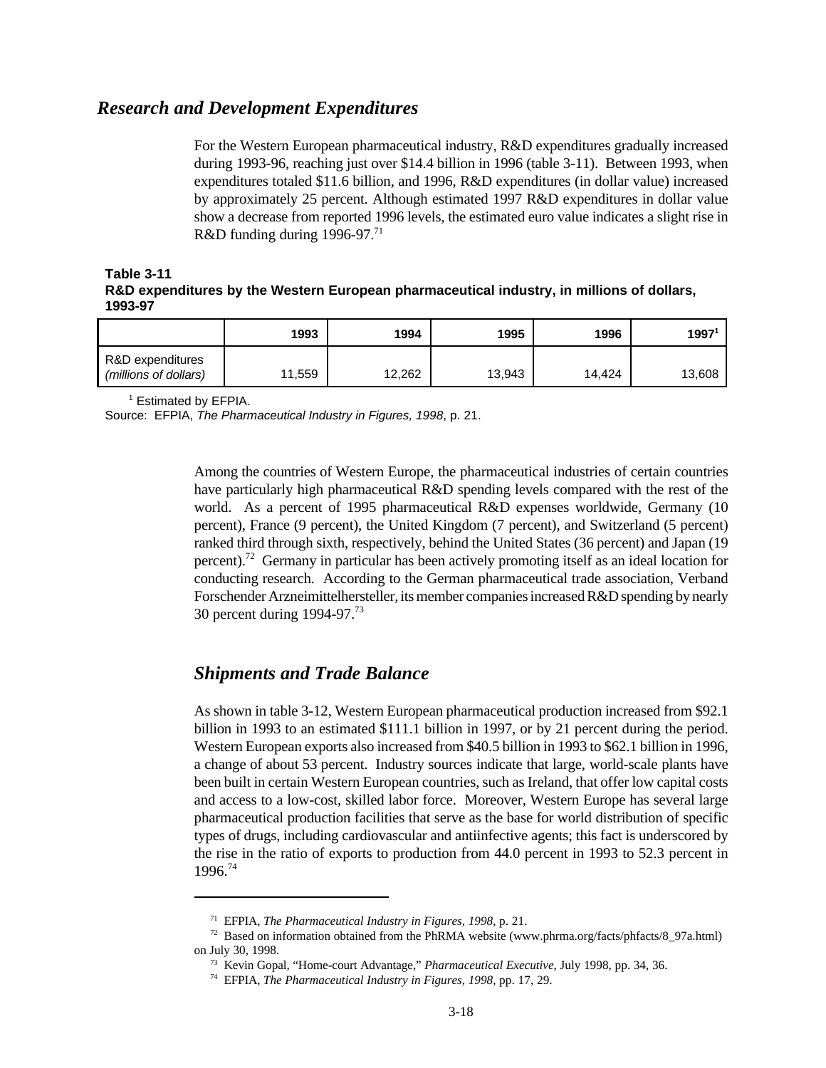## *Research and Development Expenditures*

For the Western European pharmaceutical industry, R&D expenditures gradually increased during 1993-96, reaching just over $14.4 billion in 1996 (table 3-11). Between 1993, when expenditures totaled $11.6 billion, and 1996, R&D expenditures (in dollar value) increased by approximately 25 percent. Although estimated 1997 R&D expenditures in dollar value show a decrease from reported 1996 levels, the estimated euro value indicates a slight rise in R&D funding during 1996-97.[71]

**Table 3-11**
**R&D expenditures by the Western European pharmaceutical industry, in millions of dollars, 1993-97**

| | 1993 | 1994 | 1995 | 1996 | 1997[1] |
|---|---|---|---|---|---|
| R&D expenditures *(millions of dollars)* | 11,559 | 12,262 | 13,943 | 14,424 | 13,608 |

[1] Estimated by EFPIA.
Source: EFPIA, *The Pharmaceutical Industry in Figures, 1998*, p. 21.

Among the countries of Western Europe, the pharmaceutical industries of certain countries have particularly high pharmaceutical R&D spending levels compared with the rest of the world. As a percent of 1995 pharmaceutical R&D expenses worldwide, Germany (10 percent), France (9 percent), the United Kingdom (7 percent), and Switzerland (5 percent) ranked third through sixth, respectively, behind the United States (36 percent) and Japan (19 percent).[72] Germany in particular has been actively promoting itself as an ideal location for conducting research. According to the German pharmaceutical trade association, Verband Forschender Arzneimittelhersteller, its member companies increased R&D spending by nearly 30 percent during 1994-97.[73]

## *Shipments and Trade Balance*

As shown in table 3-12, Western European pharmaceutical production increased from $92.1 billion in 1993 to an estimated $111.1 billion in 1997, or by 21 percent during the period. Western European exports also increased from $40.5 billion in 1993 to $62.1 billion in 1996, a change of about 53 percent. Industry sources indicate that large, world-scale plants have been built in certain Western European countries, such as Ireland, that offer low capital costs and access to a low-cost, skilled labor force. Moreover, Western Europe has several large pharmaceutical production facilities that serve as the base for world distribution of specific types of drugs, including cardiovascular and antiinfective agents; this fact is underscored by the rise in the ratio of exports to production from 44.0 percent in 1993 to 52.3 percent in 1996.[74]

---

[71] EFPIA, *The Pharmaceutical Industry in Figures, 1998*, p. 21.

[72] Based on information obtained from the PhRMA website (www.phrma.org/facts/phfacts/8_97a.html) on July 30, 1998.

[73] Kevin Gopal, "Home-court Advantage," *Pharmaceutical Executive*, July 1998, pp. 34, 36.

[74] EFPIA, *The Pharmaceutical Industry in Figures, 1998*, pp. 17, 29.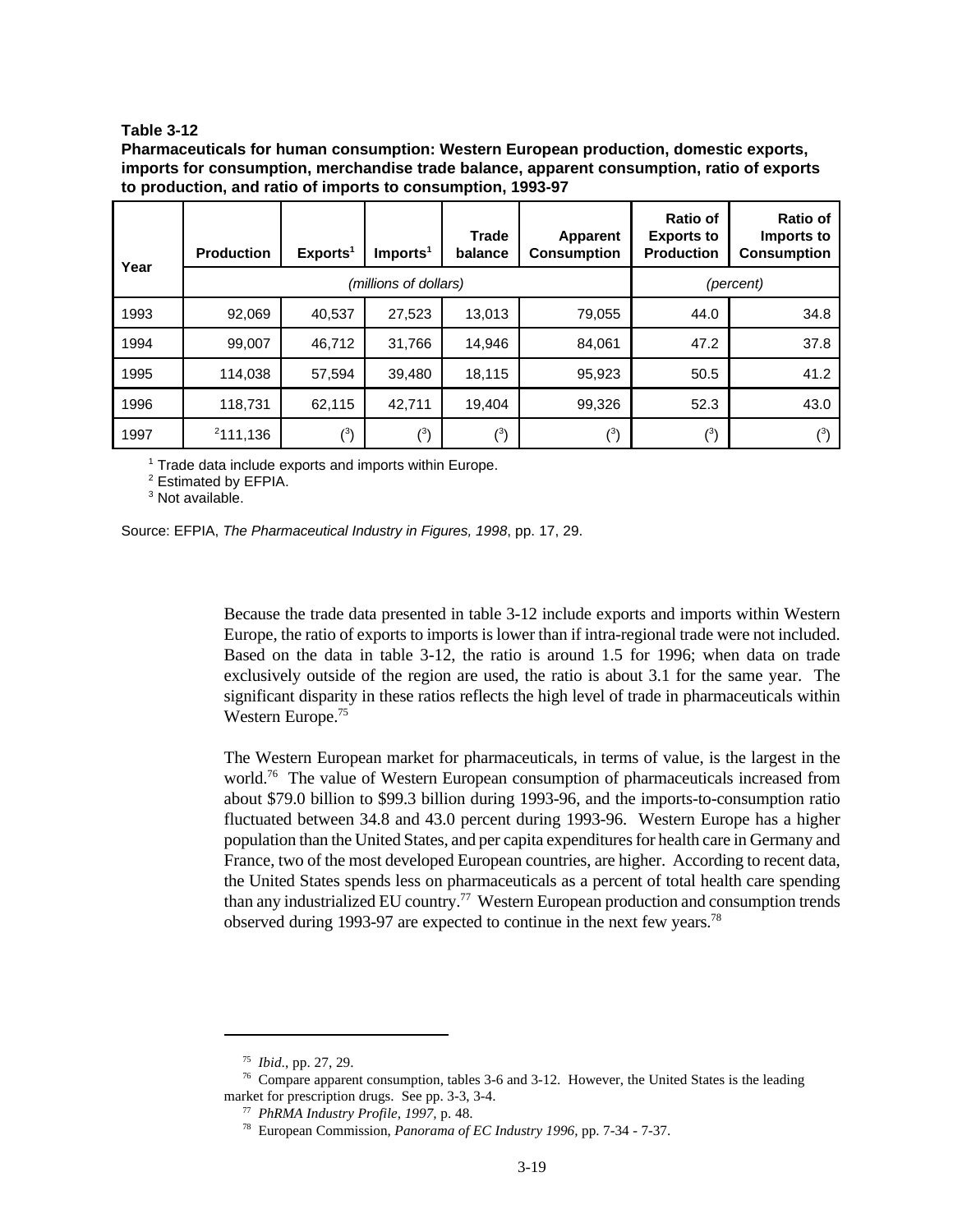**Table 3-12**
**Pharmaceuticals for human consumption: Western European production, domestic exports, imports for consumption, merchandise trade balance, apparent consumption, ratio of exports to production, and ratio of imports to consumption, 1993-97**

| Year | Production | Exports[1] | Imports[1] | Trade balance | Apparent Consumption | Ratio of Exports to Production | Ratio of Imports to Consumption |
|---|---|---|---|---|---|---|---|
| | *(millions of dollars)* | | | | | *(percent)* | |
| 1993 | 92,069 | 40,537 | 27,523 | 13,013 | 79,055 | 44.0 | 34.8 |
| 1994 | 99,007 | 46,712 | 31,766 | 14,946 | 84,061 | 47.2 | 37.8 |
| 1995 | 114,038 | 57,594 | 39,480 | 18,115 | 95,923 | 50.5 | 41.2 |
| 1996 | 118,731 | 62,115 | 42,711 | 19,404 | 99,326 | 52.3 | 43.0 |
| 1997 | [2]111,136 | ([3]) | ([3]) | ([3]) | ([3]) | ([3]) | ([3]) |

[1] Trade data include exports and imports within Europe.
[2] Estimated by EFPIA.
[3] Not available.

Source: EFPIA, *The Pharmaceutical Industry in Figures, 1998*, pp. 17, 29.

Because the trade data presented in table 3-12 include exports and imports within Western Europe, the ratio of exports to imports is lower than if intra-regional trade were not included. Based on the data in table 3-12, the ratio is around 1.5 for 1996; when data on trade exclusively outside of the region are used, the ratio is about 3.1 for the same year. The significant disparity in these ratios reflects the high level of trade in pharmaceuticals within Western Europe.[75]

The Western European market for pharmaceuticals, in terms of value, is the largest in the world.[76] The value of Western European consumption of pharmaceuticals increased from about $79.0 billion to $99.3 billion during 1993-96, and the imports-to-consumption ratio fluctuated between 34.8 and 43.0 percent during 1993-96. Western Europe has a higher population than the United States, and per capita expenditures for health care in Germany and France, two of the most developed European countries, are higher. According to recent data, the United States spends less on pharmaceuticals as a percent of total health care spending than any industrialized EU country.[77] Western European production and consumption trends observed during 1993-97 are expected to continue in the next few years.[78]

---

[75] *Ibid*., pp. 27, 29.

[76] Compare apparent consumption, tables 3-6 and 3-12. However, the United States is the leading market for prescription drugs. See pp. 3-3, 3-4.

[77] *PhRMA Industry Profile, 1997*, p. 48.

[78] European Commission, *Panorama of EC Industry 1996*, pp. 7-34 - 7-37.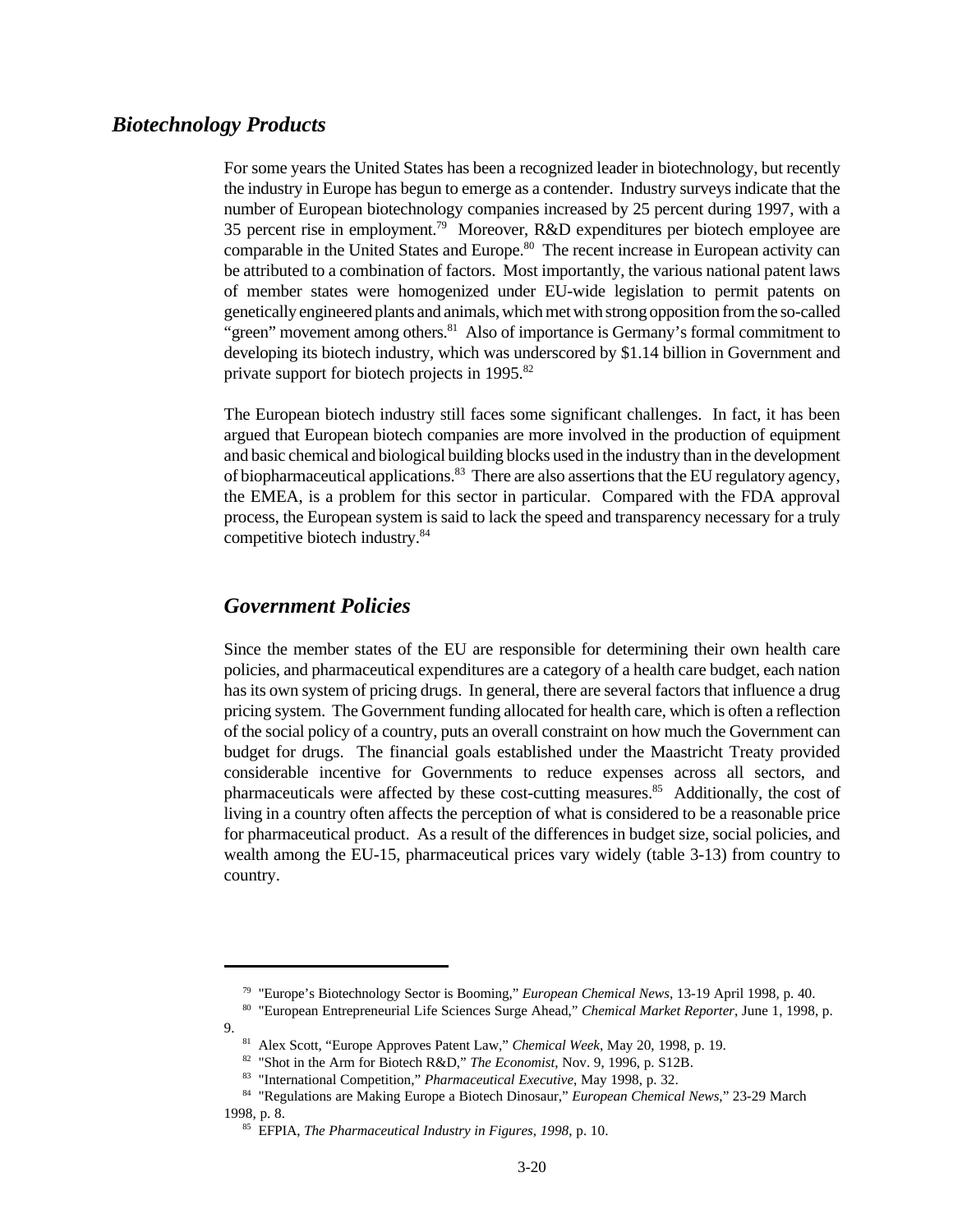## *Biotechnology Products*

For some years the United States has been a recognized leader in biotechnology, but recently the industry in Europe has begun to emerge as a contender. Industry surveys indicate that the number of European biotechnology companies increased by 25 percent during 1997, with a 35 percent rise in employment.[79] Moreover, R&D expenditures per biotech employee are comparable in the United States and Europe.[80] The recent increase in European activity can be attributed to a combination of factors. Most importantly, the various national patent laws of member states were homogenized under EU-wide legislation to permit patents on genetically engineered plants and animals, which met with strong opposition from the so-called "green" movement among others.[81] Also of importance is Germany's formal commitment to developing its biotech industry, which was underscored by $1.14 billion in Government and private support for biotech projects in 1995.[82]

The European biotech industry still faces some significant challenges. In fact, it has been argued that European biotech companies are more involved in the production of equipment and basic chemical and biological building blocks used in the industry than in the development of biopharmaceutical applications.[83] There are also assertions that the EU regulatory agency, the EMEA, is a problem for this sector in particular. Compared with the FDA approval process, the European system is said to lack the speed and transparency necessary for a truly competitive biotech industry.[84]

## *Government Policies*

Since the member states of the EU are responsible for determining their own health care policies, and pharmaceutical expenditures are a category of a health care budget, each nation has its own system of pricing drugs. In general, there are several factors that influence a drug pricing system. The Government funding allocated for health care, which is often a reflection of the social policy of a country, puts an overall constraint on how much the Government can budget for drugs. The financial goals established under the Maastricht Treaty provided considerable incentive for Governments to reduce expenses across all sectors, and pharmaceuticals were affected by these cost-cutting measures.[85] Additionally, the cost of living in a country often affects the perception of what is considered to be a reasonable price for pharmaceutical product. As a result of the differences in budget size, social policies, and wealth among the EU-15, pharmaceutical prices vary widely (table 3-13) from country to country.

---

[79] "Europe's Biotechnology Sector is Booming," *European Chemical News*, 13-19 April 1998, p. 40.

[80] "European Entrepreneurial Life Sciences Surge Ahead," *Chemical Market Reporter*, June 1, 1998, p. 9.

[81] Alex Scott, "Europe Approves Patent Law," *Chemical Week*, May 20, 1998, p. 19.

[82] "Shot in the Arm for Biotech R&D," *The Economist*, Nov. 9, 1996, p. S12B.

[83] "International Competition," *Pharmaceutical Executive*, May 1998, p. 32.

[84] "Regulations are Making Europe a Biotech Dinosaur," *European Chemical News*," 23-29 March 1998, p. 8.

[85] EFPIA, *The Pharmaceutical Industry in Figures, 1998*, p. 10.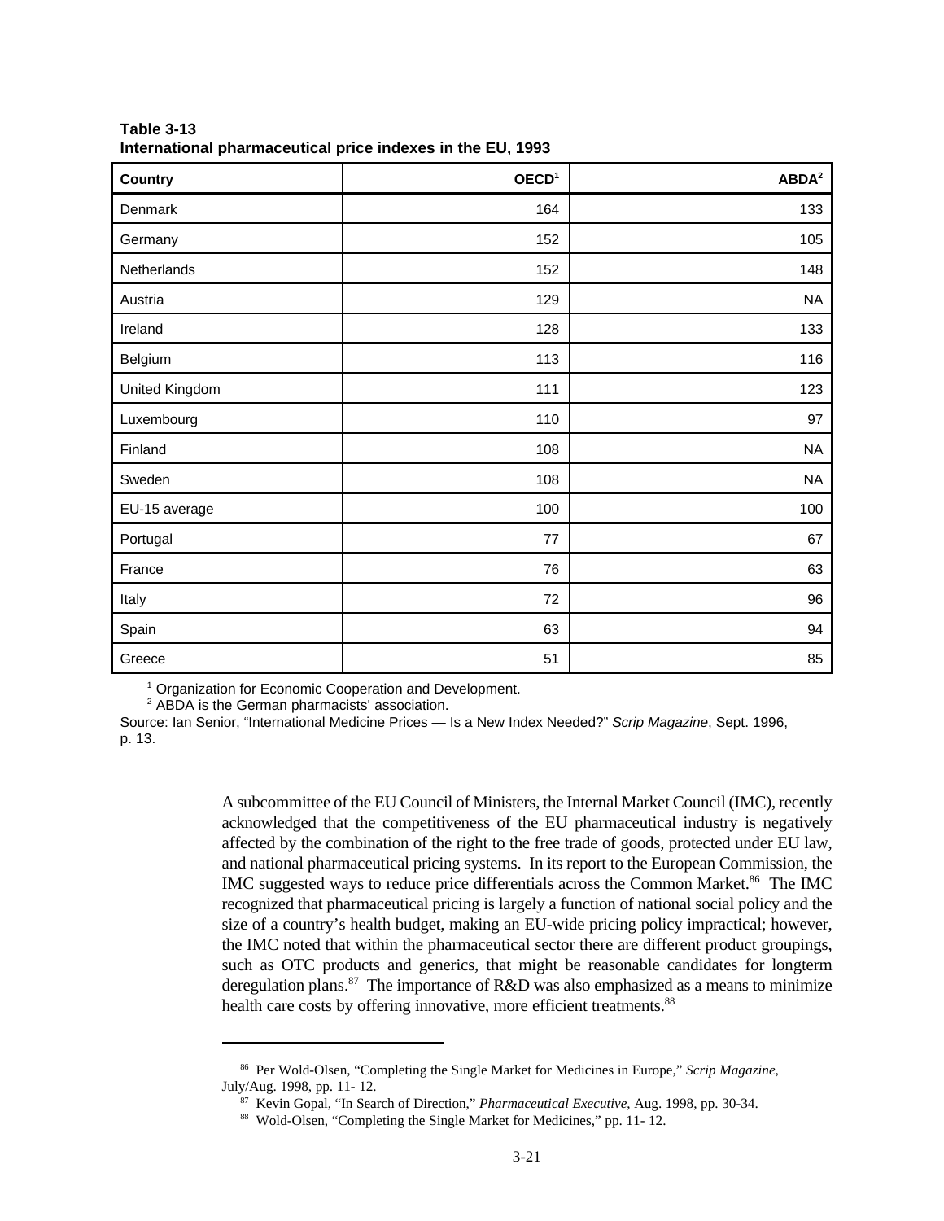**Table 3-13**
**International pharmaceutical price indexes in the EU, 1993**

| Country | OECD[1] | ABDA[2] |
|---|---|---|
| Denmark | 164 | 133 |
| Germany | 152 | 105 |
| Netherlands | 152 | 148 |
| Austria | 129 | NA |
| Ireland | 128 | 133 |
| Belgium | 113 | 116 |
| United Kingdom | 111 | 123 |
| Luxembourg | 110 | 97 |
| Finland | 108 | NA |
| Sweden | 108 | NA |
| EU-15 average | 100 | 100 |
| Portugal | 77 | 67 |
| France | 76 | 63 |
| Italy | 72 | 96 |
| Spain | 63 | 94 |
| Greece | 51 | 85 |

[1] Organization for Economic Cooperation and Development.
[2] ABDA is the German pharmacists' association.
Source: Ian Senior, "International Medicine Prices — Is a New Index Needed?" *Scrip Magazine*, Sept. 1996, p. 13.

A subcommittee of the EU Council of Ministers, the Internal Market Council (IMC), recently acknowledged that the competitiveness of the EU pharmaceutical industry is negatively affected by the combination of the right to the free trade of goods, protected under EU law, and national pharmaceutical pricing systems. In its report to the European Commission, the IMC suggested ways to reduce price differentials across the Common Market.[86] The IMC recognized that pharmaceutical pricing is largely a function of national social policy and the size of a country's health budget, making an EU-wide pricing policy impractical; however, the IMC noted that within the pharmaceutical sector there are different product groupings, such as OTC products and generics, that might be reasonable candidates for longterm deregulation plans.[87] The importance of R&D was also emphasized as a means to minimize health care costs by offering innovative, more efficient treatments.[88]

---

[86] Per Wold-Olsen, "Completing the Single Market for Medicines in Europe," *Scrip Magazine*, July/Aug. 1998, pp. 11- 12.

[87] Kevin Gopal, "In Search of Direction," *Pharmaceutical Executive*, Aug. 1998, pp. 30-34.

[88] Wold-Olsen, "Completing the Single Market for Medicines," pp. 11- 12.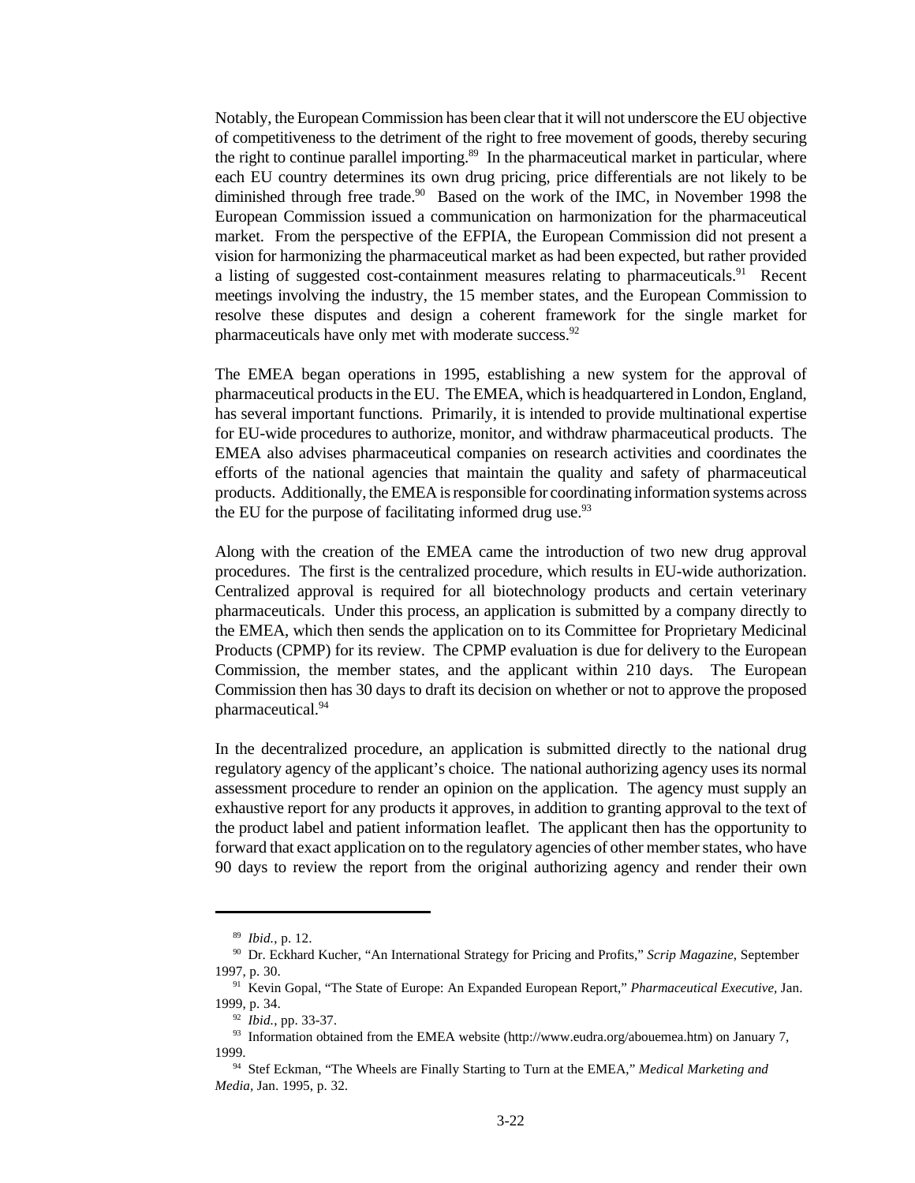Notably, the European Commission has been clear that it will not underscore the EU objective of competitiveness to the detriment of the right to free movement of goods, thereby securing the right to continue parallel importing.[89] In the pharmaceutical market in particular, where each EU country determines its own drug pricing, price differentials are not likely to be diminished through free trade.[90] Based on the work of the IMC, in November 1998 the European Commission issued a communication on harmonization for the pharmaceutical market. From the perspective of the EFPIA, the European Commission did not present a vision for harmonizing the pharmaceutical market as had been expected, but rather provided a listing of suggested cost-containment measures relating to pharmaceuticals.[91] Recent meetings involving the industry, the 15 member states, and the European Commission to resolve these disputes and design a coherent framework for the single market for pharmaceuticals have only met with moderate success.[92]

The EMEA began operations in 1995, establishing a new system for the approval of pharmaceutical products in the EU. The EMEA, which is headquartered in London, England, has several important functions. Primarily, it is intended to provide multinational expertise for EU-wide procedures to authorize, monitor, and withdraw pharmaceutical products. The EMEA also advises pharmaceutical companies on research activities and coordinates the efforts of the national agencies that maintain the quality and safety of pharmaceutical products. Additionally, the EMEA is responsible for coordinating information systems across the EU for the purpose of facilitating informed drug use.[93]

Along with the creation of the EMEA came the introduction of two new drug approval procedures. The first is the centralized procedure, which results in EU-wide authorization. Centralized approval is required for all biotechnology products and certain veterinary pharmaceuticals. Under this process, an application is submitted by a company directly to the EMEA, which then sends the application on to its Committee for Proprietary Medicinal Products (CPMP) for its review. The CPMP evaluation is due for delivery to the European Commission, the member states, and the applicant within 210 days. The European Commission then has 30 days to draft its decision on whether or not to approve the proposed pharmaceutical.[94]

In the decentralized procedure, an application is submitted directly to the national drug regulatory agency of the applicant's choice. The national authorizing agency uses its normal assessment procedure to render an opinion on the application. The agency must supply an exhaustive report for any products it approves, in addition to granting approval to the text of the product label and patient information leaflet. The applicant then has the opportunity to forward that exact application on to the regulatory agencies of other member states, who have 90 days to review the report from the original authorizing agency and render their own

---

[89] *Ibid.*, p. 12.

[90] Dr. Eckhard Kucher, "An International Strategy for Pricing and Profits," *Scrip Magazine*, September 1997, p. 30.

[91] Kevin Gopal, "The State of Europe: An Expanded European Report," *Pharmaceutical Executive*, Jan. 1999, p. 34.

[92] *Ibid.*, pp. 33-37.

[93] Information obtained from the EMEA website (http://www.eudra.org/abouemea.htm) on January 7, 1999.

[94] Stef Eckman, "The Wheels are Finally Starting to Turn at the EMEA," *Medical Marketing and Media*, Jan. 1995, p. 32.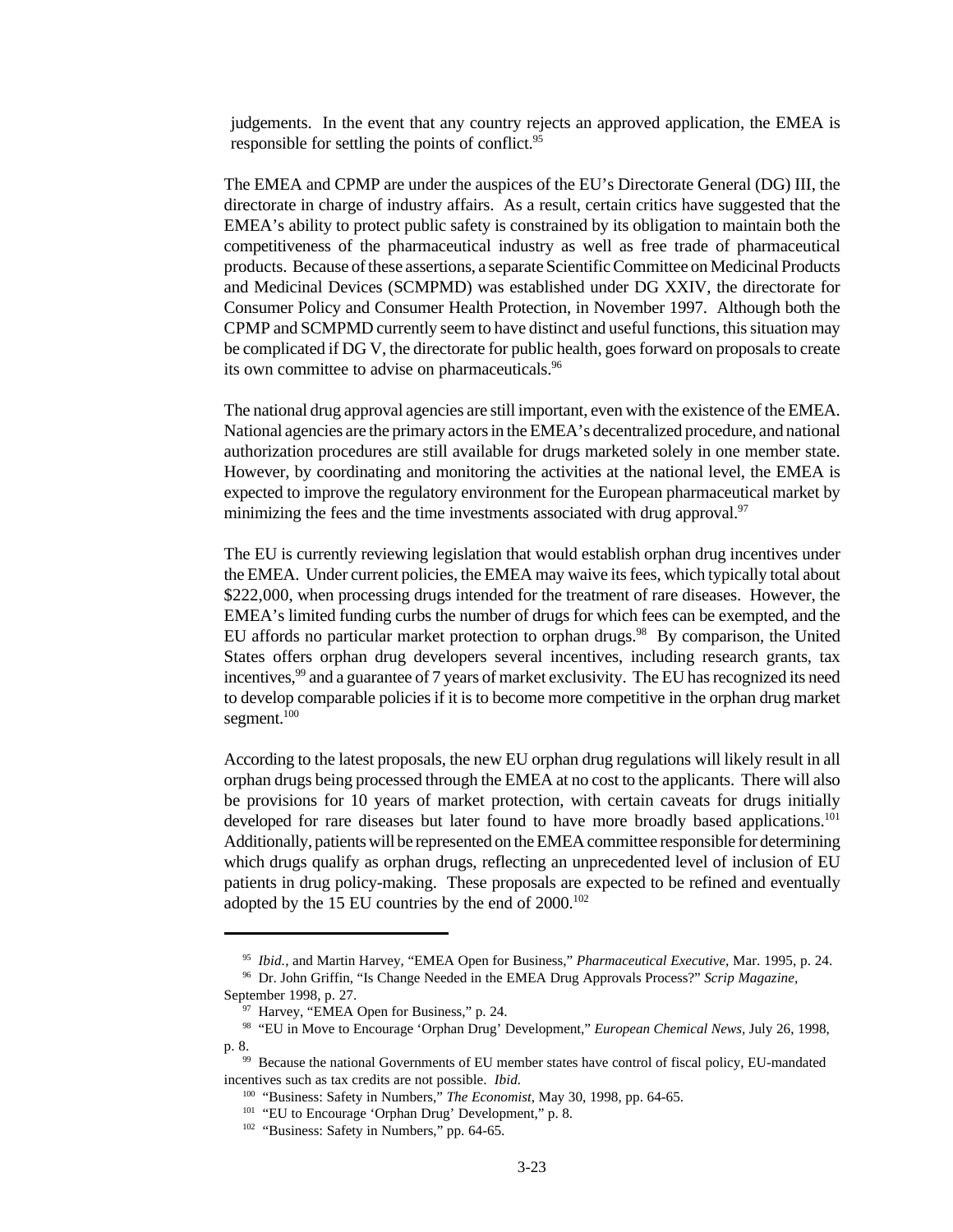judgements. In the event that any country rejects an approved application, the EMEA is responsible for settling the points of conflict.[95]

The EMEA and CPMP are under the auspices of the EU's Directorate General (DG) III, the directorate in charge of industry affairs. As a result, certain critics have suggested that the EMEA's ability to protect public safety is constrained by its obligation to maintain both the competitiveness of the pharmaceutical industry as well as free trade of pharmaceutical products. Because of these assertions, a separate Scientific Committee on Medicinal Products and Medicinal Devices (SCMPMD) was established under DG XXIV, the directorate for Consumer Policy and Consumer Health Protection, in November 1997. Although both the CPMP and SCMPMD currently seem to have distinct and useful functions, this situation may be complicated if DG V, the directorate for public health, goes forward on proposals to create its own committee to advise on pharmaceuticals.[96]

The national drug approval agencies are still important, even with the existence of the EMEA. National agencies are the primary actors in the EMEA's decentralized procedure, and national authorization procedures are still available for drugs marketed solely in one member state. However, by coordinating and monitoring the activities at the national level, the EMEA is expected to improve the regulatory environment for the European pharmaceutical market by minimizing the fees and the time investments associated with drug approval.[97]

The EU is currently reviewing legislation that would establish orphan drug incentives under the EMEA. Under current policies, the EMEA may waive its fees, which typically total about $222,000, when processing drugs intended for the treatment of rare diseases. However, the EMEA's limited funding curbs the number of drugs for which fees can be exempted, and the EU affords no particular market protection to orphan drugs.[98] By comparison, the United States offers orphan drug developers several incentives, including research grants, tax incentives,[99] and a guarantee of 7 years of market exclusivity. The EU has recognized its need to develop comparable policies if it is to become more competitive in the orphan drug market segment.[100]

According to the latest proposals, the new EU orphan drug regulations will likely result in all orphan drugs being processed through the EMEA at no cost to the applicants. There will also be provisions for 10 years of market protection, with certain caveats for drugs initially developed for rare diseases but later found to have more broadly based applications.[101] Additionally, patients will be represented on the EMEA committee responsible for determining which drugs qualify as orphan drugs, reflecting an unprecedented level of inclusion of EU patients in drug policy-making. These proposals are expected to be refined and eventually adopted by the 15 EU countries by the end of 2000.[102]

---

[95] *Ibid.*, and Martin Harvey, "EMEA Open for Business," *Pharmaceutical Executive*, Mar. 1995, p. 24.

[96] Dr. John Griffin, "Is Change Needed in the EMEA Drug Approvals Process?" *Scrip Magazine,* September 1998, p. 27.

[97] Harvey, "EMEA Open for Business," p. 24.

[98] "EU in Move to Encourage 'Orphan Drug' Development," *European Chemical News*, July 26, 1998, p. 8.

[99] Because the national Governments of EU member states have control of fiscal policy, EU-mandated incentives such as tax credits are not possible. *Ibid.*

[100] "Business: Safety in Numbers," *The Economist*, May 30, 1998, pp. 64-65.

[101] "EU to Encourage 'Orphan Drug' Development," p. 8.

[102] "Business: Safety in Numbers," pp. 64-65.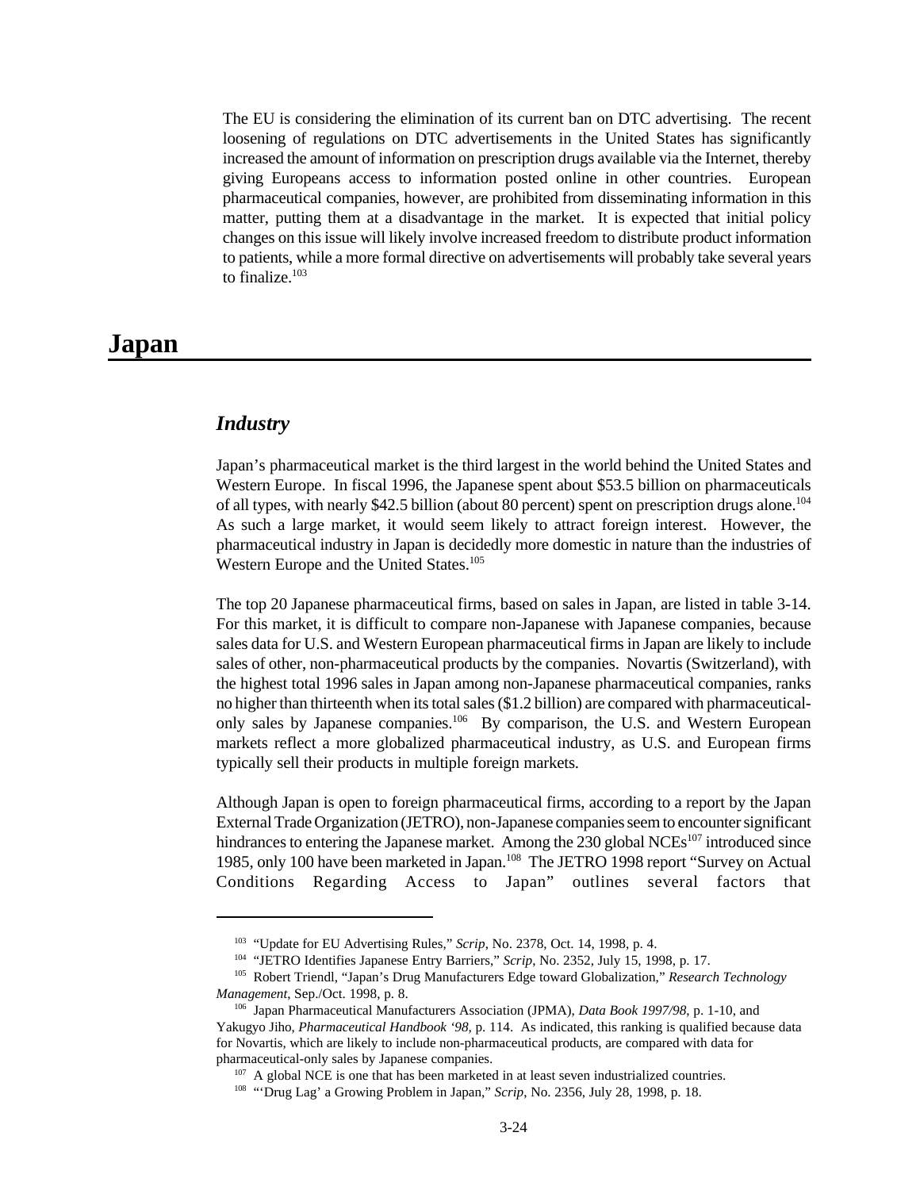The EU is considering the elimination of its current ban on DTC advertising. The recent loosening of regulations on DTC advertisements in the United States has significantly increased the amount of information on prescription drugs available via the Internet, thereby giving Europeans access to information posted online in other countries. European pharmaceutical companies, however, are prohibited from disseminating information in this matter, putting them at a disadvantage in the market. It is expected that initial policy changes on this issue will likely involve increased freedom to distribute product information to patients, while a more formal directive on advertisements will probably take several years to finalize.[103]

# Japan

## *Industry*

Japan's pharmaceutical market is the third largest in the world behind the United States and Western Europe. In fiscal 1996, the Japanese spent about $53.5 billion on pharmaceuticals of all types, with nearly $42.5 billion (about 80 percent) spent on prescription drugs alone.[104] As such a large market, it would seem likely to attract foreign interest. However, the pharmaceutical industry in Japan is decidedly more domestic in nature than the industries of Western Europe and the United States.[105]

The top 20 Japanese pharmaceutical firms, based on sales in Japan, are listed in table 3-14. For this market, it is difficult to compare non-Japanese with Japanese companies, because sales data for U.S. and Western European pharmaceutical firms in Japan are likely to include sales of other, non-pharmaceutical products by the companies. Novartis (Switzerland), with the highest total 1996 sales in Japan among non-Japanese pharmaceutical companies, ranks no higher than thirteenth when its total sales ($1.2 billion) are compared with pharmaceutical-only sales by Japanese companies.[106] By comparison, the U.S. and Western European markets reflect a more globalized pharmaceutical industry, as U.S. and European firms typically sell their products in multiple foreign markets.

Although Japan is open to foreign pharmaceutical firms, according to a report by the Japan External Trade Organization (JETRO), non-Japanese companies seem to encounter significant hindrances to entering the Japanese market. Among the 230 global NCEs[107] introduced since 1985, only 100 have been marketed in Japan.[108] The JETRO 1998 report "Survey on Actual Conditions Regarding Access to Japan" outlines several factors that

---

[103] "Update for EU Advertising Rules," *Scrip*, No. 2378, Oct. 14, 1998, p. 4.

[104] "JETRO Identifies Japanese Entry Barriers," *Scrip*, No. 2352, July 15, 1998, p. 17.

[105] Robert Triendl, "Japan's Drug Manufacturers Edge toward Globalization," *Research Technology Management*, Sep./Oct. 1998, p. 8.

[106] Japan Pharmaceutical Manufacturers Association (JPMA), *Data Book 1997/98*, p. 1-10, and Yakugyo Jiho, *Pharmaceutical Handbook '98*, p. 114. As indicated, this ranking is qualified because data for Novartis, which are likely to include non-pharmaceutical products, are compared with data for pharmaceutical-only sales by Japanese companies.

[107] A global NCE is one that has been marketed in at least seven industrialized countries.

[108] "'Drug Lag' a Growing Problem in Japan," *Scrip*, No. 2356, July 28, 1998, p. 18.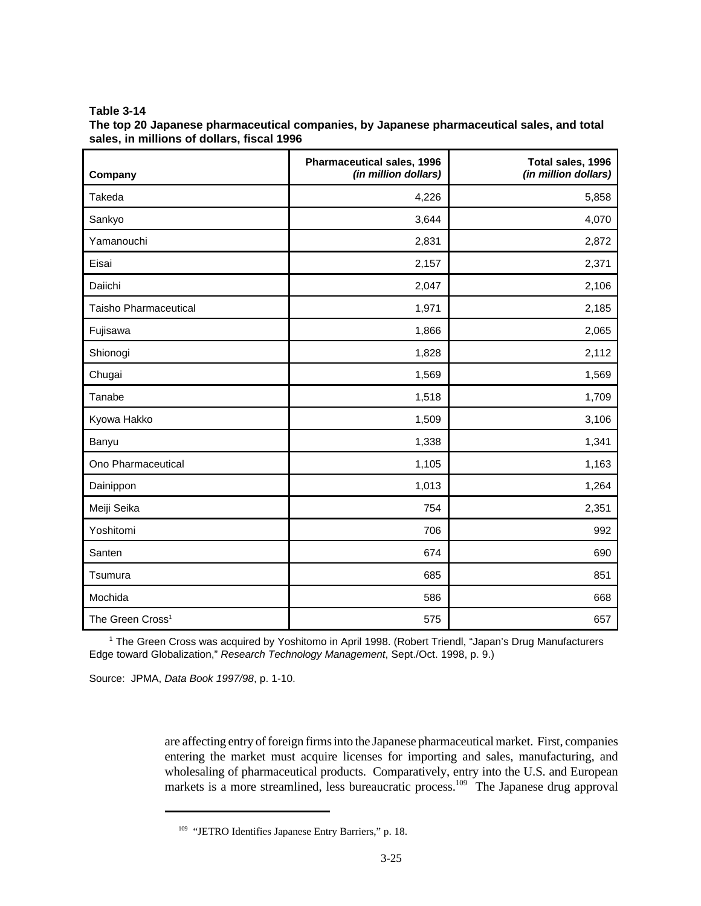**Table 3-14**
**The top 20 Japanese pharmaceutical companies, by Japanese pharmaceutical sales, and total sales, in millions of dollars, fiscal 1996**

| Company | Pharmaceutical sales, 1996 *(in million dollars)* | Total sales, 1996 *(in million dollars)* |
|---|---:|---:|
| Takeda | 4,226 | 5,858 |
| Sankyo | 3,644 | 4,070 |
| Yamanouchi | 2,831 | 2,872 |
| Eisai | 2,157 | 2,371 |
| Daiichi | 2,047 | 2,106 |
| Taisho Pharmaceutical | 1,971 | 2,185 |
| Fujisawa | 1,866 | 2,065 |
| Shionogi | 1,828 | 2,112 |
| Chugai | 1,569 | 1,569 |
| Tanabe | 1,518 | 1,709 |
| Kyowa Hakko | 1,509 | 3,106 |
| Banyu | 1,338 | 1,341 |
| Ono Pharmaceutical | 1,105 | 1,163 |
| Dainippon | 1,013 | 1,264 |
| Meiji Seika | 754 | 2,351 |
| Yoshitomi | 706 | 992 |
| Santen | 674 | 690 |
| Tsumura | 685 | 851 |
| Mochida | 586 | 668 |
| The Green Cross[1] | 575 | 657 |

[1] The Green Cross was acquired by Yoshitomo in April 1998. (Robert Triendl, "Japan's Drug Manufacturers Edge toward Globalization," *Research Technology Management*, Sept./Oct. 1998, p. 9.)

Source: JPMA, *Data Book 1997/98*, p. 1-10.

are affecting entry of foreign firms into the Japanese pharmaceutical market. First, companies entering the market must acquire licenses for importing and sales, manufacturing, and wholesaling of pharmaceutical products. Comparatively, entry into the U.S. and European markets is a more streamlined, less bureaucratic process.[109] The Japanese drug approval

[109] "JETRO Identifies Japanese Entry Barriers," p. 18.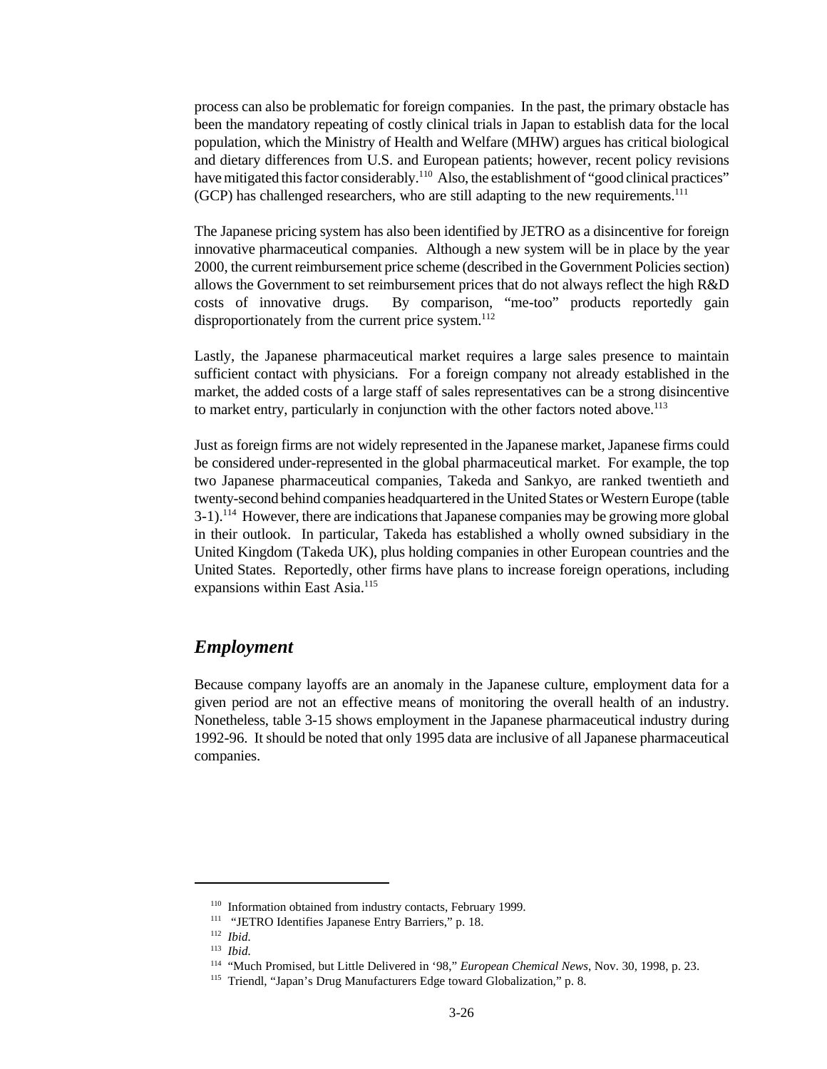process can also be problematic for foreign companies. In the past, the primary obstacle has been the mandatory repeating of costly clinical trials in Japan to establish data for the local population, which the Ministry of Health and Welfare (MHW) argues has critical biological and dietary differences from U.S. and European patients; however, recent policy revisions have mitigated this factor considerably.[110] Also, the establishment of "good clinical practices" (GCP) has challenged researchers, who are still adapting to the new requirements.[111]

The Japanese pricing system has also been identified by JETRO as a disincentive for foreign innovative pharmaceutical companies. Although a new system will be in place by the year 2000, the current reimbursement price scheme (described in the Government Policies section) allows the Government to set reimbursement prices that do not always reflect the high R&D costs of innovative drugs. By comparison, "me-too" products reportedly gain disproportionately from the current price system.[112]

Lastly, the Japanese pharmaceutical market requires a large sales presence to maintain sufficient contact with physicians. For a foreign company not already established in the market, the added costs of a large staff of sales representatives can be a strong disincentive to market entry, particularly in conjunction with the other factors noted above.[113]

Just as foreign firms are not widely represented in the Japanese market, Japanese firms could be considered under-represented in the global pharmaceutical market. For example, the top two Japanese pharmaceutical companies, Takeda and Sankyo, are ranked twentieth and twenty-second behind companies headquartered in the United States or Western Europe (table 3-1).[114] However, there are indications that Japanese companies may be growing more global in their outlook. In particular, Takeda has established a wholly owned subsidiary in the United Kingdom (Takeda UK), plus holding companies in other European countries and the United States. Reportedly, other firms have plans to increase foreign operations, including expansions within East Asia.[115]

## *Employment*

Because company layoffs are an anomaly in the Japanese culture, employment data for a given period are not an effective means of monitoring the overall health of an industry. Nonetheless, table 3-15 shows employment in the Japanese pharmaceutical industry during 1992-96. It should be noted that only 1995 data are inclusive of all Japanese pharmaceutical companies.

---

[110] Information obtained from industry contacts, February 1999.

[111] "JETRO Identifies Japanese Entry Barriers," p. 18.

[112] *Ibid.*

[113] *Ibid.*

[114] "Much Promised, but Little Delivered in '98," *European Chemical News*, Nov. 30, 1998, p. 23.

[115] Triendl, "Japan's Drug Manufacturers Edge toward Globalization," p. 8.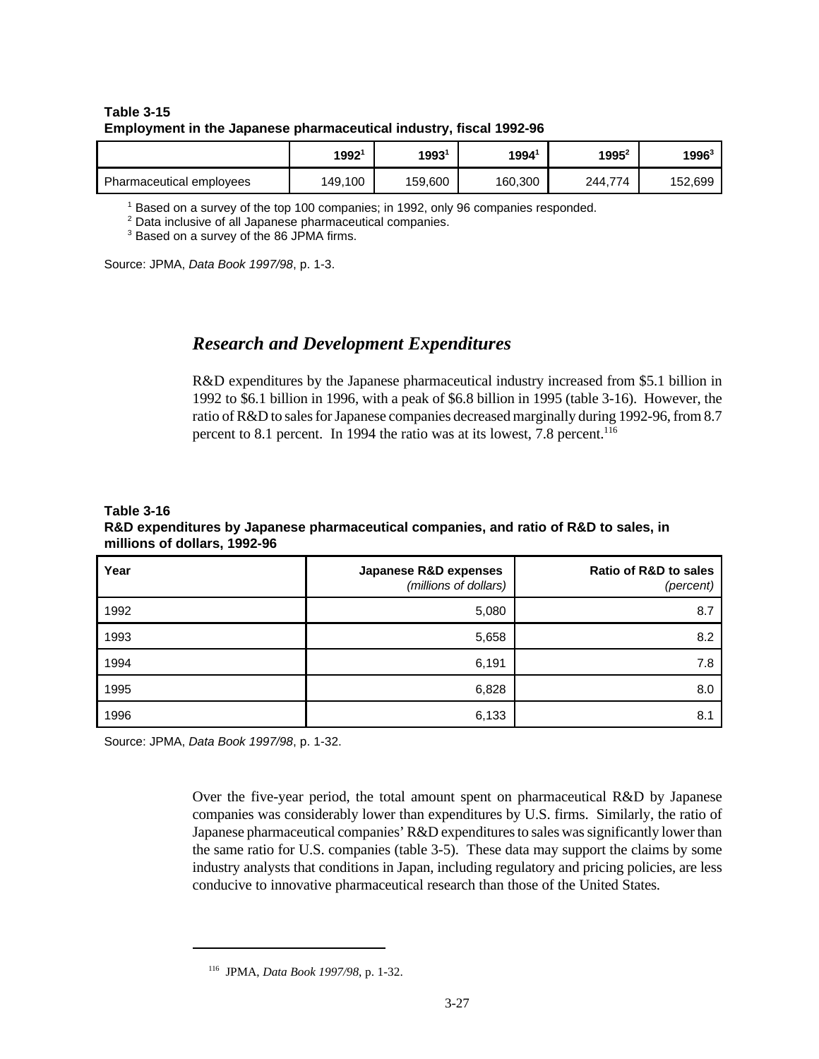**Table 3-15**
**Employment in the Japanese pharmaceutical industry, fiscal 1992-96**

| | 1992[1] | 1993[1] | 1994[1] | 1995[2] | 1996[3] |
|---|---|---|---|---|---|
| Pharmaceutical employees | 149,100 | 159,600 | 160,300 | 244,774 | 152,699 |

[1] Based on a survey of the top 100 companies; in 1992, only 96 companies responded.
[2] Data inclusive of all Japanese pharmaceutical companies.
[3] Based on a survey of the 86 JPMA firms.

Source: JPMA, *Data Book 1997/98*, p. 1-3.

## *Research and Development Expenditures*

R&D expenditures by the Japanese pharmaceutical industry increased from $5.1 billion in 1992 to $6.1 billion in 1996, with a peak of $6.8 billion in 1995 (table 3-16). However, the ratio of R&D to sales for Japanese companies decreased marginally during 1992-96, from 8.7 percent to 8.1 percent. In 1994 the ratio was at its lowest, 7.8 percent.[116]

**Table 3-16**
**R&D expenditures by Japanese pharmaceutical companies, and ratio of R&D to sales, in millions of dollars, 1992-96**

| Year | Japanese R&D expenses *(millions of dollars)* | Ratio of R&D to sales *(percent)* |
|---|---|---|
| 1992 | 5,080 | 8.7 |
| 1993 | 5,658 | 8.2 |
| 1994 | 6,191 | 7.8 |
| 1995 | 6,828 | 8.0 |
| 1996 | 6,133 | 8.1 |

Source: JPMA, *Data Book 1997/98*, p. 1-32.

Over the five-year period, the total amount spent on pharmaceutical R&D by Japanese companies was considerably lower than expenditures by U.S. firms. Similarly, the ratio of Japanese pharmaceutical companies' R&D expenditures to sales was significantly lower than the same ratio for U.S. companies (table 3-5). These data may support the claims by some industry analysts that conditions in Japan, including regulatory and pricing policies, are less conducive to innovative pharmaceutical research than those of the United States.

[116] JPMA, *Data Book 1997/98*, p. 1-32.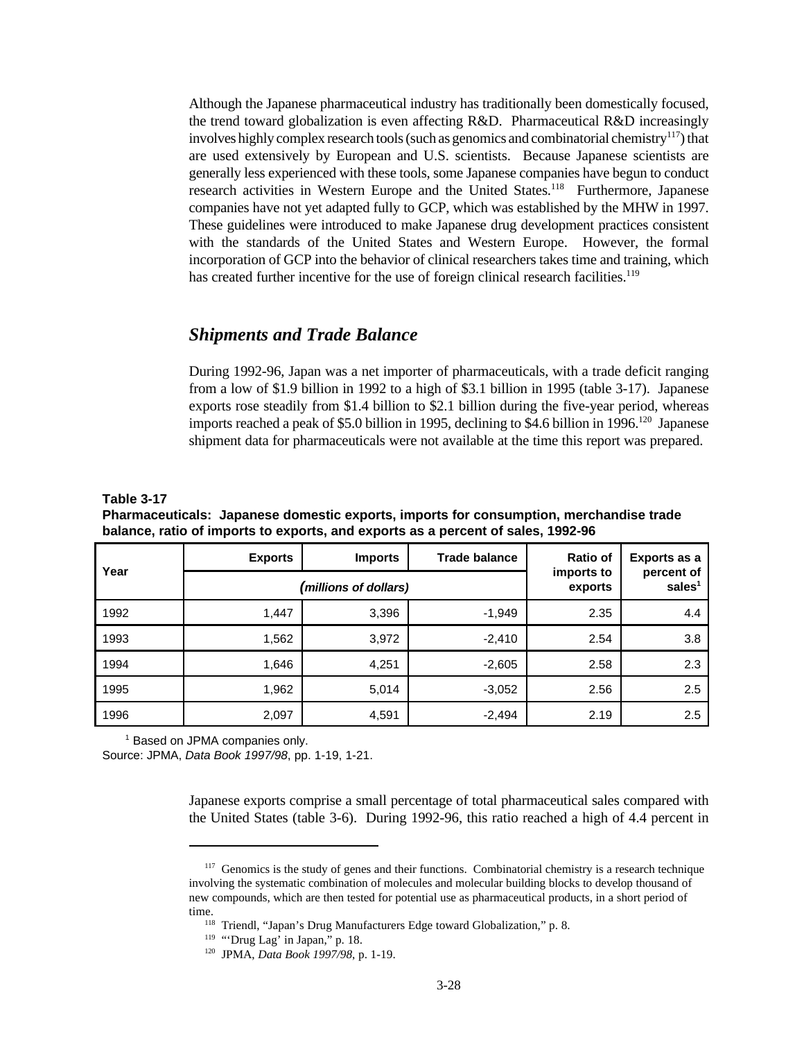Although the Japanese pharmaceutical industry has traditionally been domestically focused, the trend toward globalization is even affecting R&D. Pharmaceutical R&D increasingly involves highly complex research tools (such as genomics and combinatorial chemistry[117]) that are used extensively by European and U.S. scientists. Because Japanese scientists are generally less experienced with these tools, some Japanese companies have begun to conduct research activities in Western Europe and the United States.[118] Furthermore, Japanese companies have not yet adapted fully to GCP, which was established by the MHW in 1997. These guidelines were introduced to make Japanese drug development practices consistent with the standards of the United States and Western Europe. However, the formal incorporation of GCP into the behavior of clinical researchers takes time and training, which has created further incentive for the use of foreign clinical research facilities.[119]

## *Shipments and Trade Balance*

During 1992-96, Japan was a net importer of pharmaceuticals, with a trade deficit ranging from a low of $1.9 billion in 1992 to a high of $3.1 billion in 1995 (table 3-17). Japanese exports rose steadily from $1.4 billion to $2.1 billion during the five-year period, whereas imports reached a peak of $5.0 billion in 1995, declining to $4.6 billion in 1996.[120] Japanese shipment data for pharmaceuticals were not available at the time this report was prepared.

**Table 3-17**
**Pharmaceuticals: Japanese domestic exports, imports for consumption, merchandise trade balance, ratio of imports to exports, and exports as a percent of sales, 1992-96**

| Year | Exports | Imports | Trade balance | Ratio of imports to exports | Exports as a percent of sales[1] |
|---|---|---|---|---|---|
| | *(millions of dollars)* | | | | |
| 1992 | 1,447 | 3,396 | -1,949 | 2.35 | 4.4 |
| 1993 | 1,562 | 3,972 | -2,410 | 2.54 | 3.8 |
| 1994 | 1,646 | 4,251 | -2,605 | 2.58 | 2.3 |
| 1995 | 1,962 | 5,014 | -3,052 | 2.56 | 2.5 |
| 1996 | 2,097 | 4,591 | -2,494 | 2.19 | 2.5 |

[1] Based on JPMA companies only.
Source: JPMA, *Data Book 1997/98*, pp. 1-19, 1-21.

Japanese exports comprise a small percentage of total pharmaceutical sales compared with the United States (table 3-6). During 1992-96, this ratio reached a high of 4.4 percent in

---

[117] Genomics is the study of genes and their functions. Combinatorial chemistry is a research technique involving the systematic combination of molecules and molecular building blocks to develop thousand of new compounds, which are then tested for potential use as pharmaceutical products, in a short period of time.

[118] Triendl, "Japan's Drug Manufacturers Edge toward Globalization," p. 8.

[119] "'Drug Lag' in Japan," p. 18.

[120] JPMA, *Data Book 1997/98*, p. 1-19.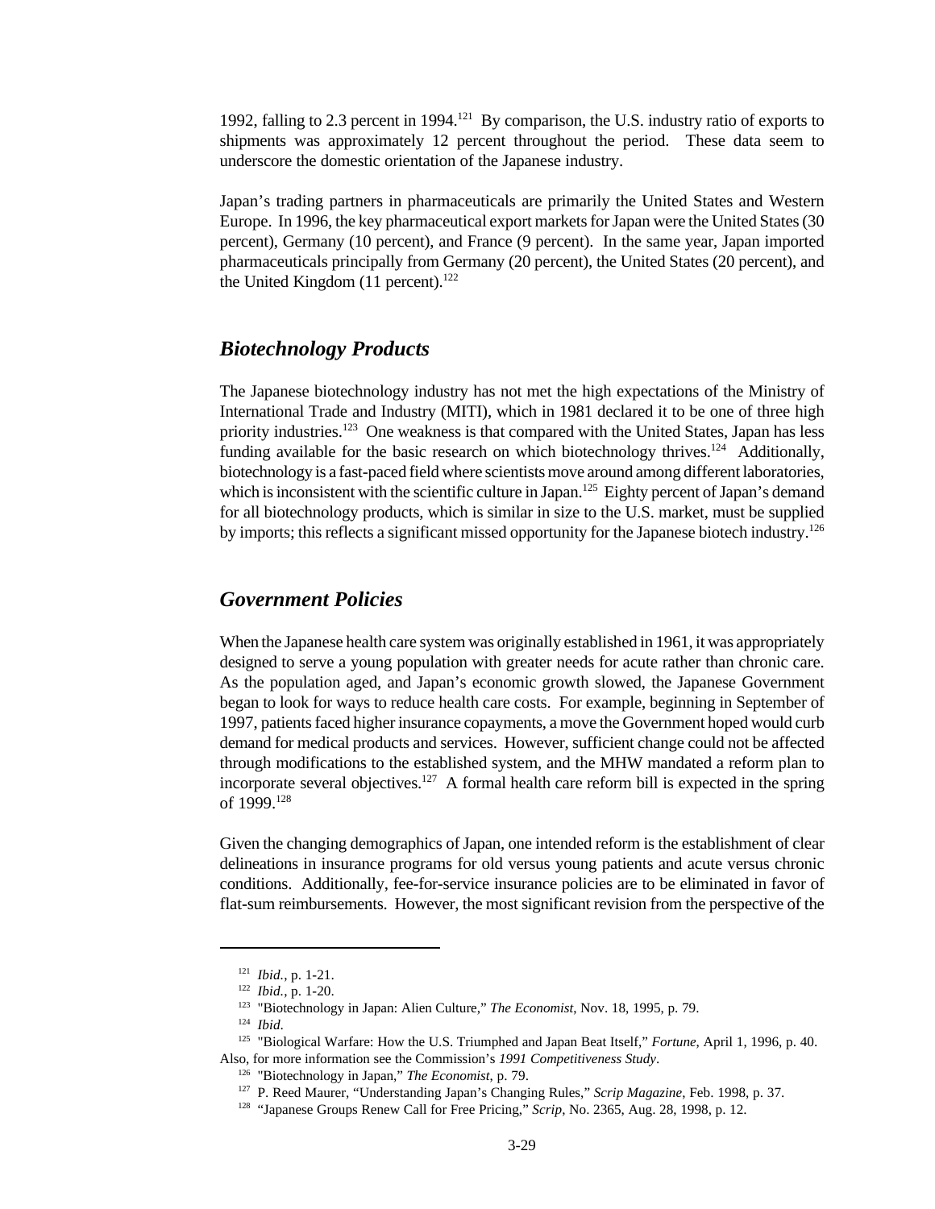1992, falling to 2.3 percent in 1994.[121] By comparison, the U.S. industry ratio of exports to shipments was approximately 12 percent throughout the period. These data seem to underscore the domestic orientation of the Japanese industry.

Japan's trading partners in pharmaceuticals are primarily the United States and Western Europe. In 1996, the key pharmaceutical export markets for Japan were the United States (30 percent), Germany (10 percent), and France (9 percent). In the same year, Japan imported pharmaceuticals principally from Germany (20 percent), the United States (20 percent), and the United Kingdom (11 percent).[122]

## *Biotechnology Products*

The Japanese biotechnology industry has not met the high expectations of the Ministry of International Trade and Industry (MITI), which in 1981 declared it to be one of three high priority industries.[123] One weakness is that compared with the United States, Japan has less funding available for the basic research on which biotechnology thrives.[124] Additionally, biotechnology is a fast-paced field where scientists move around among different laboratories, which is inconsistent with the scientific culture in Japan.[125] Eighty percent of Japan's demand for all biotechnology products, which is similar in size to the U.S. market, must be supplied by imports; this reflects a significant missed opportunity for the Japanese biotech industry.[126]

## *Government Policies*

When the Japanese health care system was originally established in 1961, it was appropriately designed to serve a young population with greater needs for acute rather than chronic care. As the population aged, and Japan's economic growth slowed, the Japanese Government began to look for ways to reduce health care costs. For example, beginning in September of 1997, patients faced higher insurance copayments, a move the Government hoped would curb demand for medical products and services. However, sufficient change could not be affected through modifications to the established system, and the MHW mandated a reform plan to incorporate several objectives.[127] A formal health care reform bill is expected in the spring of 1999.[128]

Given the changing demographics of Japan, one intended reform is the establishment of clear delineations in insurance programs for old versus young patients and acute versus chronic conditions. Additionally, fee-for-service insurance policies are to be eliminated in favor of flat-sum reimbursements. However, the most significant revision from the perspective of the

---

[121] *Ibid.*, p. 1-21.

[122] *Ibid.*, p. 1-20.

[123] "Biotechnology in Japan: Alien Culture," *The Economist*, Nov. 18, 1995, p. 79.

[124] *Ibid*.

[125] "Biological Warfare: How the U.S. Triumphed and Japan Beat Itself," *Fortune*, April 1, 1996, p. 40. Also, for more information see the Commission's *1991 Competitiveness Study*.

[126] "Biotechnology in Japan," *The Economist*, p. 79.

[127] P. Reed Maurer, "Understanding Japan's Changing Rules," *Scrip Magazine*, Feb. 1998, p. 37.

[128] "Japanese Groups Renew Call for Free Pricing," *Scrip*, No. 2365, Aug. 28, 1998, p. 12.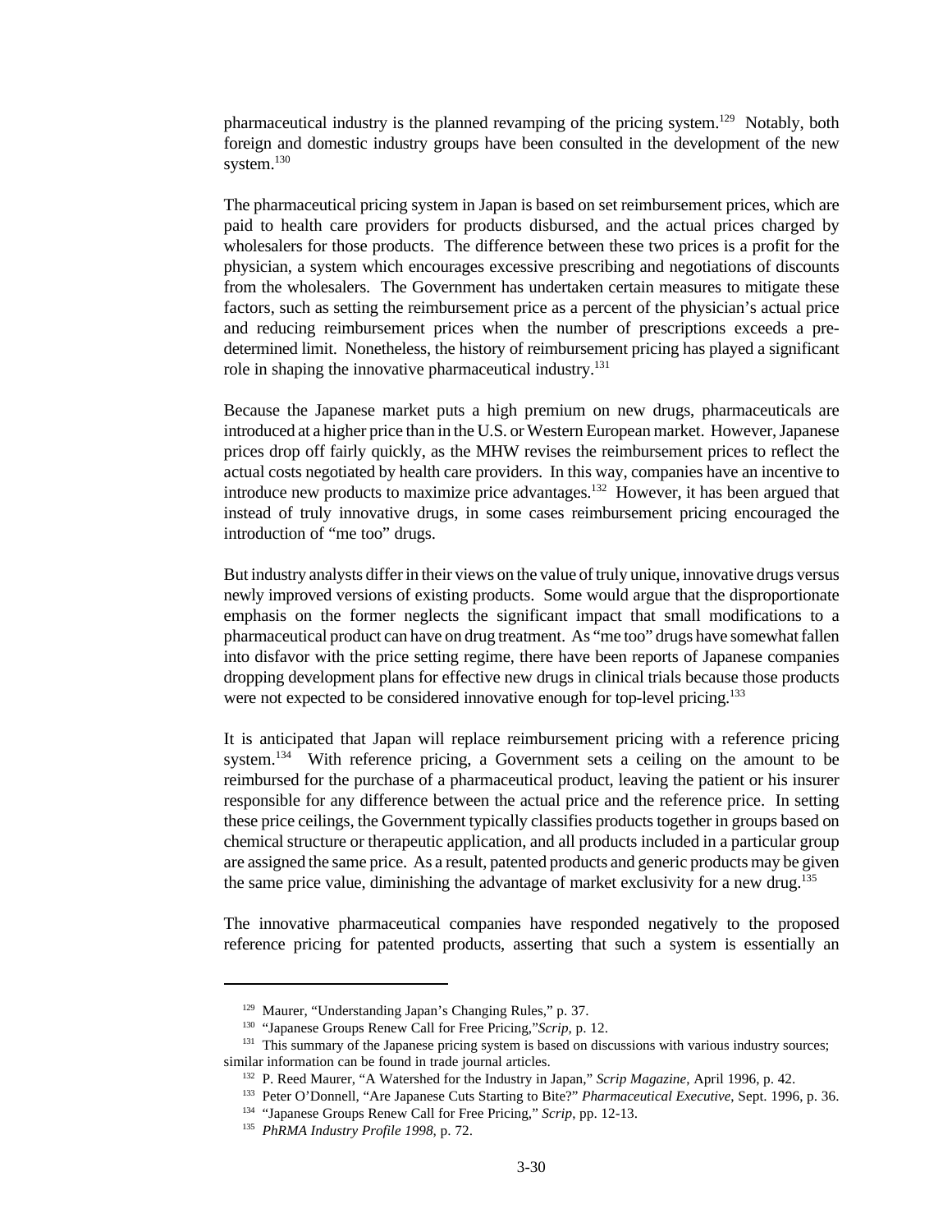pharmaceutical industry is the planned revamping of the pricing system.[129] Notably, both foreign and domestic industry groups have been consulted in the development of the new system.[130]

The pharmaceutical pricing system in Japan is based on set reimbursement prices, which are paid to health care providers for products disbursed, and the actual prices charged by wholesalers for those products. The difference between these two prices is a profit for the physician, a system which encourages excessive prescribing and negotiations of discounts from the wholesalers. The Government has undertaken certain measures to mitigate these factors, such as setting the reimbursement price as a percent of the physician's actual price and reducing reimbursement prices when the number of prescriptions exceeds a pre-determined limit. Nonetheless, the history of reimbursement pricing has played a significant role in shaping the innovative pharmaceutical industry.[131]

Because the Japanese market puts a high premium on new drugs, pharmaceuticals are introduced at a higher price than in the U.S. or Western European market. However, Japanese prices drop off fairly quickly, as the MHW revises the reimbursement prices to reflect the actual costs negotiated by health care providers. In this way, companies have an incentive to introduce new products to maximize price advantages.[132] However, it has been argued that instead of truly innovative drugs, in some cases reimbursement pricing encouraged the introduction of "me too" drugs.

But industry analysts differ in their views on the value of truly unique, innovative drugs versus newly improved versions of existing products. Some would argue that the disproportionate emphasis on the former neglects the significant impact that small modifications to a pharmaceutical product can have on drug treatment. As "me too" drugs have somewhat fallen into disfavor with the price setting regime, there have been reports of Japanese companies dropping development plans for effective new drugs in clinical trials because those products were not expected to be considered innovative enough for top-level pricing.[133]

It is anticipated that Japan will replace reimbursement pricing with a reference pricing system.[134] With reference pricing, a Government sets a ceiling on the amount to be reimbursed for the purchase of a pharmaceutical product, leaving the patient or his insurer responsible for any difference between the actual price and the reference price. In setting these price ceilings, the Government typically classifies products together in groups based on chemical structure or therapeutic application, and all products included in a particular group are assigned the same price. As a result, patented products and generic products may be given the same price value, diminishing the advantage of market exclusivity for a new drug.[135]

The innovative pharmaceutical companies have responded negatively to the proposed reference pricing for patented products, asserting that such a system is essentially an

---

[129] Maurer, "Understanding Japan's Changing Rules," p. 37.

[130] "Japanese Groups Renew Call for Free Pricing,"*Scrip*, p. 12.

[131] This summary of the Japanese pricing system is based on discussions with various industry sources; similar information can be found in trade journal articles.

[132] P. Reed Maurer, "A Watershed for the Industry in Japan," *Scrip Magazine*, April 1996, p. 42.

[133] Peter O'Donnell, "Are Japanese Cuts Starting to Bite?" *Pharmaceutical Executive*, Sept. 1996, p. 36.

[134] "Japanese Groups Renew Call for Free Pricing," *Scrip*, pp. 12-13.

[135] *PhRMA Industry Profile 1998*, p. 72.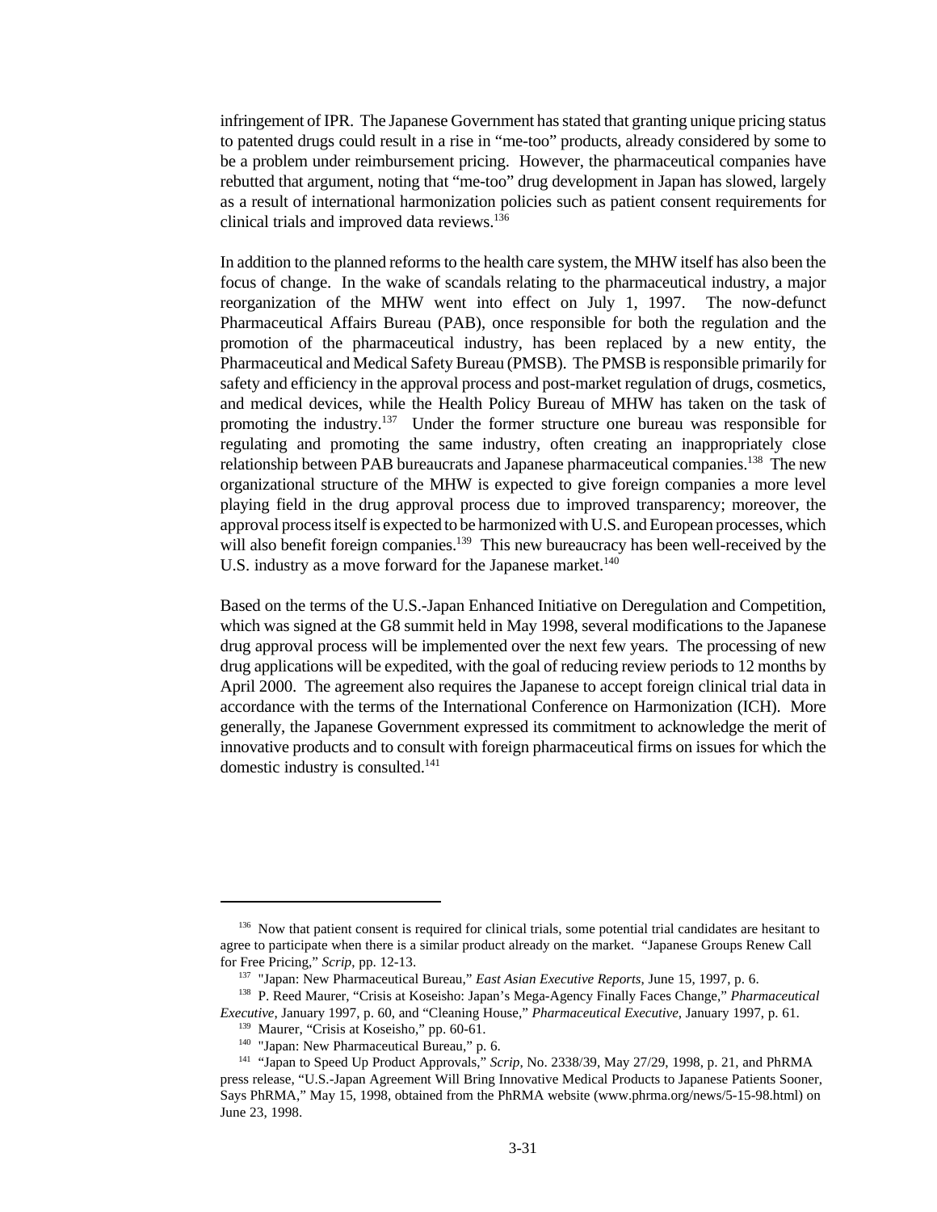infringement of IPR. The Japanese Government has stated that granting unique pricing status to patented drugs could result in a rise in "me-too" products, already considered by some to be a problem under reimbursement pricing. However, the pharmaceutical companies have rebutted that argument, noting that "me-too" drug development in Japan has slowed, largely as a result of international harmonization policies such as patient consent requirements for clinical trials and improved data reviews.[136]

In addition to the planned reforms to the health care system, the MHW itself has also been the focus of change. In the wake of scandals relating to the pharmaceutical industry, a major reorganization of the MHW went into effect on July 1, 1997. The now-defunct Pharmaceutical Affairs Bureau (PAB), once responsible for both the regulation and the promotion of the pharmaceutical industry, has been replaced by a new entity, the Pharmaceutical and Medical Safety Bureau (PMSB). The PMSB is responsible primarily for safety and efficiency in the approval process and post-market regulation of drugs, cosmetics, and medical devices, while the Health Policy Bureau of MHW has taken on the task of promoting the industry.[137] Under the former structure one bureau was responsible for regulating and promoting the same industry, often creating an inappropriately close relationship between PAB bureaucrats and Japanese pharmaceutical companies.[138] The new organizational structure of the MHW is expected to give foreign companies a more level playing field in the drug approval process due to improved transparency; moreover, the approval process itself is expected to be harmonized with U.S. and European processes, which will also benefit foreign companies.[139] This new bureaucracy has been well-received by the U.S. industry as a move forward for the Japanese market.[140]

Based on the terms of the U.S.-Japan Enhanced Initiative on Deregulation and Competition, which was signed at the G8 summit held in May 1998, several modifications to the Japanese drug approval process will be implemented over the next few years. The processing of new drug applications will be expedited, with the goal of reducing review periods to 12 months by April 2000. The agreement also requires the Japanese to accept foreign clinical trial data in accordance with the terms of the International Conference on Harmonization (ICH). More generally, the Japanese Government expressed its commitment to acknowledge the merit of innovative products and to consult with foreign pharmaceutical firms on issues for which the domestic industry is consulted.[141]

---

[136] Now that patient consent is required for clinical trials, some potential trial candidates are hesitant to agree to participate when there is a similar product already on the market. "Japanese Groups Renew Call for Free Pricing," *Scrip*, pp. 12-13.

[137] "Japan: New Pharmaceutical Bureau," *East Asian Executive Reports*, June 15, 1997, p. 6.

[138] P. Reed Maurer, "Crisis at Koseisho: Japan's Mega-Agency Finally Faces Change," *Pharmaceutical Executive*, January 1997, p. 60, and "Cleaning House," *Pharmaceutical Executive*, January 1997, p. 61.

[139] Maurer, "Crisis at Koseisho," pp. 60-61.

[140] "Japan: New Pharmaceutical Bureau," p. 6.

[141] "Japan to Speed Up Product Approvals," *Scrip*, No. 2338/39, May 27/29, 1998, p. 21, and PhRMA press release, "U.S.-Japan Agreement Will Bring Innovative Medical Products to Japanese Patients Sooner, Says PhRMA," May 15, 1998, obtained from the PhRMA website (www.phrma.org/news/5-15-98.html) on June 23, 1998.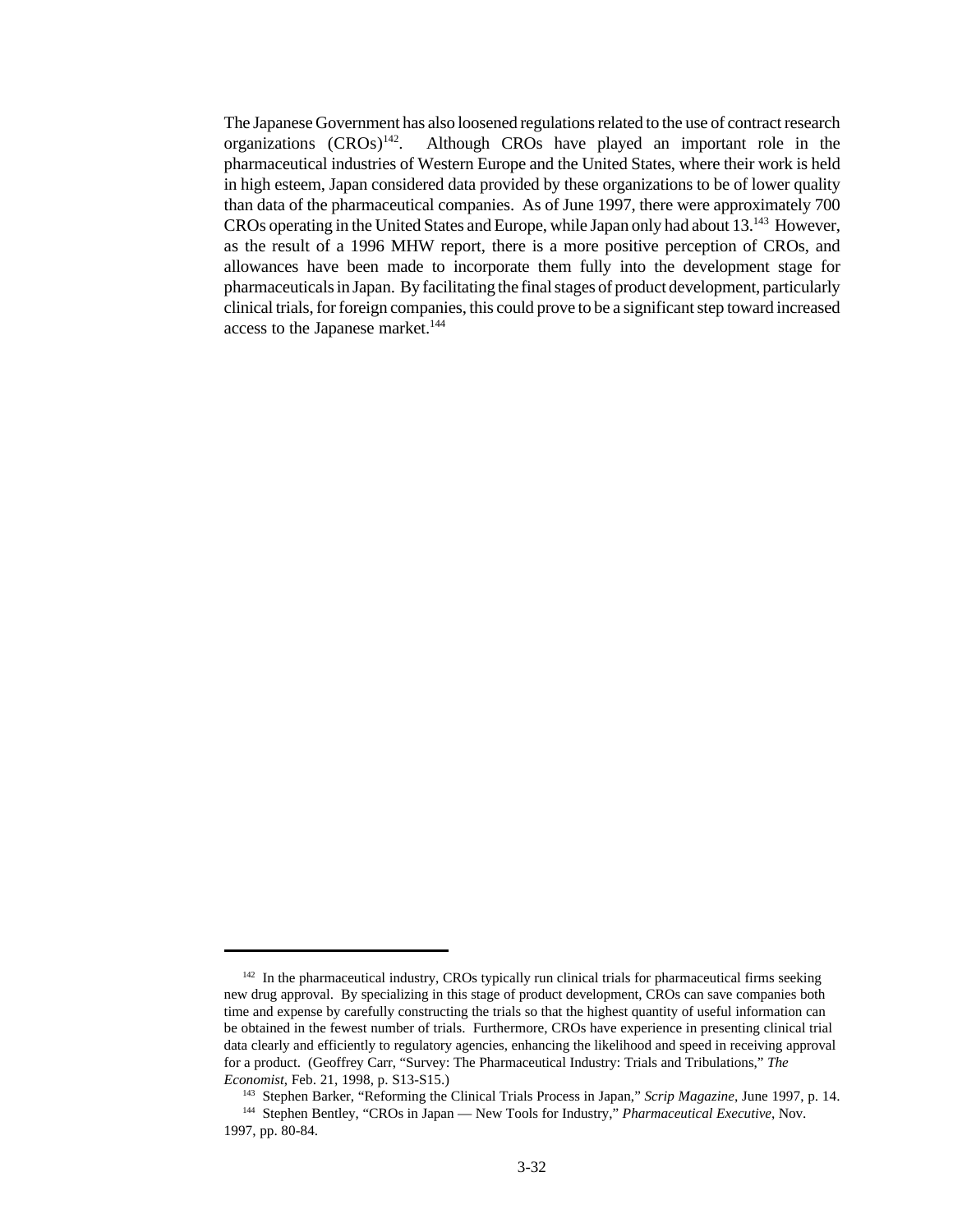The Japanese Government has also loosened regulations related to the use of contract research organizations (CROs)[142]. Although CROs have played an important role in the pharmaceutical industries of Western Europe and the United States, where their work is held in high esteem, Japan considered data provided by these organizations to be of lower quality than data of the pharmaceutical companies. As of June 1997, there were approximately 700 CROs operating in the United States and Europe, while Japan only had about 13.[143] However, as the result of a 1996 MHW report, there is a more positive perception of CROs, and allowances have been made to incorporate them fully into the development stage for pharmaceuticals in Japan. By facilitating the final stages of product development, particularly clinical trials, for foreign companies, this could prove to be a significant step toward increased access to the Japanese market.[144]

---

[142] In the pharmaceutical industry, CROs typically run clinical trials for pharmaceutical firms seeking new drug approval. By specializing in this stage of product development, CROs can save companies both time and expense by carefully constructing the trials so that the highest quantity of useful information can be obtained in the fewest number of trials. Furthermore, CROs have experience in presenting clinical trial data clearly and efficiently to regulatory agencies, enhancing the likelihood and speed in receiving approval for a product. (Geoffrey Carr, "Survey: The Pharmaceutical Industry: Trials and Tribulations," *The Economist*, Feb. 21, 1998, p. S13-S15.)

[143] Stephen Barker, "Reforming the Clinical Trials Process in Japan," *Scrip Magazine*, June 1997, p. 14.

[144] Stephen Bentley, "CROs in Japan — New Tools for Industry," *Pharmaceutical Executive*, Nov. 1997, pp. 80-84.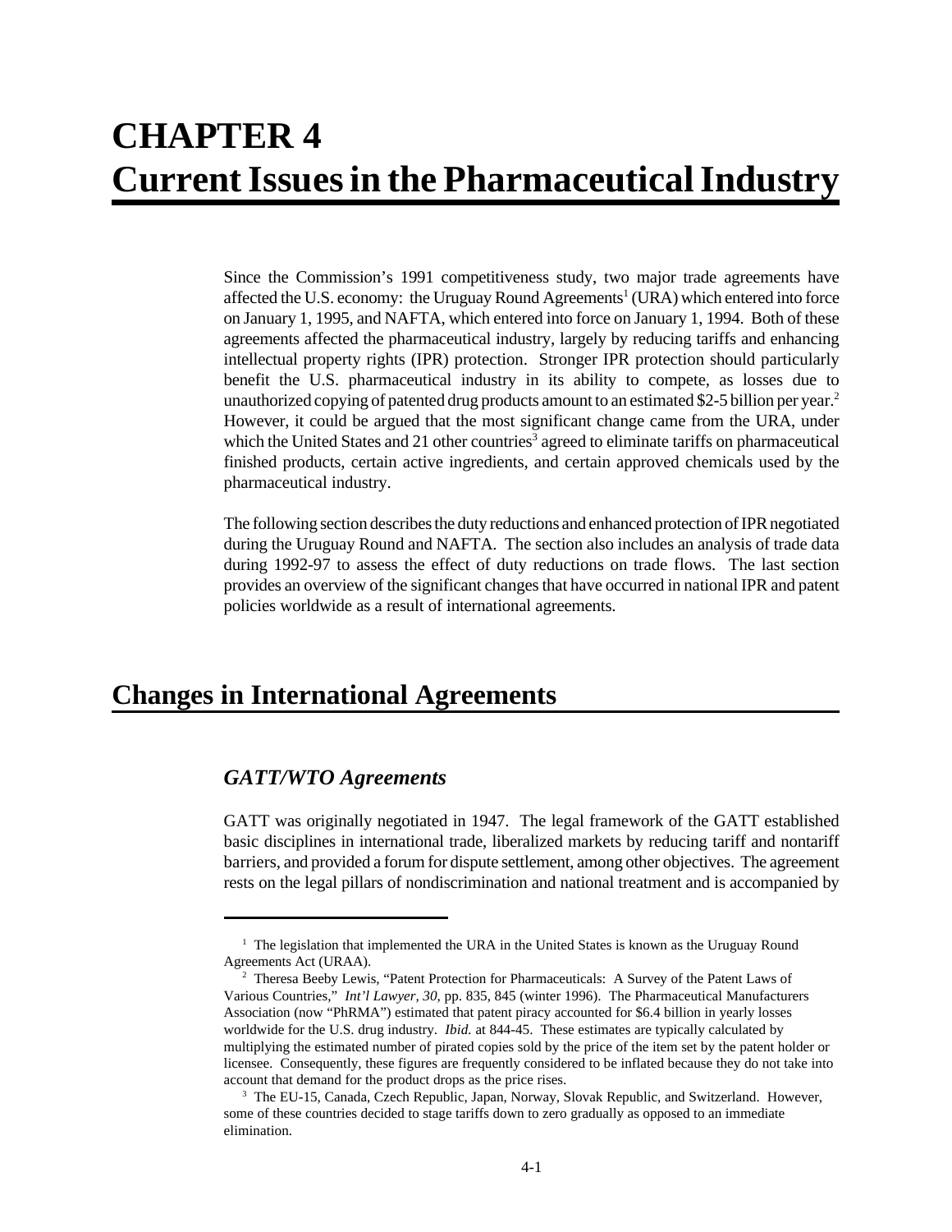# CHAPTER 4
# Current Issues in the Pharmaceutical Industry

Since the Commission's 1991 competitiveness study, two major trade agreements have affected the U.S. economy: the Uruguay Round Agreements[1] (URA) which entered into force on January 1, 1995, and NAFTA, which entered into force on January 1, 1994. Both of these agreements affected the pharmaceutical industry, largely by reducing tariffs and enhancing intellectual property rights (IPR) protection. Stronger IPR protection should particularly benefit the U.S. pharmaceutical industry in its ability to compete, as losses due to unauthorized copying of patented drug products amount to an estimated $2-5 billion per year.[2] However, it could be argued that the most significant change came from the URA, under which the United States and 21 other countries[3] agreed to eliminate tariffs on pharmaceutical finished products, certain active ingredients, and certain approved chemicals used by the pharmaceutical industry.

The following section describes the duty reductions and enhanced protection of IPR negotiated during the Uruguay Round and NAFTA. The section also includes an analysis of trade data during 1992-97 to assess the effect of duty reductions on trade flows. The last section provides an overview of the significant changes that have occurred in national IPR and patent policies worldwide as a result of international agreements.

## Changes in International Agreements

### *GATT/WTO Agreements*

GATT was originally negotiated in 1947. The legal framework of the GATT established basic disciplines in international trade, liberalized markets by reducing tariff and nontariff barriers, and provided a forum for dispute settlement, among other objectives. The agreement rests on the legal pillars of nondiscrimination and national treatment and is accompanied by

---

[1] The legislation that implemented the URA in the United States is known as the Uruguay Round Agreements Act (URAA).

[2] Theresa Beeby Lewis, "Patent Protection for Pharmaceuticals: A Survey of the Patent Laws of Various Countries," *Int'l Lawyer, 30*, pp. 835, 845 (winter 1996). The Pharmaceutical Manufacturers Association (now "PhRMA") estimated that patent piracy accounted for $6.4 billion in yearly losses worldwide for the U.S. drug industry. *Ibid.* at 844-45. These estimates are typically calculated by multiplying the estimated number of pirated copies sold by the price of the item set by the patent holder or licensee. Consequently, these figures are frequently considered to be inflated because they do not take into account that demand for the product drops as the price rises.

[3] The EU-15, Canada, Czech Republic, Japan, Norway, Slovak Republic, and Switzerland. However, some of these countries decided to stage tariffs down to zero gradually as opposed to an immediate elimination.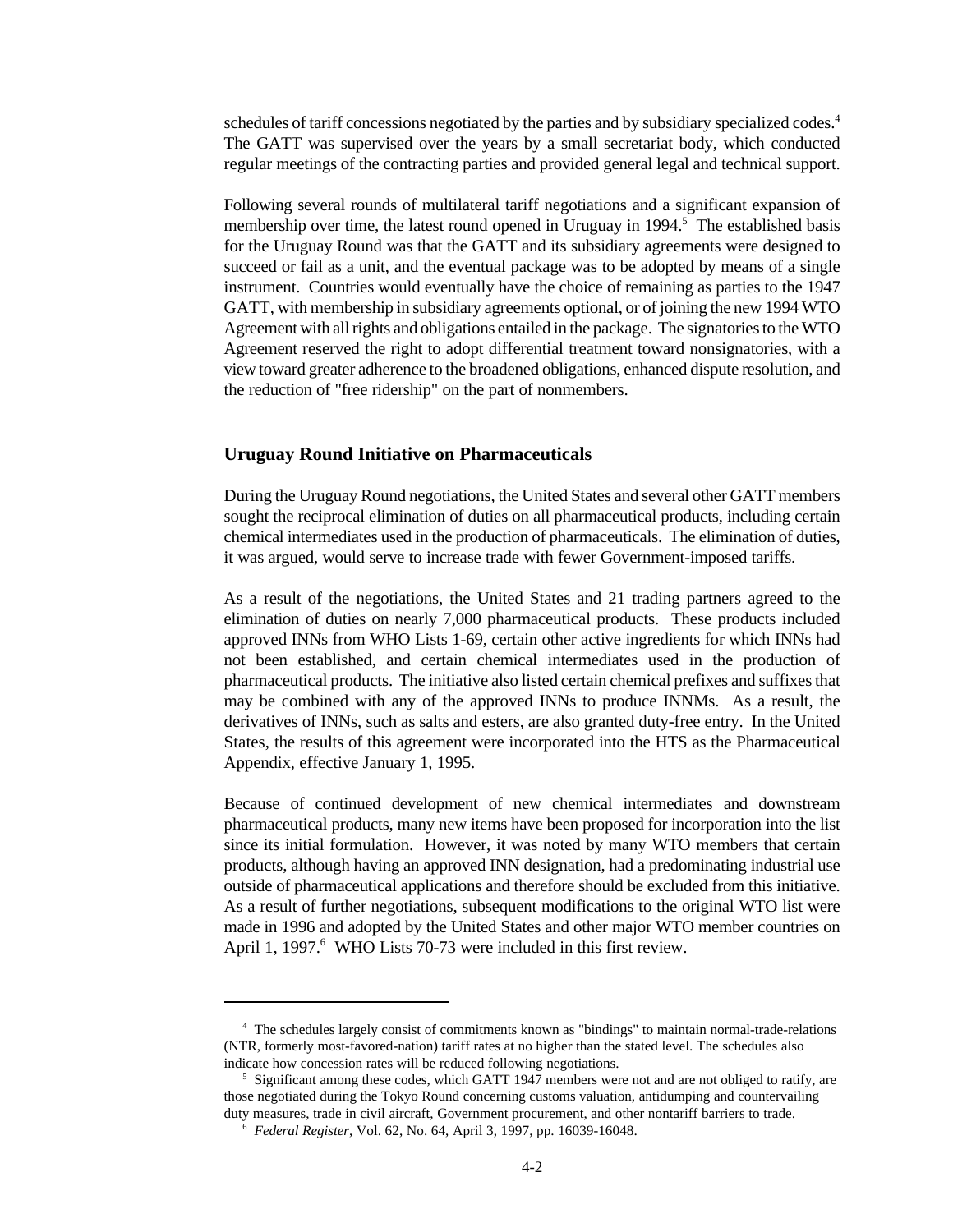schedules of tariff concessions negotiated by the parties and by subsidiary specialized codes.[4] The GATT was supervised over the years by a small secretariat body, which conducted regular meetings of the contracting parties and provided general legal and technical support.

Following several rounds of multilateral tariff negotiations and a significant expansion of membership over time, the latest round opened in Uruguay in 1994.[5] The established basis for the Uruguay Round was that the GATT and its subsidiary agreements were designed to succeed or fail as a unit, and the eventual package was to be adopted by means of a single instrument. Countries would eventually have the choice of remaining as parties to the 1947 GATT, with membership in subsidiary agreements optional, or of joining the new 1994 WTO Agreement with all rights and obligations entailed in the package. The signatories to the WTO Agreement reserved the right to adopt differential treatment toward nonsignatories, with a view toward greater adherence to the broadened obligations, enhanced dispute resolution, and the reduction of "free ridership" on the part of nonmembers.

### Uruguay Round Initiative on Pharmaceuticals

During the Uruguay Round negotiations, the United States and several other GATT members sought the reciprocal elimination of duties on all pharmaceutical products, including certain chemical intermediates used in the production of pharmaceuticals. The elimination of duties, it was argued, would serve to increase trade with fewer Government-imposed tariffs.

As a result of the negotiations, the United States and 21 trading partners agreed to the elimination of duties on nearly 7,000 pharmaceutical products. These products included approved INNs from WHO Lists 1-69, certain other active ingredients for which INNs had not been established, and certain chemical intermediates used in the production of pharmaceutical products. The initiative also listed certain chemical prefixes and suffixes that may be combined with any of the approved INNs to produce INNMs. As a result, the derivatives of INNs, such as salts and esters, are also granted duty-free entry. In the United States, the results of this agreement were incorporated into the HTS as the Pharmaceutical Appendix, effective January 1, 1995.

Because of continued development of new chemical intermediates and downstream pharmaceutical products, many new items have been proposed for incorporation into the list since its initial formulation. However, it was noted by many WTO members that certain products, although having an approved INN designation, had a predominating industrial use outside of pharmaceutical applications and therefore should be excluded from this initiative. As a result of further negotiations, subsequent modifications to the original WTO list were made in 1996 and adopted by the United States and other major WTO member countries on April 1, 1997.[6] WHO Lists 70-73 were included in this first review.

---

[4] The schedules largely consist of commitments known as "bindings" to maintain normal-trade-relations (NTR, formerly most-favored-nation) tariff rates at no higher than the stated level. The schedules also indicate how concession rates will be reduced following negotiations.

[5] Significant among these codes, which GATT 1947 members were not and are not obliged to ratify, are those negotiated during the Tokyo Round concerning customs valuation, antidumping and countervailing duty measures, trade in civil aircraft, Government procurement, and other nontariff barriers to trade.

[6] *Federal Register*, Vol. 62, No. 64, April 3, 1997, pp. 16039-16048.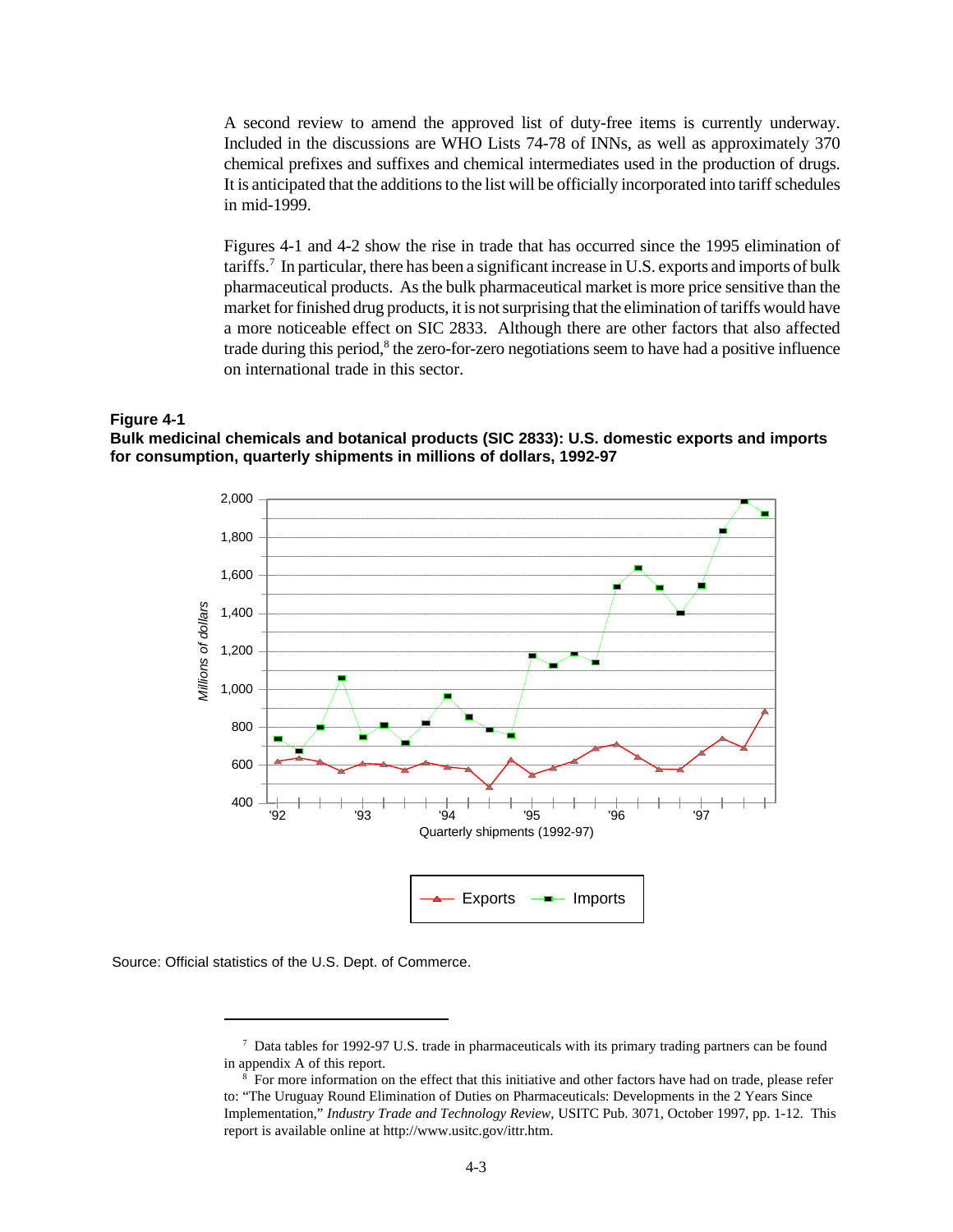A second review to amend the approved list of duty-free items is currently underway. Included in the discussions are WHO Lists 74-78 of INNs, as well as approximately 370 chemical prefixes and suffixes and chemical intermediates used in the production of drugs. It is anticipated that the additions to the list will be officially incorporated into tariff schedules in mid-1999.

Figures 4-1 and 4-2 show the rise in trade that has occurred since the 1995 elimination of tariffs.[7] In particular, there has been a significant increase in U.S. exports and imports of bulk pharmaceutical products. As the bulk pharmaceutical market is more price sensitive than the market for finished drug products, it is not surprising that the elimination of tariffs would have a more noticeable effect on SIC 2833. Although there are other factors that also affected trade during this period,[8] the zero-for-zero negotiations seem to have had a positive influence on international trade in this sector.

**Figure 4-1**
**Bulk medicinal chemicals and botanical products (SIC 2833): U.S. domestic exports and imports for consumption, quarterly shipments in millions of dollars, 1992-97**

Source: Official statistics of the U.S. Dept. of Commerce.

---

[7] Data tables for 1992-97 U.S. trade in pharmaceuticals with its primary trading partners can be found in appendix A of this report.

[8] For more information on the effect that this initiative and other factors have had on trade, please refer to: "The Uruguay Round Elimination of Duties on Pharmaceuticals: Developments in the 2 Years Since Implementation," *Industry Trade and Technology Review*, USITC Pub. 3071, October 1997, pp. 1-12. This report is available online at http://www.usitc.gov/ittr.htm.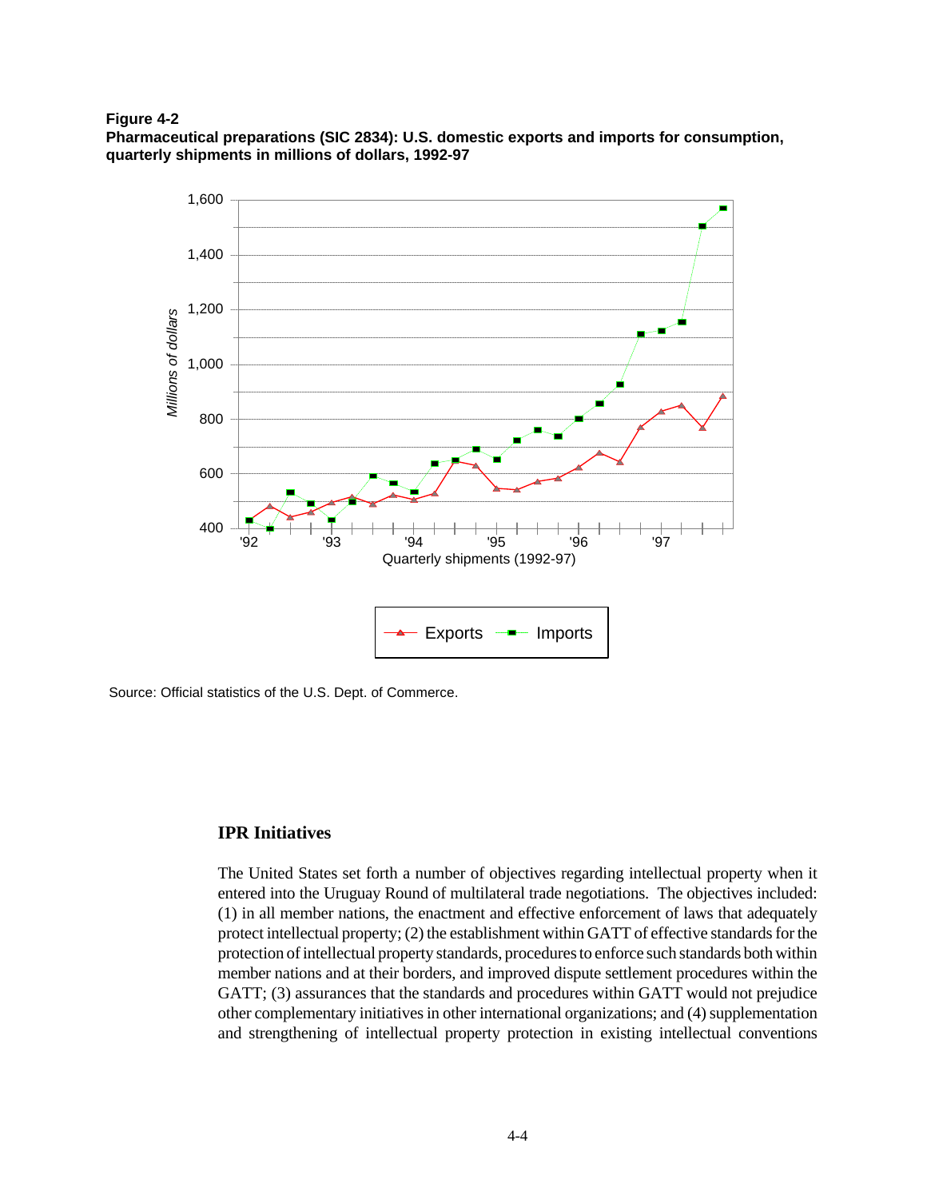**Figure 4-2**
**Pharmaceutical preparations (SIC 2834): U.S. domestic exports and imports for consumption, quarterly shipments in millions of dollars, 1992-97**

Source: Official statistics of the U.S. Dept. of Commerce.

## IPR Initiatives

The United States set forth a number of objectives regarding intellectual property when it entered into the Uruguay Round of multilateral trade negotiations. The objectives included: (1) in all member nations, the enactment and effective enforcement of laws that adequately protect intellectual property; (2) the establishment within GATT of effective standards for the protection of intellectual property standards, procedures to enforce such standards both within member nations and at their borders, and improved dispute settlement procedures within the GATT; (3) assurances that the standards and procedures within GATT would not prejudice other complementary initiatives in other international organizations; and (4) supplementation and strengthening of intellectual property protection in existing intellectual conventions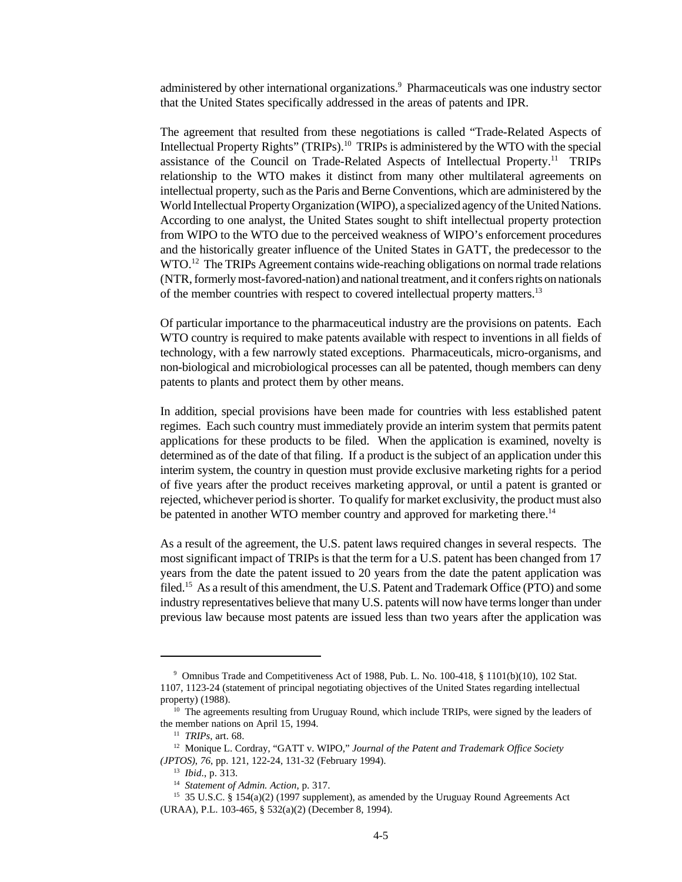administered by other international organizations.[9] Pharmaceuticals was one industry sector that the United States specifically addressed in the areas of patents and IPR.

The agreement that resulted from these negotiations is called "Trade-Related Aspects of Intellectual Property Rights" (TRIPs).[10] TRIPs is administered by the WTO with the special assistance of the Council on Trade-Related Aspects of Intellectual Property.[11] TRIPs relationship to the WTO makes it distinct from many other multilateral agreements on intellectual property, such as the Paris and Berne Conventions, which are administered by the World Intellectual Property Organization (WIPO), a specialized agency of the United Nations. According to one analyst, the United States sought to shift intellectual property protection from WIPO to the WTO due to the perceived weakness of WIPO's enforcement procedures and the historically greater influence of the United States in GATT, the predecessor to the WTO.[12] The TRIPs Agreement contains wide-reaching obligations on normal trade relations (NTR, formerly most-favored-nation) and national treatment, and it confers rights on nationals of the member countries with respect to covered intellectual property matters.[13]

Of particular importance to the pharmaceutical industry are the provisions on patents. Each WTO country is required to make patents available with respect to inventions in all fields of technology, with a few narrowly stated exceptions. Pharmaceuticals, micro-organisms, and non-biological and microbiological processes can all be patented, though members can deny patents to plants and protect them by other means.

In addition, special provisions have been made for countries with less established patent regimes. Each such country must immediately provide an interim system that permits patent applications for these products to be filed. When the application is examined, novelty is determined as of the date of that filing. If a product is the subject of an application under this interim system, the country in question must provide exclusive marketing rights for a period of five years after the product receives marketing approval, or until a patent is granted or rejected, whichever period is shorter. To qualify for market exclusivity, the product must also be patented in another WTO member country and approved for marketing there.[14]

As a result of the agreement, the U.S. patent laws required changes in several respects. The most significant impact of TRIPs is that the term for a U.S. patent has been changed from 17 years from the date the patent issued to 20 years from the date the patent application was filed.[15] As a result of this amendment, the U.S. Patent and Trademark Office (PTO) and some industry representatives believe that many U.S. patents will now have terms longer than under previous law because most patents are issued less than two years after the application was

---

[9] Omnibus Trade and Competitiveness Act of 1988, Pub. L. No. 100-418, § 1101(b)(10), 102 Stat. 1107, 1123-24 (statement of principal negotiating objectives of the United States regarding intellectual property) (1988).

[10] The agreements resulting from Uruguay Round, which include TRIPs, were signed by the leaders of the member nations on April 15, 1994.

[11] *TRIPs*, art. 68.

[12] Monique L. Cordray, "GATT v. WIPO," *Journal of the Patent and Trademark Office Society (JPTOS), 76*, pp. 121, 122-24, 131-32 (February 1994).

[13] *Ibid*., p. 313.

[14] *Statement of Admin. Action*, p. 317.

[15] 35 U.S.C. § 154(a)(2) (1997 supplement), as amended by the Uruguay Round Agreements Act (URAA), P.L. 103-465, § 532(a)(2) (December 8, 1994).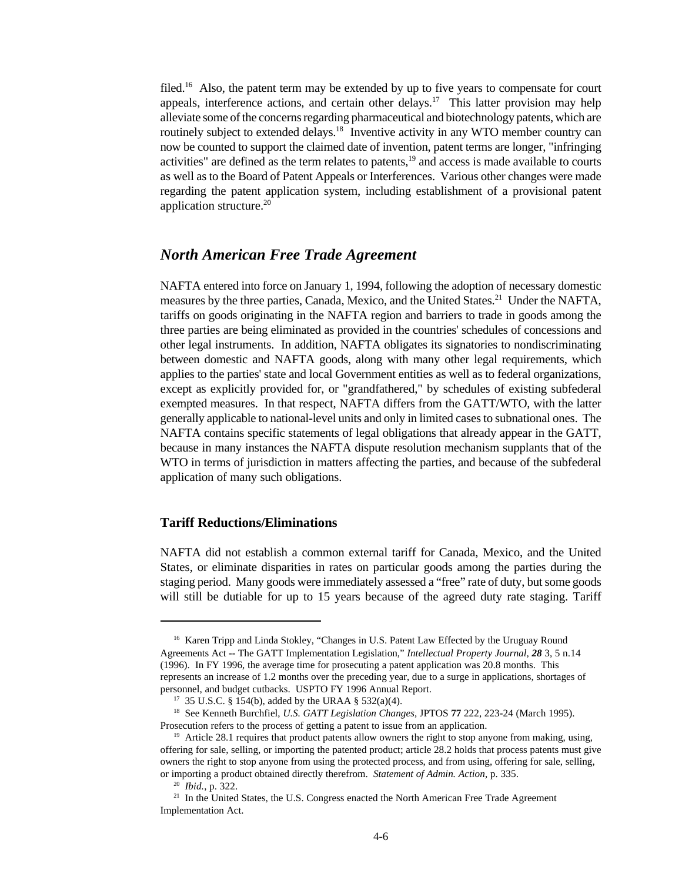filed.[16] Also, the patent term may be extended by up to five years to compensate for court appeals, interference actions, and certain other delays.[17] This latter provision may help alleviate some of the concerns regarding pharmaceutical and biotechnology patents, which are routinely subject to extended delays.[18] Inventive activity in any WTO member country can now be counted to support the claimed date of invention, patent terms are longer, "infringing activities" are defined as the term relates to patents,[19] and access is made available to courts as well as to the Board of Patent Appeals or Interferences. Various other changes were made regarding the patent application system, including establishment of a provisional patent application structure.[20]

## *North American Free Trade Agreement*

NAFTA entered into force on January 1, 1994, following the adoption of necessary domestic measures by the three parties, Canada, Mexico, and the United States.[21] Under the NAFTA, tariffs on goods originating in the NAFTA region and barriers to trade in goods among the three parties are being eliminated as provided in the countries' schedules of concessions and other legal instruments. In addition, NAFTA obligates its signatories to nondiscriminating between domestic and NAFTA goods, along with many other legal requirements, which applies to the parties' state and local Government entities as well as to federal organizations, except as explicitly provided for, or "grandfathered," by schedules of existing subfederal exempted measures. In that respect, NAFTA differs from the GATT/WTO, with the latter generally applicable to national-level units and only in limited cases to subnational ones. The NAFTA contains specific statements of legal obligations that already appear in the GATT, because in many instances the NAFTA dispute resolution mechanism supplants that of the WTO in terms of jurisdiction in matters affecting the parties, and because of the subfederal application of many such obligations.

### Tariff Reductions/Eliminations

NAFTA did not establish a common external tariff for Canada, Mexico, and the United States, or eliminate disparities in rates on particular goods among the parties during the staging period. Many goods were immediately assessed a "free" rate of duty, but some goods will still be dutiable for up to 15 years because of the agreed duty rate staging. Tariff

---

[16] Karen Tripp and Linda Stokley, "Changes in U.S. Patent Law Effected by the Uruguay Round Agreements Act -- The GATT Implementation Legislation," *Intellectual Property Journal, **28*** 3, 5 n.14 (1996). In FY 1996, the average time for prosecuting a patent application was 20.8 months. This represents an increase of 1.2 months over the preceding year, due to a surge in applications, shortages of personnel, and budget cutbacks. USPTO FY 1996 Annual Report.

[17] 35 U.S.C. § 154(b), added by the URAA § 532(a)(4).

[18] See Kenneth Burchfiel, *U.S. GATT Legislation Changes*, JPTOS **77** 222, 223-24 (March 1995). Prosecution refers to the process of getting a patent to issue from an application.

[19] Article 28.1 requires that product patents allow owners the right to stop anyone from making, using, offering for sale, selling, or importing the patented product; article 28.2 holds that process patents must give owners the right to stop anyone from using the protected process, and from using, offering for sale, selling, or importing a product obtained directly therefrom. *Statement of Admin. Action*, p. 335.

[20] *Ibid.*, p. 322.

[21] In the United States, the U.S. Congress enacted the North American Free Trade Agreement Implementation Act.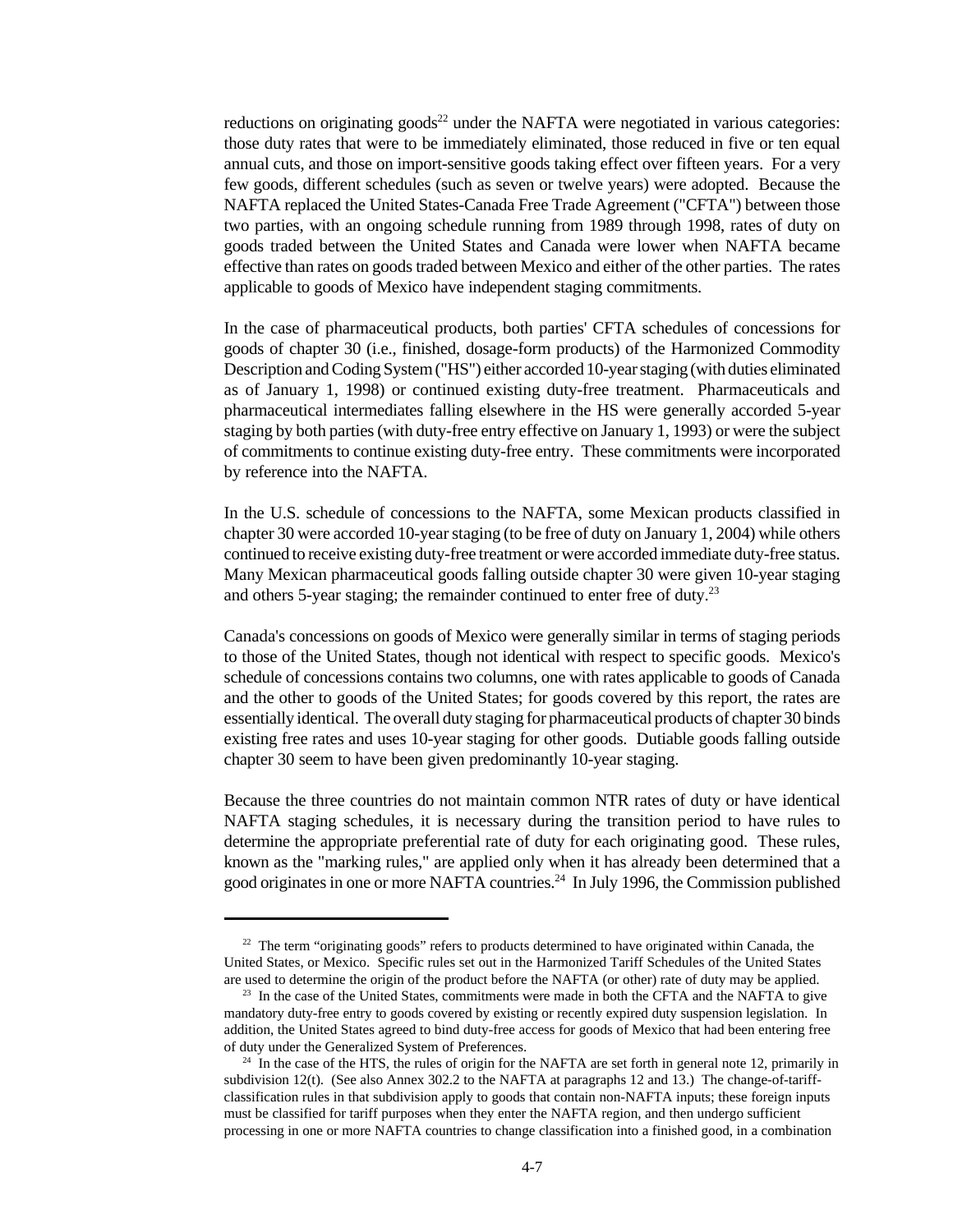reductions on originating goods[22] under the NAFTA were negotiated in various categories: those duty rates that were to be immediately eliminated, those reduced in five or ten equal annual cuts, and those on import-sensitive goods taking effect over fifteen years. For a very few goods, different schedules (such as seven or twelve years) were adopted. Because the NAFTA replaced the United States-Canada Free Trade Agreement ("CFTA") between those two parties, with an ongoing schedule running from 1989 through 1998, rates of duty on goods traded between the United States and Canada were lower when NAFTA became effective than rates on goods traded between Mexico and either of the other parties. The rates applicable to goods of Mexico have independent staging commitments.

In the case of pharmaceutical products, both parties' CFTA schedules of concessions for goods of chapter 30 (i.e., finished, dosage-form products) of the Harmonized Commodity Description and Coding System ("HS") either accorded 10-year staging (with duties eliminated as of January 1, 1998) or continued existing duty-free treatment. Pharmaceuticals and pharmaceutical intermediates falling elsewhere in the HS were generally accorded 5-year staging by both parties (with duty-free entry effective on January 1, 1993) or were the subject of commitments to continue existing duty-free entry. These commitments were incorporated by reference into the NAFTA.

In the U.S. schedule of concessions to the NAFTA, some Mexican products classified in chapter 30 were accorded 10-year staging (to be free of duty on January 1, 2004) while others continued to receive existing duty-free treatment or were accorded immediate duty-free status. Many Mexican pharmaceutical goods falling outside chapter 30 were given 10-year staging and others 5-year staging; the remainder continued to enter free of duty.[23]

Canada's concessions on goods of Mexico were generally similar in terms of staging periods to those of the United States, though not identical with respect to specific goods. Mexico's schedule of concessions contains two columns, one with rates applicable to goods of Canada and the other to goods of the United States; for goods covered by this report, the rates are essentially identical. The overall duty staging for pharmaceutical products of chapter 30 binds existing free rates and uses 10-year staging for other goods. Dutiable goods falling outside chapter 30 seem to have been given predominantly 10-year staging.

Because the three countries do not maintain common NTR rates of duty or have identical NAFTA staging schedules, it is necessary during the transition period to have rules to determine the appropriate preferential rate of duty for each originating good. These rules, known as the "marking rules," are applied only when it has already been determined that a good originates in one or more NAFTA countries.[24] In July 1996, the Commission published

---

[22] The term "originating goods" refers to products determined to have originated within Canada, the United States, or Mexico. Specific rules set out in the Harmonized Tariff Schedules of the United States are used to determine the origin of the product before the NAFTA (or other) rate of duty may be applied.

[23] In the case of the United States, commitments were made in both the CFTA and the NAFTA to give mandatory duty-free entry to goods covered by existing or recently expired duty suspension legislation. In addition, the United States agreed to bind duty-free access for goods of Mexico that had been entering free of duty under the Generalized System of Preferences.

[24] In the case of the HTS, the rules of origin for the NAFTA are set forth in general note 12, primarily in subdivision 12(t). (See also Annex 302.2 to the NAFTA at paragraphs 12 and 13.) The change-of-tariff-classification rules in that subdivision apply to goods that contain non-NAFTA inputs; these foreign inputs must be classified for tariff purposes when they enter the NAFTA region, and then undergo sufficient processing in one or more NAFTA countries to change classification into a finished good, in a combination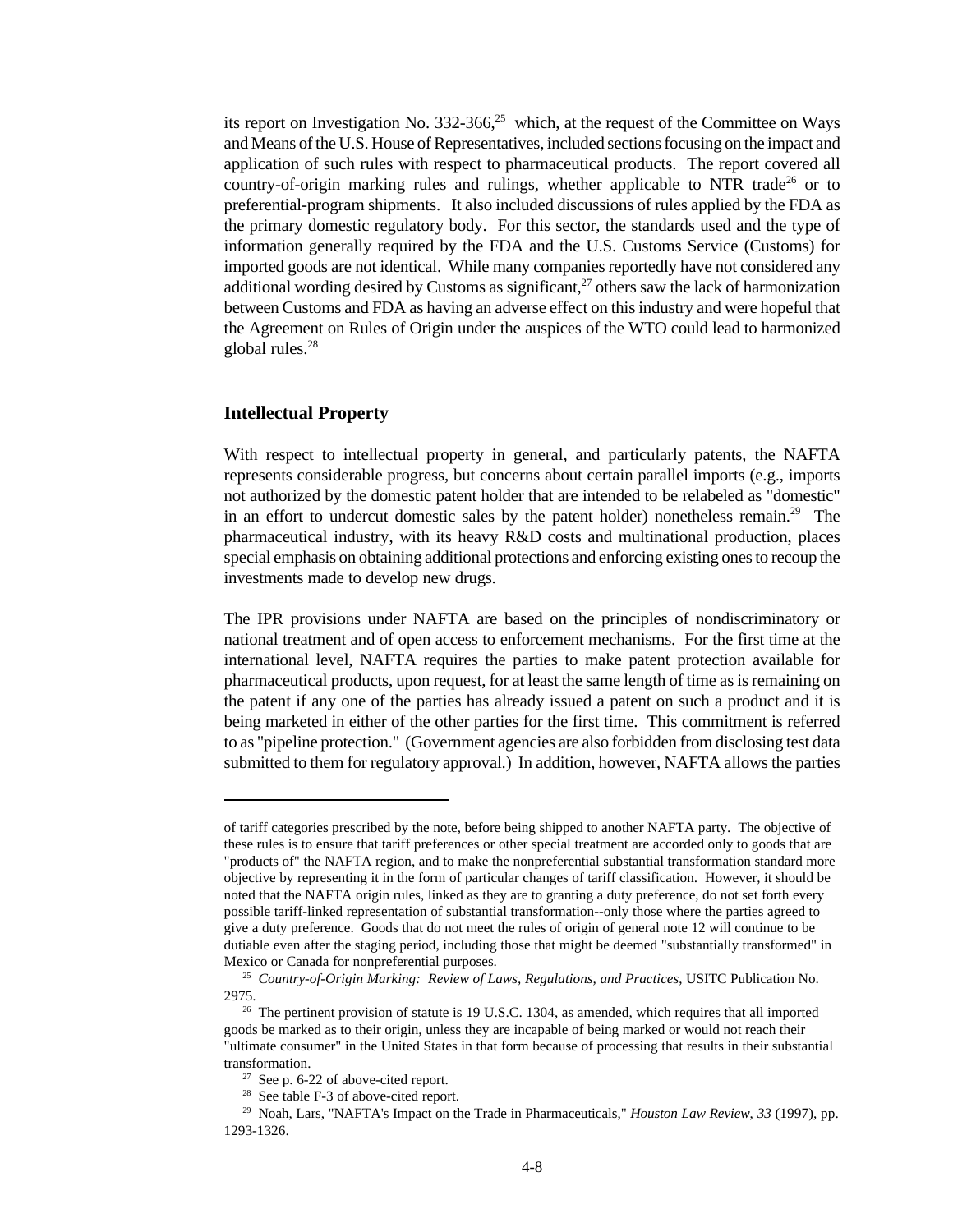its report on Investigation No. 332-366,[25] which, at the request of the Committee on Ways and Means of the U.S. House of Representatives, included sections focusing on the impact and application of such rules with respect to pharmaceutical products. The report covered all country-of-origin marking rules and rulings, whether applicable to NTR trade[26] or to preferential-program shipments. It also included discussions of rules applied by the FDA as the primary domestic regulatory body. For this sector, the standards used and the type of information generally required by the FDA and the U.S. Customs Service (Customs) for imported goods are not identical. While many companies reportedly have not considered any additional wording desired by Customs as significant,[27] others saw the lack of harmonization between Customs and FDA as having an adverse effect on this industry and were hopeful that the Agreement on Rules of Origin under the auspices of the WTO could lead to harmonized global rules.[28]

## Intellectual Property

With respect to intellectual property in general, and particularly patents, the NAFTA represents considerable progress, but concerns about certain parallel imports (e.g., imports not authorized by the domestic patent holder that are intended to be relabeled as "domestic" in an effort to undercut domestic sales by the patent holder) nonetheless remain.[29] The pharmaceutical industry, with its heavy R&D costs and multinational production, places special emphasis on obtaining additional protections and enforcing existing ones to recoup the investments made to develop new drugs.

The IPR provisions under NAFTA are based on the principles of nondiscriminatory or national treatment and of open access to enforcement mechanisms. For the first time at the international level, NAFTA requires the parties to make patent protection available for pharmaceutical products, upon request, for at least the same length of time as is remaining on the patent if any one of the parties has already issued a patent on such a product and it is being marketed in either of the other parties for the first time. This commitment is referred to as "pipeline protection." (Government agencies are also forbidden from disclosing test data submitted to them for regulatory approval.) In addition, however, NAFTA allows the parties

---

of tariff categories prescribed by the note, before being shipped to another NAFTA party. The objective of these rules is to ensure that tariff preferences or other special treatment are accorded only to goods that are "products of" the NAFTA region, and to make the nonpreferential substantial transformation standard more objective by representing it in the form of particular changes of tariff classification. However, it should be noted that the NAFTA origin rules, linked as they are to granting a duty preference, do not set forth every possible tariff-linked representation of substantial transformation--only those where the parties agreed to give a duty preference. Goods that do not meet the rules of origin of general note 12 will continue to be dutiable even after the staging period, including those that might be deemed "substantially transformed" in Mexico or Canada for nonpreferential purposes.

[25] *Country-of-Origin Marking: Review of Laws, Regulations, and Practices*, USITC Publication No. 2975.

[26] The pertinent provision of statute is 19 U.S.C. 1304, as amended, which requires that all imported goods be marked as to their origin, unless they are incapable of being marked or would not reach their "ultimate consumer" in the United States in that form because of processing that results in their substantial transformation.

[27] See p. 6-22 of above-cited report.

[28] See table F-3 of above-cited report.

[29] Noah, Lars, "NAFTA's Impact on the Trade in Pharmaceuticals," *Houston Law Review, 33* (1997), pp. 1293-1326.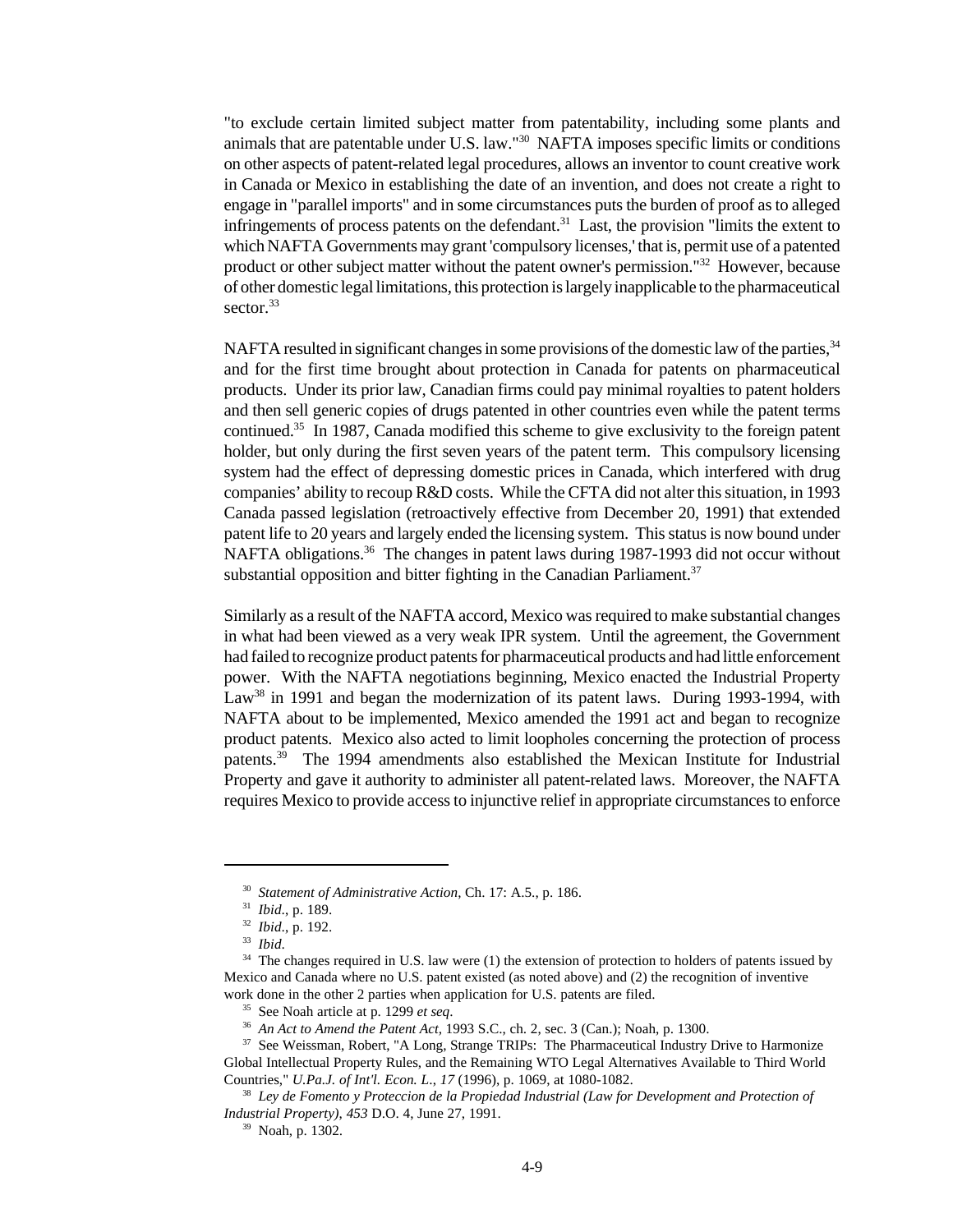"to exclude certain limited subject matter from patentability, including some plants and animals that are patentable under U.S. law."[30] NAFTA imposes specific limits or conditions on other aspects of patent-related legal procedures, allows an inventor to count creative work in Canada or Mexico in establishing the date of an invention, and does not create a right to engage in "parallel imports" and in some circumstances puts the burden of proof as to alleged infringements of process patents on the defendant.[31] Last, the provision "limits the extent to which NAFTA Governments may grant 'compulsory licenses,' that is, permit use of a patented product or other subject matter without the patent owner's permission."[32] However, because of other domestic legal limitations, this protection is largely inapplicable to the pharmaceutical sector.[33]

NAFTA resulted in significant changes in some provisions of the domestic law of the parties,[34] and for the first time brought about protection in Canada for patents on pharmaceutical products. Under its prior law, Canadian firms could pay minimal royalties to patent holders and then sell generic copies of drugs patented in other countries even while the patent terms continued.[35] In 1987, Canada modified this scheme to give exclusivity to the foreign patent holder, but only during the first seven years of the patent term. This compulsory licensing system had the effect of depressing domestic prices in Canada, which interfered with drug companies' ability to recoup R&D costs. While the CFTA did not alter this situation, in 1993 Canada passed legislation (retroactively effective from December 20, 1991) that extended patent life to 20 years and largely ended the licensing system. This status is now bound under NAFTA obligations.[36] The changes in patent laws during 1987-1993 did not occur without substantial opposition and bitter fighting in the Canadian Parliament.[37]

Similarly as a result of the NAFTA accord, Mexico was required to make substantial changes in what had been viewed as a very weak IPR system. Until the agreement, the Government had failed to recognize product patents for pharmaceutical products and had little enforcement power. With the NAFTA negotiations beginning, Mexico enacted the Industrial Property Law[38] in 1991 and began the modernization of its patent laws. During 1993-1994, with NAFTA about to be implemented, Mexico amended the 1991 act and began to recognize product patents. Mexico also acted to limit loopholes concerning the protection of process patents.[39] The 1994 amendments also established the Mexican Institute for Industrial Property and gave it authority to administer all patent-related laws. Moreover, the NAFTA requires Mexico to provide access to injunctive relief in appropriate circumstances to enforce

---

[30] *Statement of Administrative Action*, Ch. 17: A.5., p. 186.

[31] *Ibid*., p. 189.

[32] *Ibid*., p. 192.

[33] *Ibid*.

[34] The changes required in U.S. law were (1) the extension of protection to holders of patents issued by Mexico and Canada where no U.S. patent existed (as noted above) and (2) the recognition of inventive work done in the other 2 parties when application for U.S. patents are filed.

[35] See Noah article at p. 1299 *et seq*.

[36] *An Act to Amend the Patent Act*, 1993 S.C., ch. 2, sec. 3 (Can.); Noah, p. 1300.

[37] See Weissman, Robert, "A Long, Strange TRIPs: The Pharmaceutical Industry Drive to Harmonize Global Intellectual Property Rules, and the Remaining WTO Legal Alternatives Available to Third World Countries," *U.Pa.J. of Int'l. Econ. L., 17* (1996), p. 1069, at 1080-1082.

[38] *Ley de Fomento y Proteccion de la Propiedad Industrial (Law for Development and Protection of Industrial Property), 453* D.O. 4, June 27, 1991.

[39] Noah, p. 1302.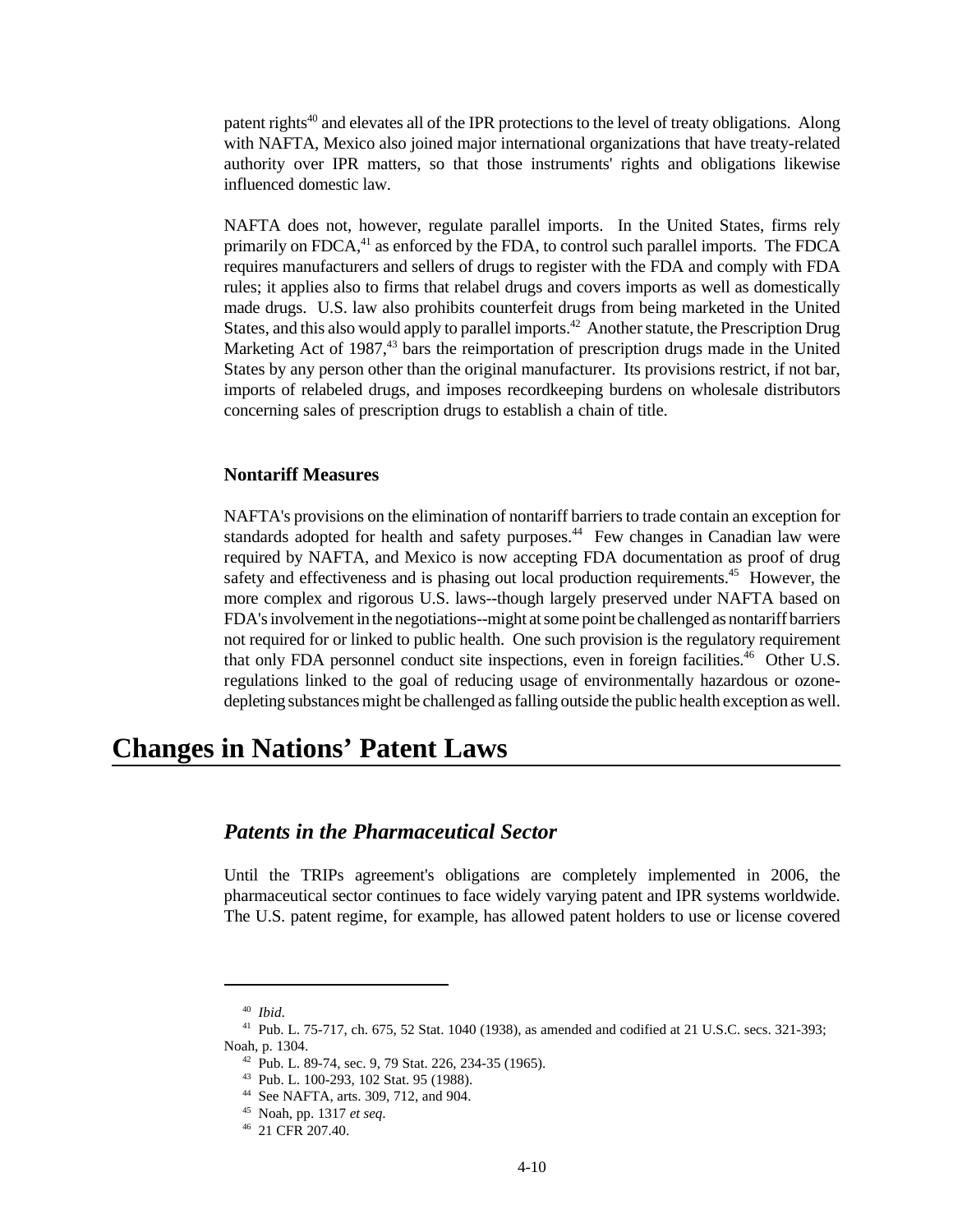patent rights[40] and elevates all of the IPR protections to the level of treaty obligations. Along with NAFTA, Mexico also joined major international organizations that have treaty-related authority over IPR matters, so that those instruments' rights and obligations likewise influenced domestic law.

NAFTA does not, however, regulate parallel imports. In the United States, firms rely primarily on FDCA,[41] as enforced by the FDA, to control such parallel imports. The FDCA requires manufacturers and sellers of drugs to register with the FDA and comply with FDA rules; it applies also to firms that relabel drugs and covers imports as well as domestically made drugs. U.S. law also prohibits counterfeit drugs from being marketed in the United States, and this also would apply to parallel imports.[42] Another statute, the Prescription Drug Marketing Act of 1987,[43] bars the reimportation of prescription drugs made in the United States by any person other than the original manufacturer. Its provisions restrict, if not bar, imports of relabeled drugs, and imposes recordkeeping burdens on wholesale distributors concerning sales of prescription drugs to establish a chain of title.

### Nontariff Measures

NAFTA's provisions on the elimination of nontariff barriers to trade contain an exception for standards adopted for health and safety purposes.[44] Few changes in Canadian law were required by NAFTA, and Mexico is now accepting FDA documentation as proof of drug safety and effectiveness and is phasing out local production requirements.[45] However, the more complex and rigorous U.S. laws--though largely preserved under NAFTA based on FDA's involvement in the negotiations--might at some point be challenged as nontariff barriers not required for or linked to public health. One such provision is the regulatory requirement that only FDA personnel conduct site inspections, even in foreign facilities.[46] Other U.S. regulations linked to the goal of reducing usage of environmentally hazardous or ozone-depleting substances might be challenged as falling outside the public health exception as well.

# Changes in Nations' Patent Laws

## *Patents in the Pharmaceutical Sector*

Until the TRIPs agreement's obligations are completely implemented in 2006, the pharmaceutical sector continues to face widely varying patent and IPR systems worldwide. The U.S. patent regime, for example, has allowed patent holders to use or license covered

---

[40] *Ibid*.

[41] Pub. L. 75-717, ch. 675, 52 Stat. 1040 (1938), as amended and codified at 21 U.S.C. secs. 321-393; Noah, p. 1304.

[42] Pub. L. 89-74, sec. 9, 79 Stat. 226, 234-35 (1965).

[43] Pub. L. 100-293, 102 Stat. 95 (1988).

[44] See NAFTA, arts. 309, 712, and 904.

[45] Noah, pp. 1317 *et seq*.

[46] 21 CFR 207.40.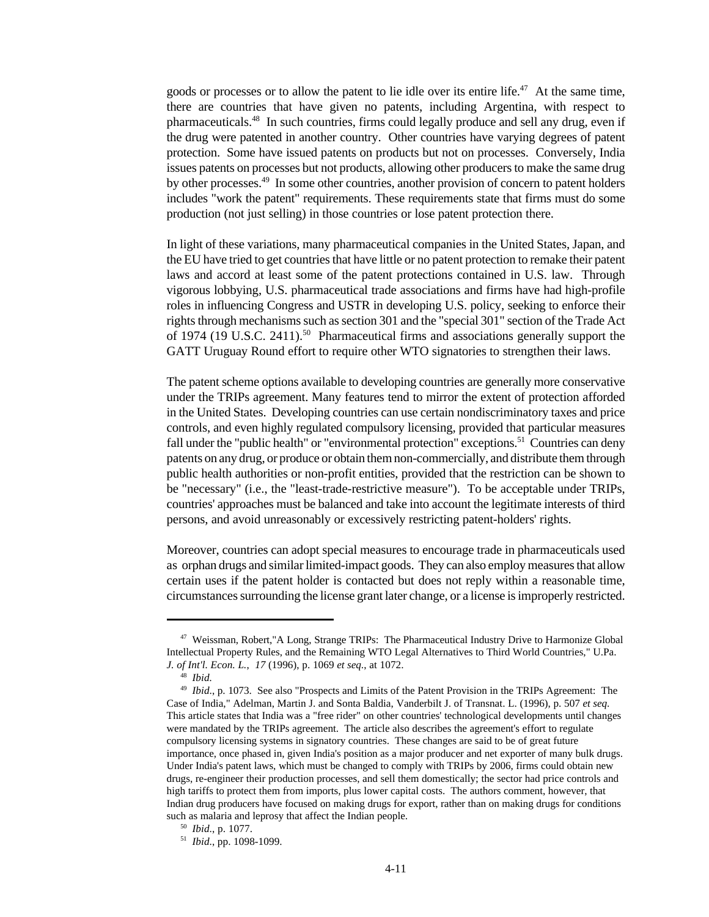goods or processes or to allow the patent to lie idle over its entire life.[47] At the same time, there are countries that have given no patents, including Argentina, with respect to pharmaceuticals.[48] In such countries, firms could legally produce and sell any drug, even if the drug were patented in another country. Other countries have varying degrees of patent protection. Some have issued patents on products but not on processes. Conversely, India issues patents on processes but not products, allowing other producers to make the same drug by other processes.[49] In some other countries, another provision of concern to patent holders includes "work the patent" requirements. These requirements state that firms must do some production (not just selling) in those countries or lose patent protection there.

In light of these variations, many pharmaceutical companies in the United States, Japan, and the EU have tried to get countries that have little or no patent protection to remake their patent laws and accord at least some of the patent protections contained in U.S. law. Through vigorous lobbying, U.S. pharmaceutical trade associations and firms have had high-profile roles in influencing Congress and USTR in developing U.S. policy, seeking to enforce their rights through mechanisms such as section 301 and the "special 301" section of the Trade Act of 1974 (19 U.S.C. 2411).[50] Pharmaceutical firms and associations generally support the GATT Uruguay Round effort to require other WTO signatories to strengthen their laws.

The patent scheme options available to developing countries are generally more conservative under the TRIPs agreement. Many features tend to mirror the extent of protection afforded in the United States. Developing countries can use certain nondiscriminatory taxes and price controls, and even highly regulated compulsory licensing, provided that particular measures fall under the "public health" or "environmental protection" exceptions.[51] Countries can deny patents on any drug, or produce or obtain them non-commercially, and distribute them through public health authorities or non-profit entities, provided that the restriction can be shown to be "necessary" (i.e., the "least-trade-restrictive measure"). To be acceptable under TRIPs, countries' approaches must be balanced and take into account the legitimate interests of third persons, and avoid unreasonably or excessively restricting patent-holders' rights.

Moreover, countries can adopt special measures to encourage trade in pharmaceuticals used as orphan drugs and similar limited-impact goods. They can also employ measures that allow certain uses if the patent holder is contacted but does not reply within a reasonable time, circumstances surrounding the license grant later change, or a license is improperly restricted.

---

[47] Weissman, Robert,"A Long, Strange TRIPs: The Pharmaceutical Industry Drive to Harmonize Global Intellectual Property Rules, and the Remaining WTO Legal Alternatives to Third World Countries," U.Pa. *J. of Int'l. Econ. L.*, *17* (1996), p. 1069 *et seq*., at 1072.

[48] *Ibid.*

[49] *Ibid.*, p. 1073. See also "Prospects and Limits of the Patent Provision in the TRIPs Agreement: The Case of India," Adelman, Martin J. and Sonta Baldia, Vanderbilt J. of Transnat. L. (1996), p. 507 *et seq.* This article states that India was a "free rider" on other countries' technological developments until changes were mandated by the TRIPs agreement. The article also describes the agreement's effort to regulate compulsory licensing systems in signatory countries. These changes are said to be of great future importance, once phased in, given India's position as a major producer and net exporter of many bulk drugs. Under India's patent laws, which must be changed to comply with TRIPs by 2006, firms could obtain new drugs, re-engineer their production processes, and sell them domestically; the sector had price controls and high tariffs to protect them from imports, plus lower capital costs. The authors comment, however, that Indian drug producers have focused on making drugs for export, rather than on making drugs for conditions such as malaria and leprosy that affect the Indian people.

[50] *Ibid.*, p. 1077.

[51] *Ibid.*, pp. 1098-1099.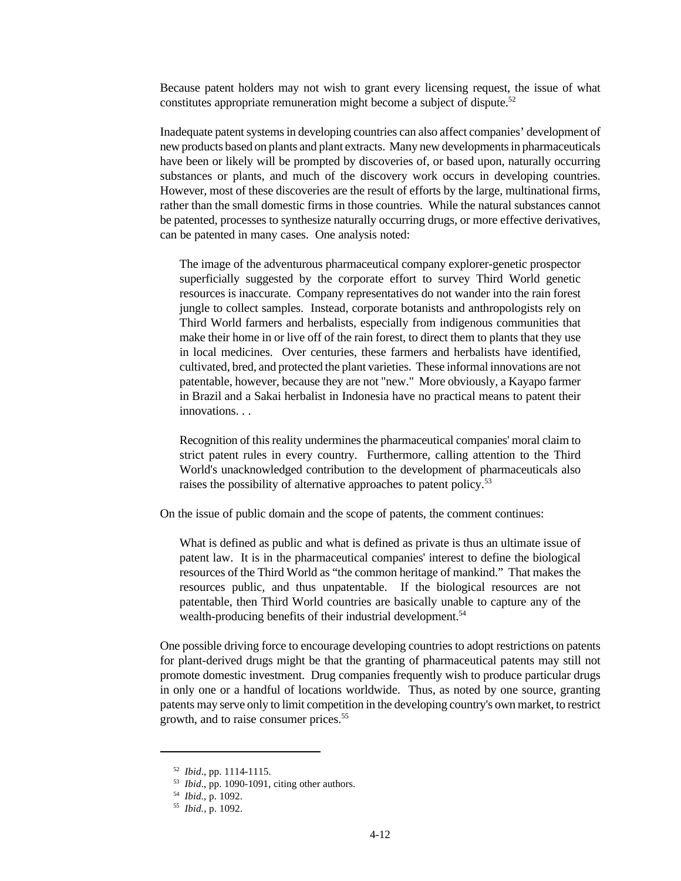Because patent holders may not wish to grant every licensing request, the issue of what constitutes appropriate remuneration might become a subject of dispute.[52]

Inadequate patent systems in developing countries can also affect companies' development of new products based on plants and plant extracts. Many new developments in pharmaceuticals have been or likely will be prompted by discoveries of, or based upon, naturally occurring substances or plants, and much of the discovery work occurs in developing countries. However, most of these discoveries are the result of efforts by the large, multinational firms, rather than the small domestic firms in those countries. While the natural substances cannot be patented, processes to synthesize naturally occurring drugs, or more effective derivatives, can be patented in many cases. One analysis noted:

> The image of the adventurous pharmaceutical company explorer-genetic prospector superficially suggested by the corporate effort to survey Third World genetic resources is inaccurate. Company representatives do not wander into the rain forest jungle to collect samples. Instead, corporate botanists and anthropologists rely on Third World farmers and herbalists, especially from indigenous communities that make their home in or live off of the rain forest, to direct them to plants that they use in local medicines. Over centuries, these farmers and herbalists have identified, cultivated, bred, and protected the plant varieties. These informal innovations are not patentable, however, because they are not "new." More obviously, a Kayapo farmer in Brazil and a Sakai herbalist in Indonesia have no practical means to patent their innovations. . .
>
> Recognition of this reality undermines the pharmaceutical companies' moral claim to strict patent rules in every country. Furthermore, calling attention to the Third World's unacknowledged contribution to the development of pharmaceuticals also raises the possibility of alternative approaches to patent policy.[53]

On the issue of public domain and the scope of patents, the comment continues:

> What is defined as public and what is defined as private is thus an ultimate issue of patent law. It is in the pharmaceutical companies' interest to define the biological resources of the Third World as "the common heritage of mankind." That makes the resources public, and thus unpatentable. If the biological resources are not patentable, then Third World countries are basically unable to capture any of the wealth-producing benefits of their industrial development.[54]

One possible driving force to encourage developing countries to adopt restrictions on patents for plant-derived drugs might be that the granting of pharmaceutical patents may still not promote domestic investment. Drug companies frequently wish to produce particular drugs in only one or a handful of locations worldwide. Thus, as noted by one source, granting patents may serve only to limit competition in the developing country's own market, to restrict growth, and to raise consumer prices.[55]

---

[52] *Ibid.*, pp. 1114-1115.

[53] *Ibid.*, pp. 1090-1091, citing other authors.

[54] *Ibid.*, p. 1092.

[55] *Ibid.*, p. 1092.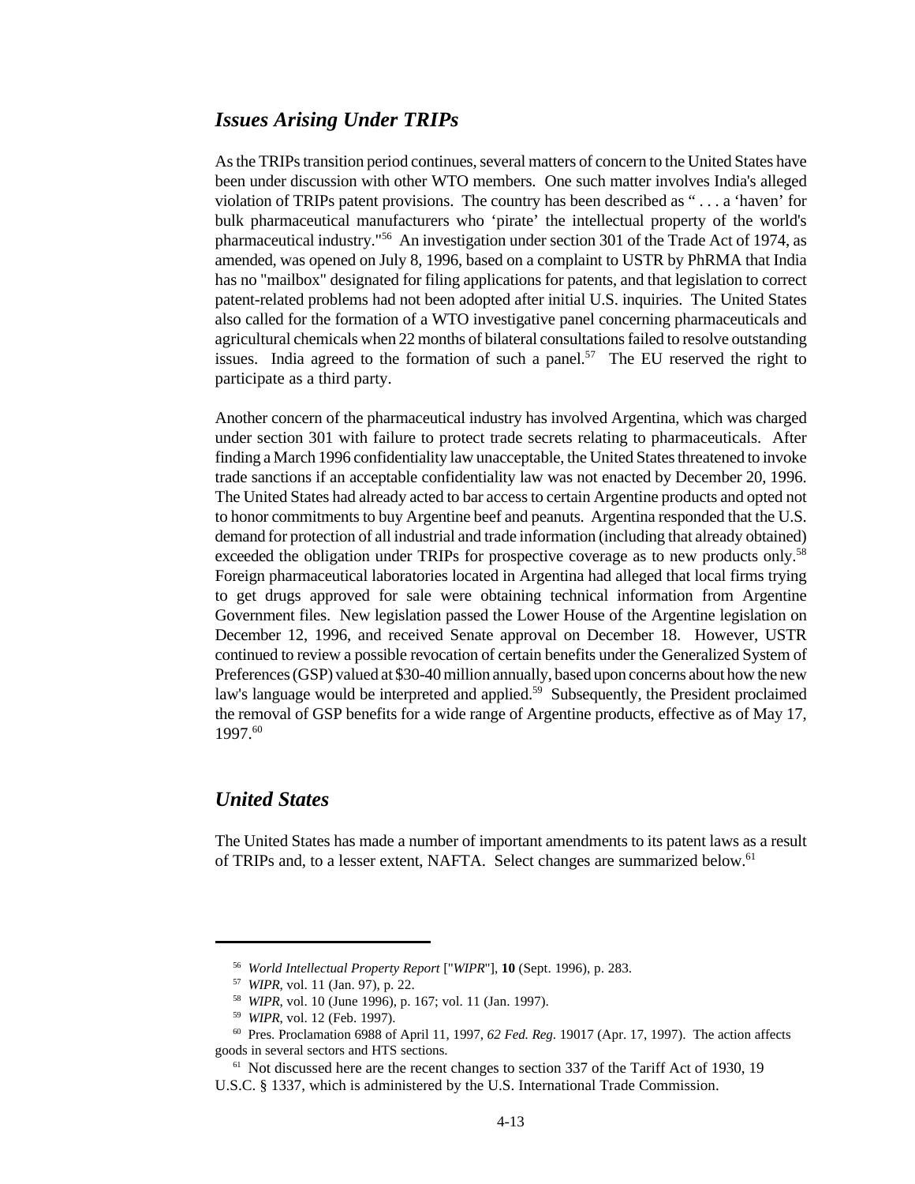## *Issues Arising Under TRIPs*

As the TRIPs transition period continues, several matters of concern to the United States have been under discussion with other WTO members. One such matter involves India's alleged violation of TRIPs patent provisions. The country has been described as " . . . a 'haven' for bulk pharmaceutical manufacturers who 'pirate' the intellectual property of the world's pharmaceutical industry."[56] An investigation under section 301 of the Trade Act of 1974, as amended, was opened on July 8, 1996, based on a complaint to USTR by PhRMA that India has no "mailbox" designated for filing applications for patents, and that legislation to correct patent-related problems had not been adopted after initial U.S. inquiries. The United States also called for the formation of a WTO investigative panel concerning pharmaceuticals and agricultural chemicals when 22 months of bilateral consultations failed to resolve outstanding issues. India agreed to the formation of such a panel.[57] The EU reserved the right to participate as a third party.

Another concern of the pharmaceutical industry has involved Argentina, which was charged under section 301 with failure to protect trade secrets relating to pharmaceuticals. After finding a March 1996 confidentiality law unacceptable, the United States threatened to invoke trade sanctions if an acceptable confidentiality law was not enacted by December 20, 1996. The United States had already acted to bar access to certain Argentine products and opted not to honor commitments to buy Argentine beef and peanuts. Argentina responded that the U.S. demand for protection of all industrial and trade information (including that already obtained) exceeded the obligation under TRIPs for prospective coverage as to new products only.[58] Foreign pharmaceutical laboratories located in Argentina had alleged that local firms trying to get drugs approved for sale were obtaining technical information from Argentine Government files. New legislation passed the Lower House of the Argentine legislation on December 12, 1996, and received Senate approval on December 18. However, USTR continued to review a possible revocation of certain benefits under the Generalized System of Preferences (GSP) valued at $30-40 million annually, based upon concerns about how the new law's language would be interpreted and applied.[59] Subsequently, the President proclaimed the removal of GSP benefits for a wide range of Argentine products, effective as of May 17, 1997.[60]

## *United States*

The United States has made a number of important amendments to its patent laws as a result of TRIPs and, to a lesser extent, NAFTA. Select changes are summarized below.[61]

---

[56] *World Intellectual Property Report* ["*WIPR*"], **10** (Sept. 1996), p. 283.

[57] *WIPR*, vol. 11 (Jan. 97), p. 22.

[58] *WIPR*, vol. 10 (June 1996), p. 167; vol. 11 (Jan. 1997).

[59] *WIPR*, vol. 12 (Feb. 1997).

[60] Pres. Proclamation 6988 of April 11, 1997, *62 Fed. Reg*. 19017 (Apr. 17, 1997). The action affects goods in several sectors and HTS sections.

[61] Not discussed here are the recent changes to section 337 of the Tariff Act of 1930, 19 U.S.C. § 1337, which is administered by the U.S. International Trade Commission.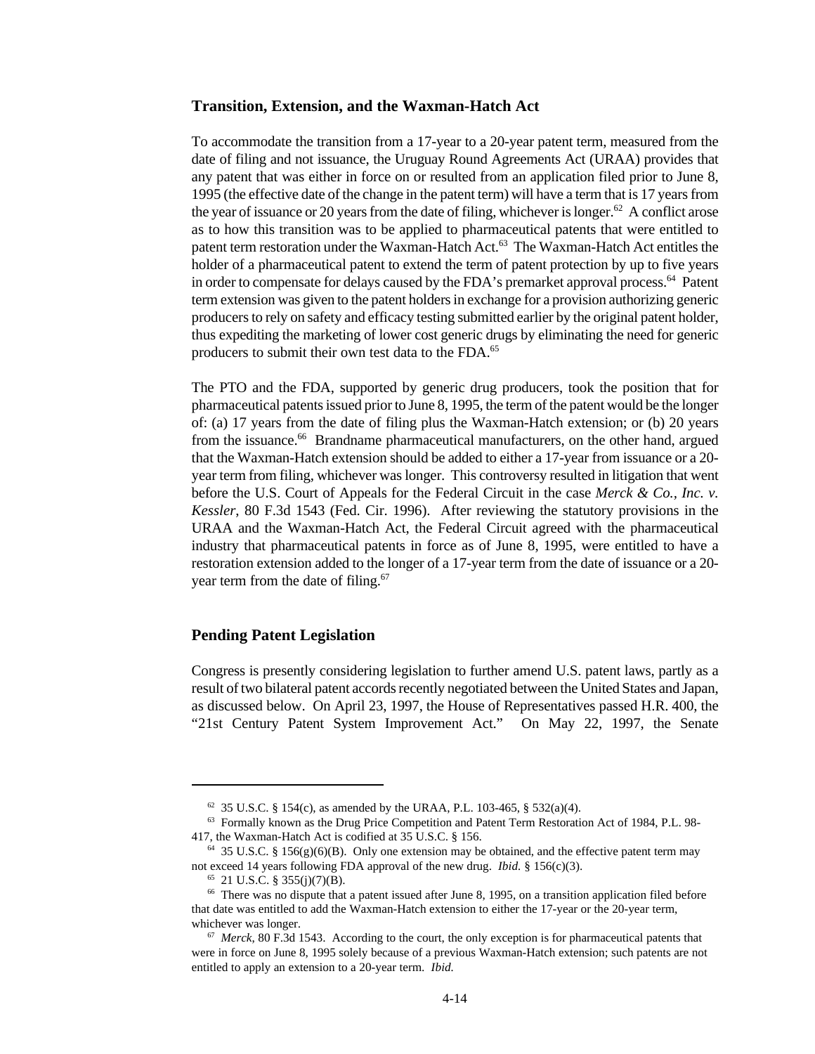### Transition, Extension, and the Waxman-Hatch Act

To accommodate the transition from a 17-year to a 20-year patent term, measured from the date of filing and not issuance, the Uruguay Round Agreements Act (URAA) provides that any patent that was either in force on or resulted from an application filed prior to June 8, 1995 (the effective date of the change in the patent term) will have a term that is 17 years from the year of issuance or 20 years from the date of filing, whichever is longer.[62] A conflict arose as to how this transition was to be applied to pharmaceutical patents that were entitled to patent term restoration under the Waxman-Hatch Act.[63] The Waxman-Hatch Act entitles the holder of a pharmaceutical patent to extend the term of patent protection by up to five years in order to compensate for delays caused by the FDA's premarket approval process.[64] Patent term extension was given to the patent holders in exchange for a provision authorizing generic producers to rely on safety and efficacy testing submitted earlier by the original patent holder, thus expediting the marketing of lower cost generic drugs by eliminating the need for generic producers to submit their own test data to the FDA.[65]

The PTO and the FDA, supported by generic drug producers, took the position that for pharmaceutical patents issued prior to June 8, 1995, the term of the patent would be the longer of: (a) 17 years from the date of filing plus the Waxman-Hatch extension; or (b) 20 years from the issuance.[66] Brandname pharmaceutical manufacturers, on the other hand, argued that the Waxman-Hatch extension should be added to either a 17-year from issuance or a 20-year term from filing, whichever was longer. This controversy resulted in litigation that went before the U.S. Court of Appeals for the Federal Circuit in the case *Merck & Co., Inc. v. Kessler*, 80 F.3d 1543 (Fed. Cir. 1996). After reviewing the statutory provisions in the URAA and the Waxman-Hatch Act, the Federal Circuit agreed with the pharmaceutical industry that pharmaceutical patents in force as of June 8, 1995, were entitled to have a restoration extension added to the longer of a 17-year term from the date of issuance or a 20-year term from the date of filing.[67]

### Pending Patent Legislation

Congress is presently considering legislation to further amend U.S. patent laws, partly as a result of two bilateral patent accords recently negotiated between the United States and Japan, as discussed below. On April 23, 1997, the House of Representatives passed H.R. 400, the "21st Century Patent System Improvement Act." On May 22, 1997, the Senate

---

[62] 35 U.S.C. § 154(c), as amended by the URAA, P.L. 103-465, § 532(a)(4).

[63] Formally known as the Drug Price Competition and Patent Term Restoration Act of 1984, P.L. 98-417, the Waxman-Hatch Act is codified at 35 U.S.C. § 156.

[64] 35 U.S.C. § 156(g)(6)(B). Only one extension may be obtained, and the effective patent term may not exceed 14 years following FDA approval of the new drug. *Ibid.* § 156(c)(3).

[65] 21 U.S.C. § 355(j)(7)(B).

[66] There was no dispute that a patent issued after June 8, 1995, on a transition application filed before that date was entitled to add the Waxman-Hatch extension to either the 17-year or the 20-year term, whichever was longer.

[67] *Merck*, 80 F.3d 1543. According to the court, the only exception is for pharmaceutical patents that were in force on June 8, 1995 solely because of a previous Waxman-Hatch extension; such patents are not entitled to apply an extension to a 20-year term. *Ibid.*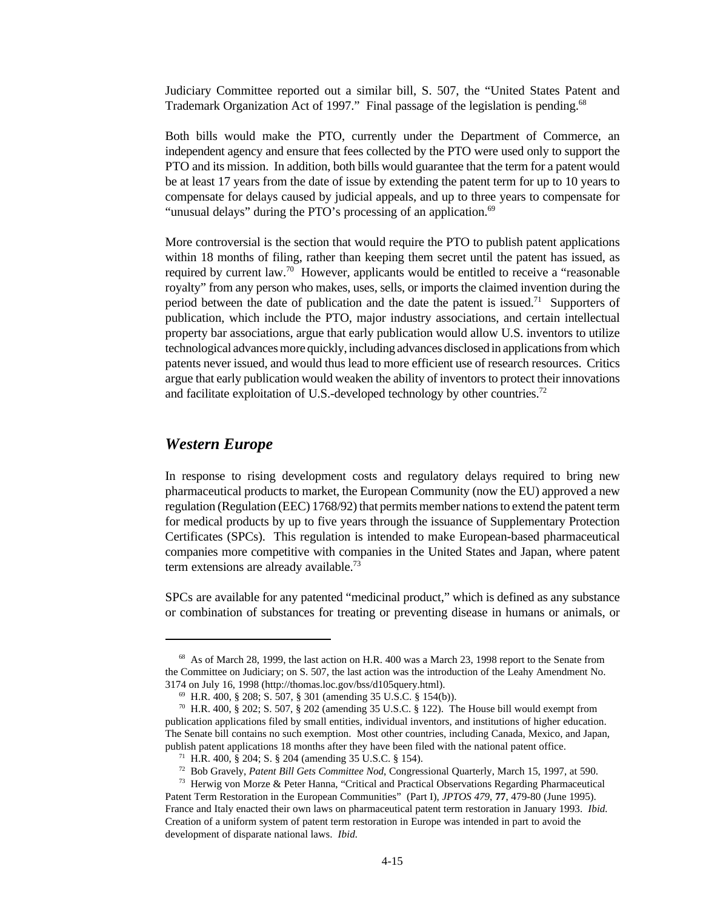Judiciary Committee reported out a similar bill, S. 507, the "United States Patent and Trademark Organization Act of 1997." Final passage of the legislation is pending.[68]

Both bills would make the PTO, currently under the Department of Commerce, an independent agency and ensure that fees collected by the PTO were used only to support the PTO and its mission. In addition, both bills would guarantee that the term for a patent would be at least 17 years from the date of issue by extending the patent term for up to 10 years to compensate for delays caused by judicial appeals, and up to three years to compensate for "unusual delays" during the PTO's processing of an application.[69]

More controversial is the section that would require the PTO to publish patent applications within 18 months of filing, rather than keeping them secret until the patent has issued, as required by current law.[70] However, applicants would be entitled to receive a "reasonable royalty" from any person who makes, uses, sells, or imports the claimed invention during the period between the date of publication and the date the patent is issued.[71] Supporters of publication, which include the PTO, major industry associations, and certain intellectual property bar associations, argue that early publication would allow U.S. inventors to utilize technological advances more quickly, including advances disclosed in applications from which patents never issued, and would thus lead to more efficient use of research resources. Critics argue that early publication would weaken the ability of inventors to protect their innovations and facilitate exploitation of U.S.-developed technology by other countries.[72]

## *Western Europe*

In response to rising development costs and regulatory delays required to bring new pharmaceutical products to market, the European Community (now the EU) approved a new regulation (Regulation (EEC) 1768/92) that permits member nations to extend the patent term for medical products by up to five years through the issuance of Supplementary Protection Certificates (SPCs). This regulation is intended to make European-based pharmaceutical companies more competitive with companies in the United States and Japan, where patent term extensions are already available.[73]

SPCs are available for any patented "medicinal product," which is defined as any substance or combination of substances for treating or preventing disease in humans or animals, or

---

[68] As of March 28, 1999, the last action on H.R. 400 was a March 23, 1998 report to the Senate from the Committee on Judiciary; on S. 507, the last action was the introduction of the Leahy Amendment No. 3174 on July 16, 1998 (http://thomas.loc.gov/bss/d105query.html).

[69] H.R. 400, § 208; S. 507, § 301 (amending 35 U.S.C. § 154(b)).

[70] H.R. 400, § 202; S. 507, § 202 (amending 35 U.S.C. § 122). The House bill would exempt from publication applications filed by small entities, individual inventors, and institutions of higher education. The Senate bill contains no such exemption. Most other countries, including Canada, Mexico, and Japan, publish patent applications 18 months after they have been filed with the national patent office.

[71] H.R. 400, § 204; S. § 204 (amending 35 U.S.C. § 154).

[72] Bob Gravely, *Patent Bill Gets Committee Nod*, Congressional Quarterly, March 15, 1997, at 590.

[73] Herwig von Morze & Peter Hanna, "Critical and Practical Observations Regarding Pharmaceutical Patent Term Restoration in the European Communities" (Part I), *JPTOS 479*, **77**, 479-80 (June 1995). France and Italy enacted their own laws on pharmaceutical patent term restoration in January 1993. *Ibid.* Creation of a uniform system of patent term restoration in Europe was intended in part to avoid the development of disparate national laws. *Ibid.*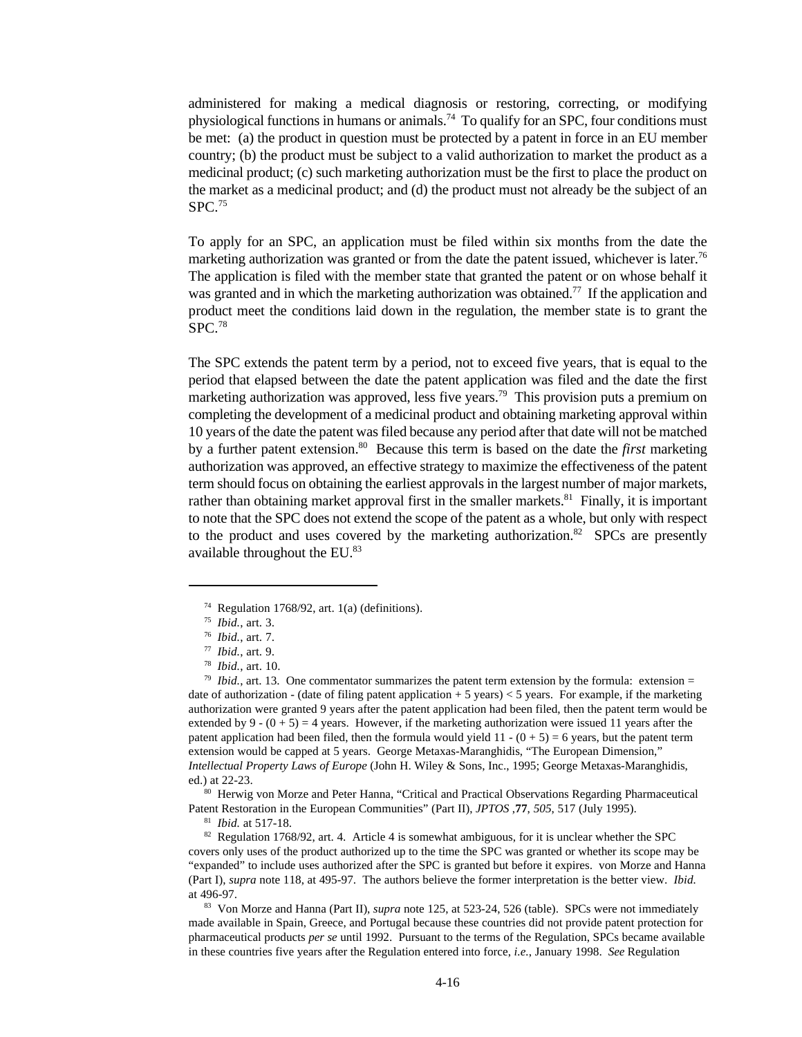administered for making a medical diagnosis or restoring, correcting, or modifying physiological functions in humans or animals.[74] To qualify for an SPC, four conditions must be met: (a) the product in question must be protected by a patent in force in an EU member country; (b) the product must be subject to a valid authorization to market the product as a medicinal product; (c) such marketing authorization must be the first to place the product on the market as a medicinal product; and (d) the product must not already be the subject of an SPC.[75]

To apply for an SPC, an application must be filed within six months from the date the marketing authorization was granted or from the date the patent issued, whichever is later.[76] The application is filed with the member state that granted the patent or on whose behalf it was granted and in which the marketing authorization was obtained.[77] If the application and product meet the conditions laid down in the regulation, the member state is to grant the SPC.[78]

The SPC extends the patent term by a period, not to exceed five years, that is equal to the period that elapsed between the date the patent application was filed and the date the first marketing authorization was approved, less five years.[79] This provision puts a premium on completing the development of a medicinal product and obtaining marketing approval within 10 years of the date the patent was filed because any period after that date will not be matched by a further patent extension.[80] Because this term is based on the date the *first* marketing authorization was approved, an effective strategy to maximize the effectiveness of the patent term should focus on obtaining the earliest approvals in the largest number of major markets, rather than obtaining market approval first in the smaller markets.[81] Finally, it is important to note that the SPC does not extend the scope of the patent as a whole, but only with respect to the product and uses covered by the marketing authorization.[82] SPCs are presently available throughout the EU.[83]

---

[74] Regulation 1768/92, art. 1(a) (definitions).

[75] *Ibid.*, art. 3.

[76] *Ibid.*, art. 7.

[77] *Ibid.*, art. 9.

[78] *Ibid.*, art. 10.

[79] *Ibid.*, art. 13. One commentator summarizes the patent term extension by the formula: extension = date of authorization - (date of filing patent application + 5 years) < 5 years. For example, if the marketing authorization were granted 9 years after the patent application had been filed, then the patent term would be extended by 9 - (0 + 5) = 4 years. However, if the marketing authorization were issued 11 years after the patent application had been filed, then the formula would yield 11 - (0 + 5) = 6 years, but the patent term extension would be capped at 5 years. George Metaxas-Maranghidis, "The European Dimension," *Intellectual Property Laws of Europe* (John H. Wiley & Sons, Inc., 1995; George Metaxas-Maranghidis, ed.) at 22-23.

[80] Herwig von Morze and Peter Hanna, "Critical and Practical Observations Regarding Pharmaceutical Patent Restoration in the European Communities" (Part II), *JPTOS* ,**77**, *505*, 517 (July 1995).

[81] *Ibid.* at 517-18.

[82] Regulation 1768/92, art. 4. Article 4 is somewhat ambiguous, for it is unclear whether the SPC covers only uses of the product authorized up to the time the SPC was granted or whether its scope may be "expanded" to include uses authorized after the SPC is granted but before it expires. von Morze and Hanna (Part I), *supra* note 118, at 495-97. The authors believe the former interpretation is the better view. *Ibid.* at 496-97.

[83] Von Morze and Hanna (Part II), *supra* note 125, at 523-24, 526 (table). SPCs were not immediately made available in Spain, Greece, and Portugal because these countries did not provide patent protection for pharmaceutical products *per se* until 1992. Pursuant to the terms of the Regulation, SPCs became available in these countries five years after the Regulation entered into force, *i.e.*, January 1998. *See* Regulation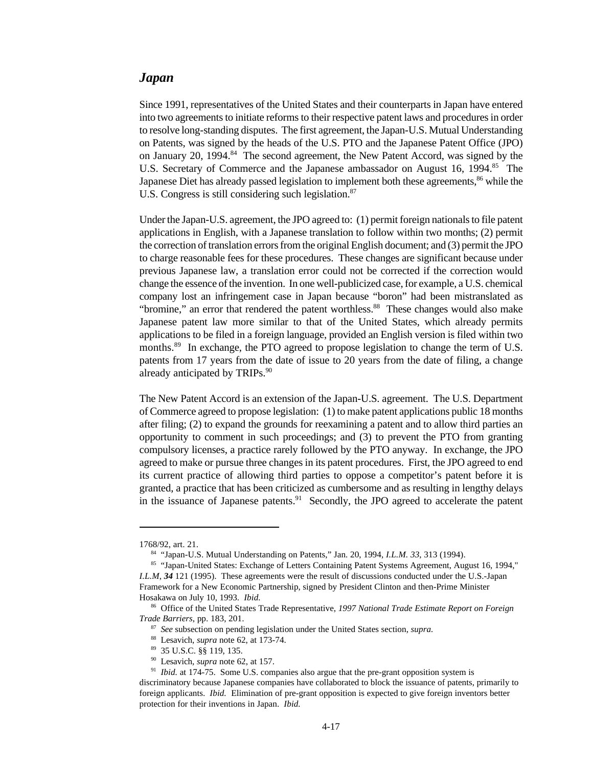## *Japan*

Since 1991, representatives of the United States and their counterparts in Japan have entered into two agreements to initiate reforms to their respective patent laws and procedures in order to resolve long-standing disputes. The first agreement, the Japan-U.S. Mutual Understanding on Patents, was signed by the heads of the U.S. PTO and the Japanese Patent Office (JPO) on January 20, 1994.[84] The second agreement, the New Patent Accord, was signed by the U.S. Secretary of Commerce and the Japanese ambassador on August 16, 1994.[85] The Japanese Diet has already passed legislation to implement both these agreements,[86] while the U.S. Congress is still considering such legislation.[87]

Under the Japan-U.S. agreement, the JPO agreed to: (1) permit foreign nationals to file patent applications in English, with a Japanese translation to follow within two months; (2) permit the correction of translation errors from the original English document; and (3) permit the JPO to charge reasonable fees for these procedures. These changes are significant because under previous Japanese law, a translation error could not be corrected if the correction would change the essence of the invention. In one well-publicized case, for example, a U.S. chemical company lost an infringement case in Japan because "boron" had been mistranslated as "bromine," an error that rendered the patent worthless.[88] These changes would also make Japanese patent law more similar to that of the United States, which already permits applications to be filed in a foreign language, provided an English version is filed within two months.[89] In exchange, the PTO agreed to propose legislation to change the term of U.S. patents from 17 years from the date of issue to 20 years from the date of filing, a change already anticipated by TRIPs.[90]

The New Patent Accord is an extension of the Japan-U.S. agreement. The U.S. Department of Commerce agreed to propose legislation: (1) to make patent applications public 18 months after filing; (2) to expand the grounds for reexamining a patent and to allow third parties an opportunity to comment in such proceedings; and (3) to prevent the PTO from granting compulsory licenses, a practice rarely followed by the PTO anyway. In exchange, the JPO agreed to make or pursue three changes in its patent procedures. First, the JPO agreed to end its current practice of allowing third parties to oppose a competitor's patent before it is granted, a practice that has been criticized as cumbersome and as resulting in lengthy delays in the issuance of Japanese patents.[91] Secondly, the JPO agreed to accelerate the patent

---

1768/92, art. 21.

[84] "Japan-U.S. Mutual Understanding on Patents," Jan. 20, 1994, *I.L.M. 33*, 313 (1994).

[85] "Japan-United States: Exchange of Letters Containing Patent Systems Agreement, August 16, 1994," *I.L.M*, ***34*** 121 (1995). These agreements were the result of discussions conducted under the U.S.-Japan Framework for a New Economic Partnership, signed by President Clinton and then-Prime Minister Hosakawa on July 10, 1993. *Ibid.*

[86] Office of the United States Trade Representative, *1997 National Trade Estimate Report on Foreign Trade Barriers*, pp. 183, 201.

[87] *See* subsection on pending legislation under the United States section, *supra.*

[88] Lesavich, *supra* note 62, at 173-74.

[89] 35 U.S.C. §§ 119, 135.

[90] Lesavich, *supra* note 62, at 157.

[91] *Ibid.* at 174-75. Some U.S. companies also argue that the pre-grant opposition system is discriminatory because Japanese companies have collaborated to block the issuance of patents, primarily to foreign applicants. *Ibid.* Elimination of pre-grant opposition is expected to give foreign inventors better protection for their inventions in Japan. *Ibid.*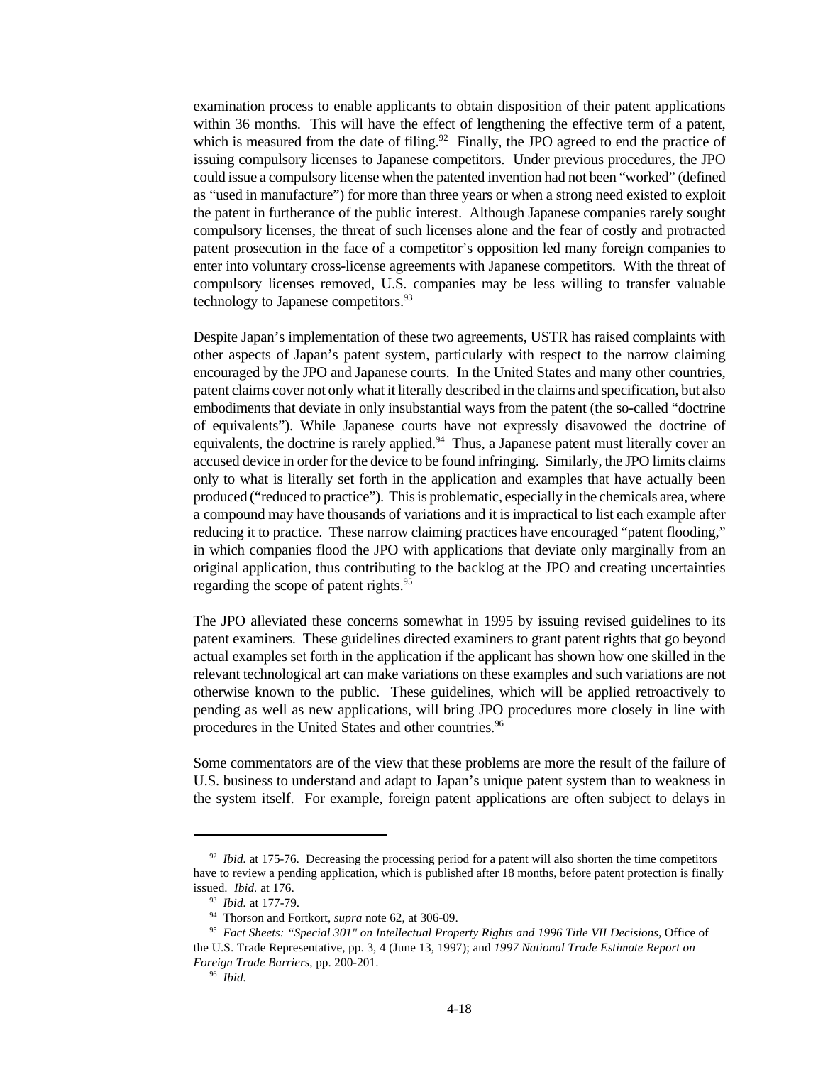examination process to enable applicants to obtain disposition of their patent applications within 36 months. This will have the effect of lengthening the effective term of a patent, which is measured from the date of filing.[92] Finally, the JPO agreed to end the practice of issuing compulsory licenses to Japanese competitors. Under previous procedures, the JPO could issue a compulsory license when the patented invention had not been "worked" (defined as "used in manufacture") for more than three years or when a strong need existed to exploit the patent in furtherance of the public interest. Although Japanese companies rarely sought compulsory licenses, the threat of such licenses alone and the fear of costly and protracted patent prosecution in the face of a competitor's opposition led many foreign companies to enter into voluntary cross-license agreements with Japanese competitors. With the threat of compulsory licenses removed, U.S. companies may be less willing to transfer valuable technology to Japanese competitors.[93]

Despite Japan's implementation of these two agreements, USTR has raised complaints with other aspects of Japan's patent system, particularly with respect to the narrow claiming encouraged by the JPO and Japanese courts. In the United States and many other countries, patent claims cover not only what it literally described in the claims and specification, but also embodiments that deviate in only insubstantial ways from the patent (the so-called "doctrine of equivalents"). While Japanese courts have not expressly disavowed the doctrine of equivalents, the doctrine is rarely applied.[94] Thus, a Japanese patent must literally cover an accused device in order for the device to be found infringing. Similarly, the JPO limits claims only to what is literally set forth in the application and examples that have actually been produced ("reduced to practice"). This is problematic, especially in the chemicals area, where a compound may have thousands of variations and it is impractical to list each example after reducing it to practice. These narrow claiming practices have encouraged "patent flooding," in which companies flood the JPO with applications that deviate only marginally from an original application, thus contributing to the backlog at the JPO and creating uncertainties regarding the scope of patent rights.[95]

The JPO alleviated these concerns somewhat in 1995 by issuing revised guidelines to its patent examiners. These guidelines directed examiners to grant patent rights that go beyond actual examples set forth in the application if the applicant has shown how one skilled in the relevant technological art can make variations on these examples and such variations are not otherwise known to the public. These guidelines, which will be applied retroactively to pending as well as new applications, will bring JPO procedures more closely in line with procedures in the United States and other countries.[96]

Some commentators are of the view that these problems are more the result of the failure of U.S. business to understand and adapt to Japan's unique patent system than to weakness in the system itself. For example, foreign patent applications are often subject to delays in

---

[92] *Ibid.* at 175-76. Decreasing the processing period for a patent will also shorten the time competitors have to review a pending application, which is published after 18 months, before patent protection is finally issued. *Ibid.* at 176.

[93] *Ibid.* at 177-79.

[94] Thorson and Fortkort, *supra* note 62, at 306-09.

[95] *Fact Sheets: "Special 301" on Intellectual Property Rights and 1996 Title VII Decisions*, Office of the U.S. Trade Representative, pp. 3, 4 (June 13, 1997); and *1997 National Trade Estimate Report on Foreign Trade Barriers*, pp. 200-201.

[96] *Ibid.*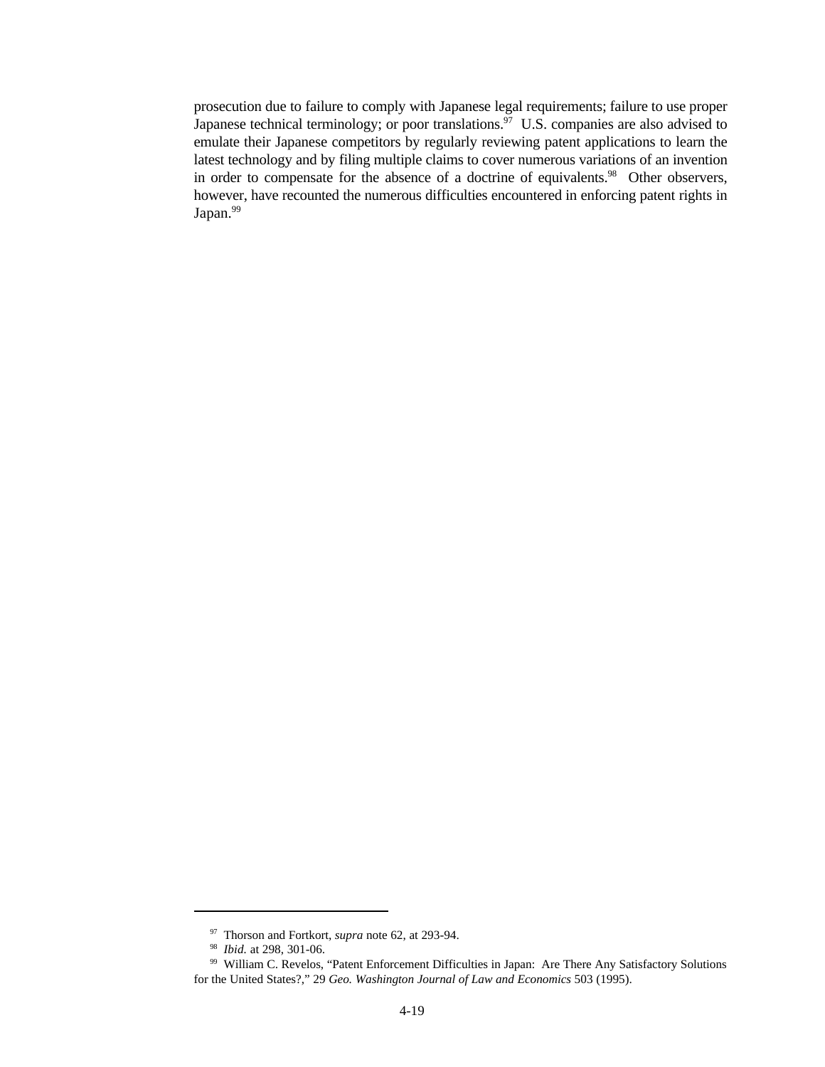prosecution due to failure to comply with Japanese legal requirements; failure to use proper Japanese technical terminology; or poor translations.[97] U.S. companies are also advised to emulate their Japanese competitors by regularly reviewing patent applications to learn the latest technology and by filing multiple claims to cover numerous variations of an invention in order to compensate for the absence of a doctrine of equivalents.[98] Other observers, however, have recounted the numerous difficulties encountered in enforcing patent rights in Japan.[99]

---

[97] Thorson and Fortkort, *supra* note 62, at 293-94.

[98] *Ibid.* at 298, 301-06.

[99] William C. Revelos, "Patent Enforcement Difficulties in Japan: Are There Any Satisfactory Solutions for the United States?," 29 *Geo. Washington Journal of Law and Economics* 503 (1995).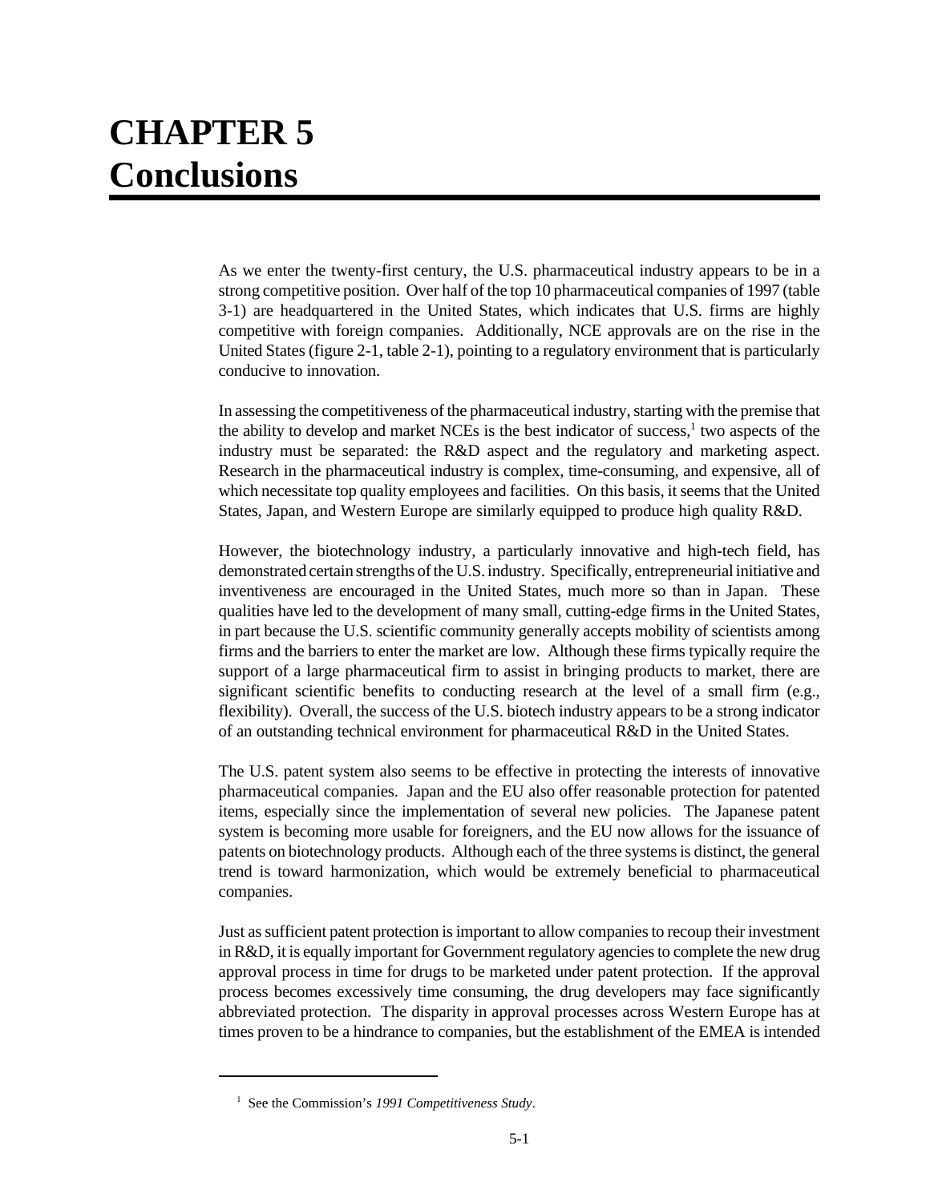# CHAPTER 5
# Conclusions

As we enter the twenty-first century, the U.S. pharmaceutical industry appears to be in a strong competitive position. Over half of the top 10 pharmaceutical companies of 1997 (table 3-1) are headquartered in the United States, which indicates that U.S. firms are highly competitive with foreign companies. Additionally, NCE approvals are on the rise in the United States (figure 2-1, table 2-1), pointing to a regulatory environment that is particularly conducive to innovation.

In assessing the competitiveness of the pharmaceutical industry, starting with the premise that the ability to develop and market NCEs is the best indicator of success,[1] two aspects of the industry must be separated: the R&D aspect and the regulatory and marketing aspect. Research in the pharmaceutical industry is complex, time-consuming, and expensive, all of which necessitate top quality employees and facilities. On this basis, it seems that the United States, Japan, and Western Europe are similarly equipped to produce high quality R&D.

However, the biotechnology industry, a particularly innovative and high-tech field, has demonstrated certain strengths of the U.S. industry. Specifically, entrepreneurial initiative and inventiveness are encouraged in the United States, much more so than in Japan. These qualities have led to the development of many small, cutting-edge firms in the United States, in part because the U.S. scientific community generally accepts mobility of scientists among firms and the barriers to enter the market are low. Although these firms typically require the support of a large pharmaceutical firm to assist in bringing products to market, there are significant scientific benefits to conducting research at the level of a small firm (e.g., flexibility). Overall, the success of the U.S. biotech industry appears to be a strong indicator of an outstanding technical environment for pharmaceutical R&D in the United States.

The U.S. patent system also seems to be effective in protecting the interests of innovative pharmaceutical companies. Japan and the EU also offer reasonable protection for patented items, especially since the implementation of several new policies. The Japanese patent system is becoming more usable for foreigners, and the EU now allows for the issuance of patents on biotechnology products. Although each of the three systems is distinct, the general trend is toward harmonization, which would be extremely beneficial to pharmaceutical companies.

Just as sufficient patent protection is important to allow companies to recoup their investment in R&D, it is equally important for Government regulatory agencies to complete the new drug approval process in time for drugs to be marketed under patent protection. If the approval process becomes excessively time consuming, the drug developers may face significantly abbreviated protection. The disparity in approval processes across Western Europe has at times proven to be a hindrance to companies, but the establishment of the EMEA is intended

[1] See the Commission's *1991 Competitiveness Study*.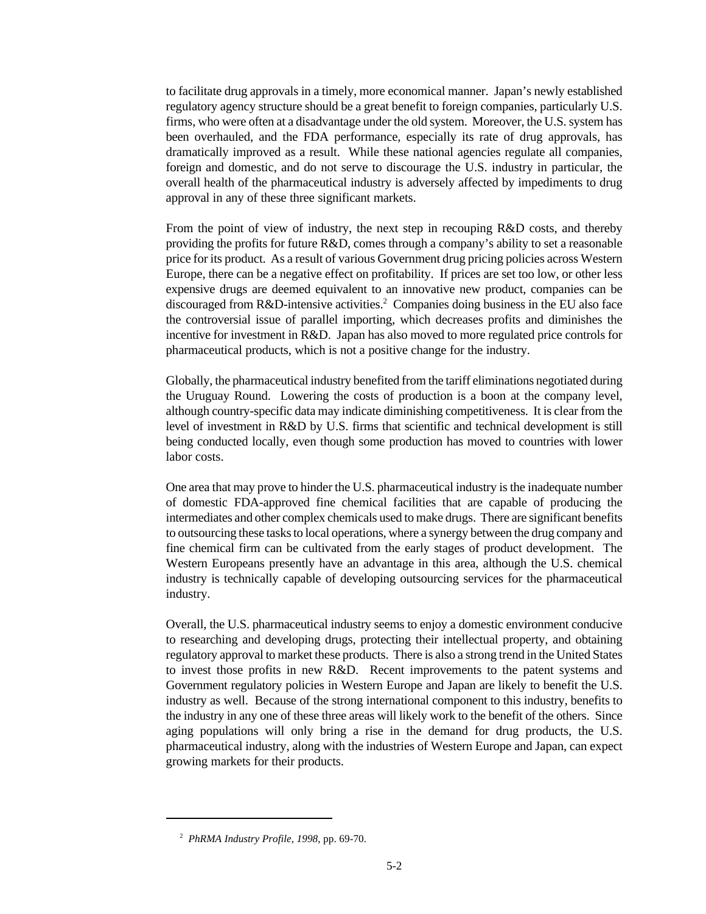to facilitate drug approvals in a timely, more economical manner. Japan's newly established regulatory agency structure should be a great benefit to foreign companies, particularly U.S. firms, who were often at a disadvantage under the old system. Moreover, the U.S. system has been overhauled, and the FDA performance, especially its rate of drug approvals, has dramatically improved as a result. While these national agencies regulate all companies, foreign and domestic, and do not serve to discourage the U.S. industry in particular, the overall health of the pharmaceutical industry is adversely affected by impediments to drug approval in any of these three significant markets.

From the point of view of industry, the next step in recouping R&D costs, and thereby providing the profits for future R&D, comes through a company's ability to set a reasonable price for its product. As a result of various Government drug pricing policies across Western Europe, there can be a negative effect on profitability. If prices are set too low, or other less expensive drugs are deemed equivalent to an innovative new product, companies can be discouraged from R&D-intensive activities.[2] Companies doing business in the EU also face the controversial issue of parallel importing, which decreases profits and diminishes the incentive for investment in R&D. Japan has also moved to more regulated price controls for pharmaceutical products, which is not a positive change for the industry.

Globally, the pharmaceutical industry benefited from the tariff eliminations negotiated during the Uruguay Round. Lowering the costs of production is a boon at the company level, although country-specific data may indicate diminishing competitiveness. It is clear from the level of investment in R&D by U.S. firms that scientific and technical development is still being conducted locally, even though some production has moved to countries with lower labor costs.

One area that may prove to hinder the U.S. pharmaceutical industry is the inadequate number of domestic FDA-approved fine chemical facilities that are capable of producing the intermediates and other complex chemicals used to make drugs. There are significant benefits to outsourcing these tasks to local operations, where a synergy between the drug company and fine chemical firm can be cultivated from the early stages of product development. The Western Europeans presently have an advantage in this area, although the U.S. chemical industry is technically capable of developing outsourcing services for the pharmaceutical industry.

Overall, the U.S. pharmaceutical industry seems to enjoy a domestic environment conducive to researching and developing drugs, protecting their intellectual property, and obtaining regulatory approval to market these products. There is also a strong trend in the United States to invest those profits in new R&D. Recent improvements to the patent systems and Government regulatory policies in Western Europe and Japan are likely to benefit the U.S. industry as well. Because of the strong international component to this industry, benefits to the industry in any one of these three areas will likely work to the benefit of the others. Since aging populations will only bring a rise in the demand for drug products, the U.S. pharmaceutical industry, along with the industries of Western Europe and Japan, can expect growing markets for their products.

---

[2] *PhRMA Industry Profile, 1998*, pp. 69-70.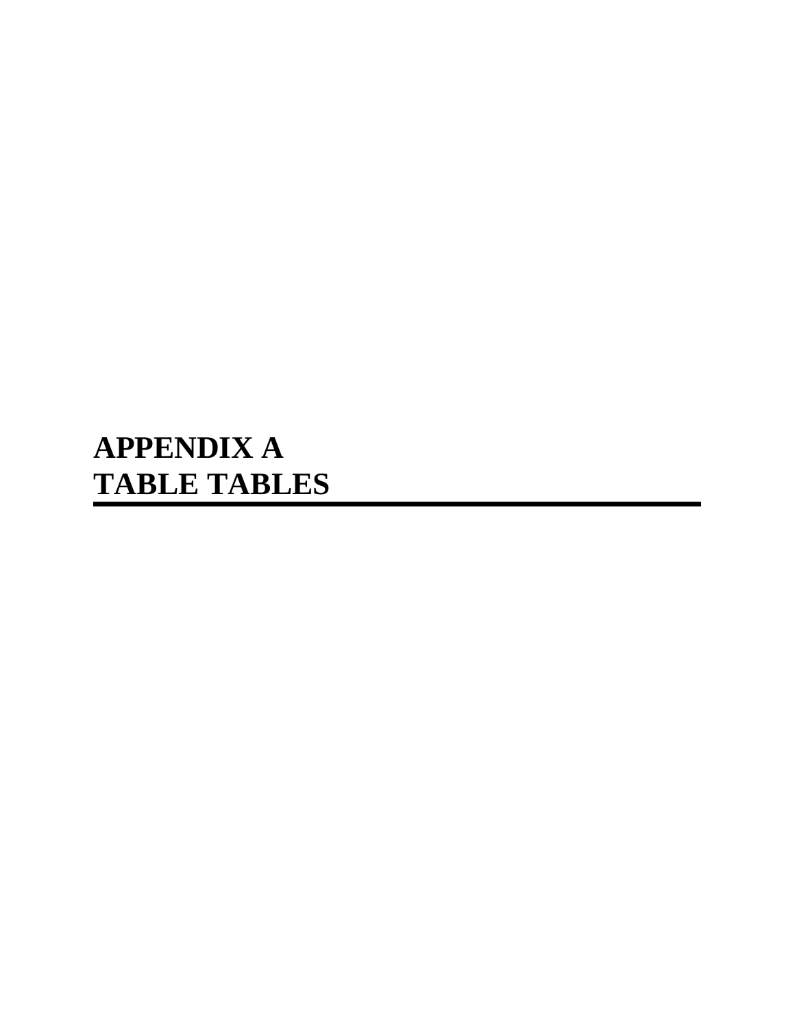# APPENDIX A
# TABLE TABLES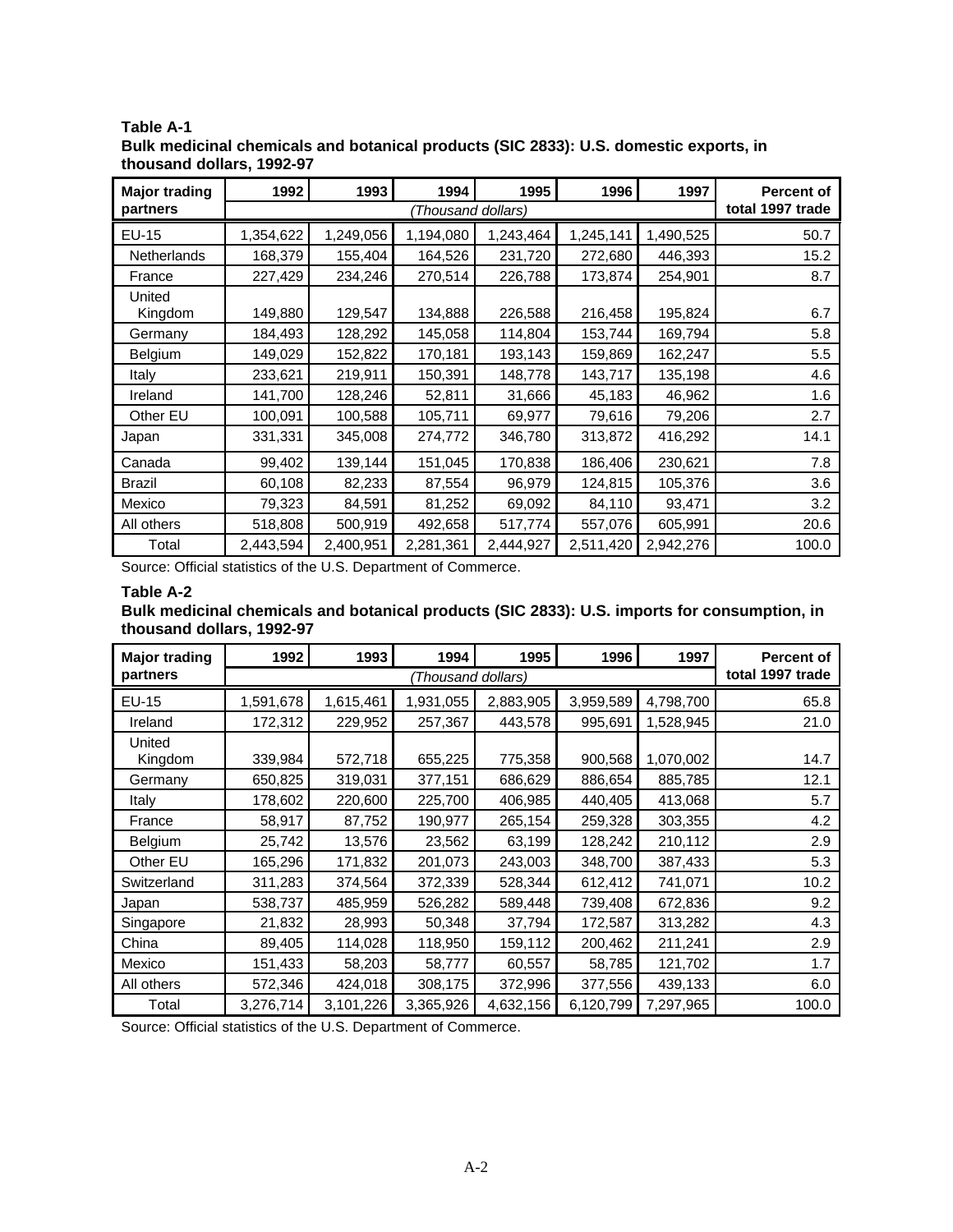**Table A-1**
**Bulk medicinal chemicals and botanical products (SIC 2833): U.S. domestic exports, in thousand dollars, 1992-97**

| Major trading partners | 1992 | 1993 | 1994 | 1995 | 1996 | 1997 | Percent of total 1997 trade |
|---|---|---|---|---|---|---|---|
| | *(Thousand dollars)* | | | | | | |
| EU-15 | 1,354,622 | 1,249,056 | 1,194,080 | 1,243,464 | 1,245,141 | 1,490,525 | 50.7 |
| Netherlands | 168,379 | 155,404 | 164,526 | 231,720 | 272,680 | 446,393 | 15.2 |
| France | 227,429 | 234,246 | 270,514 | 226,788 | 173,874 | 254,901 | 8.7 |
| United Kingdom | 149,880 | 129,547 | 134,888 | 226,588 | 216,458 | 195,824 | 6.7 |
| Germany | 184,493 | 128,292 | 145,058 | 114,804 | 153,744 | 169,794 | 5.8 |
| Belgium | 149,029 | 152,822 | 170,181 | 193,143 | 159,869 | 162,247 | 5.5 |
| Italy | 233,621 | 219,911 | 150,391 | 148,778 | 143,717 | 135,198 | 4.6 |
| Ireland | 141,700 | 128,246 | 52,811 | 31,666 | 45,183 | 46,962 | 1.6 |
| Other EU | 100,091 | 100,588 | 105,711 | 69,977 | 79,616 | 79,206 | 2.7 |
| Japan | 331,331 | 345,008 | 274,772 | 346,780 | 313,872 | 416,292 | 14.1 |
| Canada | 99,402 | 139,144 | 151,045 | 170,838 | 186,406 | 230,621 | 7.8 |
| Brazil | 60,108 | 82,233 | 87,554 | 96,979 | 124,815 | 105,376 | 3.6 |
| Mexico | 79,323 | 84,591 | 81,252 | 69,092 | 84,110 | 93,471 | 3.2 |
| All others | 518,808 | 500,919 | 492,658 | 517,774 | 557,076 | 605,991 | 20.6 |
| Total | 2,443,594 | 2,400,951 | 2,281,361 | 2,444,927 | 2,511,420 | 2,942,276 | 100.0 |

Source: Official statistics of the U.S. Department of Commerce.

**Table A-2**
**Bulk medicinal chemicals and botanical products (SIC 2833): U.S. imports for consumption, in thousand dollars, 1992-97**

| Major trading partners | 1992 | 1993 | 1994 | 1995 | 1996 | 1997 | Percent of total 1997 trade |
|---|---|---|---|---|---|---|---|
| | *(Thousand dollars)* | | | | | | |
| EU-15 | 1,591,678 | 1,615,461 | 1,931,055 | 2,883,905 | 3,959,589 | 4,798,700 | 65.8 |
| Ireland | 172,312 | 229,952 | 257,367 | 443,578 | 995,691 | 1,528,945 | 21.0 |
| United Kingdom | 339,984 | 572,718 | 655,225 | 775,358 | 900,568 | 1,070,002 | 14.7 |
| Germany | 650,825 | 319,031 | 377,151 | 686,629 | 886,654 | 885,785 | 12.1 |
| Italy | 178,602 | 220,600 | 225,700 | 406,985 | 440,405 | 413,068 | 5.7 |
| France | 58,917 | 87,752 | 190,977 | 265,154 | 259,328 | 303,355 | 4.2 |
| Belgium | 25,742 | 13,576 | 23,562 | 63,199 | 128,242 | 210,112 | 2.9 |
| Other EU | 165,296 | 171,832 | 201,073 | 243,003 | 348,700 | 387,433 | 5.3 |
| Switzerland | 311,283 | 374,564 | 372,339 | 528,344 | 612,412 | 741,071 | 10.2 |
| Japan | 538,737 | 485,959 | 526,282 | 589,448 | 739,408 | 672,836 | 9.2 |
| Singapore | 21,832 | 28,993 | 50,348 | 37,794 | 172,587 | 313,282 | 4.3 |
| China | 89,405 | 114,028 | 118,950 | 159,112 | 200,462 | 211,241 | 2.9 |
| Mexico | 151,433 | 58,203 | 58,777 | 60,557 | 58,785 | 121,702 | 1.7 |
| All others | 572,346 | 424,018 | 308,175 | 372,996 | 377,556 | 439,133 | 6.0 |
| Total | 3,276,714 | 3,101,226 | 3,365,926 | 4,632,156 | 6,120,799 | 7,297,965 | 100.0 |

Source: Official statistics of the U.S. Department of Commerce.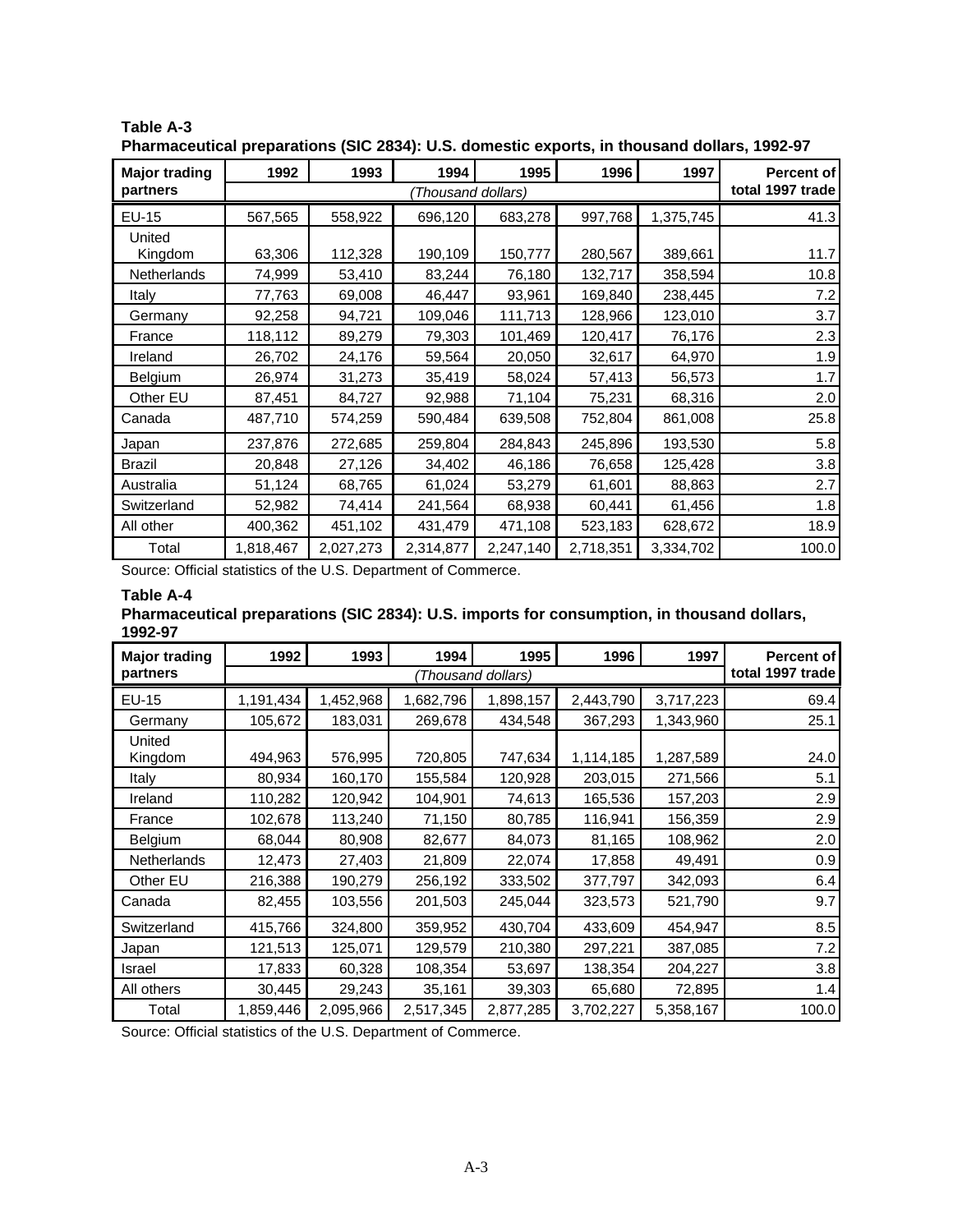**Table A-3**
**Pharmaceutical preparations (SIC 2834): U.S. domestic exports, in thousand dollars, 1992-97**

| Major trading partners | 1992 | 1993 | 1994 | 1995 | 1996 | 1997 | Percent of total 1997 trade |
|---|---|---|---|---|---|---|---|
| | *(Thousand dollars)* | | | | | | |
| EU-15 | 567,565 | 558,922 | 696,120 | 683,278 | 997,768 | 1,375,745 | 41.3 |
| United Kingdom | 63,306 | 112,328 | 190,109 | 150,777 | 280,567 | 389,661 | 11.7 |
| Netherlands | 74,999 | 53,410 | 83,244 | 76,180 | 132,717 | 358,594 | 10.8 |
| Italy | 77,763 | 69,008 | 46,447 | 93,961 | 169,840 | 238,445 | 7.2 |
| Germany | 92,258 | 94,721 | 109,046 | 111,713 | 128,966 | 123,010 | 3.7 |
| France | 118,112 | 89,279 | 79,303 | 101,469 | 120,417 | 76,176 | 2.3 |
| Ireland | 26,702 | 24,176 | 59,564 | 20,050 | 32,617 | 64,970 | 1.9 |
| Belgium | 26,974 | 31,273 | 35,419 | 58,024 | 57,413 | 56,573 | 1.7 |
| Other EU | 87,451 | 84,727 | 92,988 | 71,104 | 75,231 | 68,316 | 2.0 |
| Canada | 487,710 | 574,259 | 590,484 | 639,508 | 752,804 | 861,008 | 25.8 |
| Japan | 237,876 | 272,685 | 259,804 | 284,843 | 245,896 | 193,530 | 5.8 |
| Brazil | 20,848 | 27,126 | 34,402 | 46,186 | 76,658 | 125,428 | 3.8 |
| Australia | 51,124 | 68,765 | 61,024 | 53,279 | 61,601 | 88,863 | 2.7 |
| Switzerland | 52,982 | 74,414 | 241,564 | 68,938 | 60,441 | 61,456 | 1.8 |
| All other | 400,362 | 451,102 | 431,479 | 471,108 | 523,183 | 628,672 | 18.9 |
| Total | 1,818,467 | 2,027,273 | 2,314,877 | 2,247,140 | 2,718,351 | 3,334,702 | 100.0 |

Source: Official statistics of the U.S. Department of Commerce.

**Table A-4**
**Pharmaceutical preparations (SIC 2834): U.S. imports for consumption, in thousand dollars, 1992-97**

| Major trading partners | 1992 | 1993 | 1994 | 1995 | 1996 | 1997 | Percent of total 1997 trade |
|---|---|---|---|---|---|---|---|
| | *(Thousand dollars)* | | | | | | |
| EU-15 | 1,191,434 | 1,452,968 | 1,682,796 | 1,898,157 | 2,443,790 | 3,717,223 | 69.4 |
| Germany | 105,672 | 183,031 | 269,678 | 434,548 | 367,293 | 1,343,960 | 25.1 |
| United Kingdom | 494,963 | 576,995 | 720,805 | 747,634 | 1,114,185 | 1,287,589 | 24.0 |
| Italy | 80,934 | 160,170 | 155,584 | 120,928 | 203,015 | 271,566 | 5.1 |
| Ireland | 110,282 | 120,942 | 104,901 | 74,613 | 165,536 | 157,203 | 2.9 |
| France | 102,678 | 113,240 | 71,150 | 80,785 | 116,941 | 156,359 | 2.9 |
| Belgium | 68,044 | 80,908 | 82,677 | 84,073 | 81,165 | 108,962 | 2.0 |
| Netherlands | 12,473 | 27,403 | 21,809 | 22,074 | 17,858 | 49,491 | 0.9 |
| Other EU | 216,388 | 190,279 | 256,192 | 333,502 | 377,797 | 342,093 | 6.4 |
| Canada | 82,455 | 103,556 | 201,503 | 245,044 | 323,573 | 521,790 | 9.7 |
| Switzerland | 415,766 | 324,800 | 359,952 | 430,704 | 433,609 | 454,947 | 8.5 |
| Japan | 121,513 | 125,071 | 129,579 | 210,380 | 297,221 | 387,085 | 7.2 |
| Israel | 17,833 | 60,328 | 108,354 | 53,697 | 138,354 | 204,227 | 3.8 |
| All others | 30,445 | 29,243 | 35,161 | 39,303 | 65,680 | 72,895 | 1.4 |
| Total | 1,859,446 | 2,095,966 | 2,517,345 | 2,877,285 | 3,702,227 | 5,358,167 | 100.0 |

Source: Official statistics of the U.S. Department of Commerce.